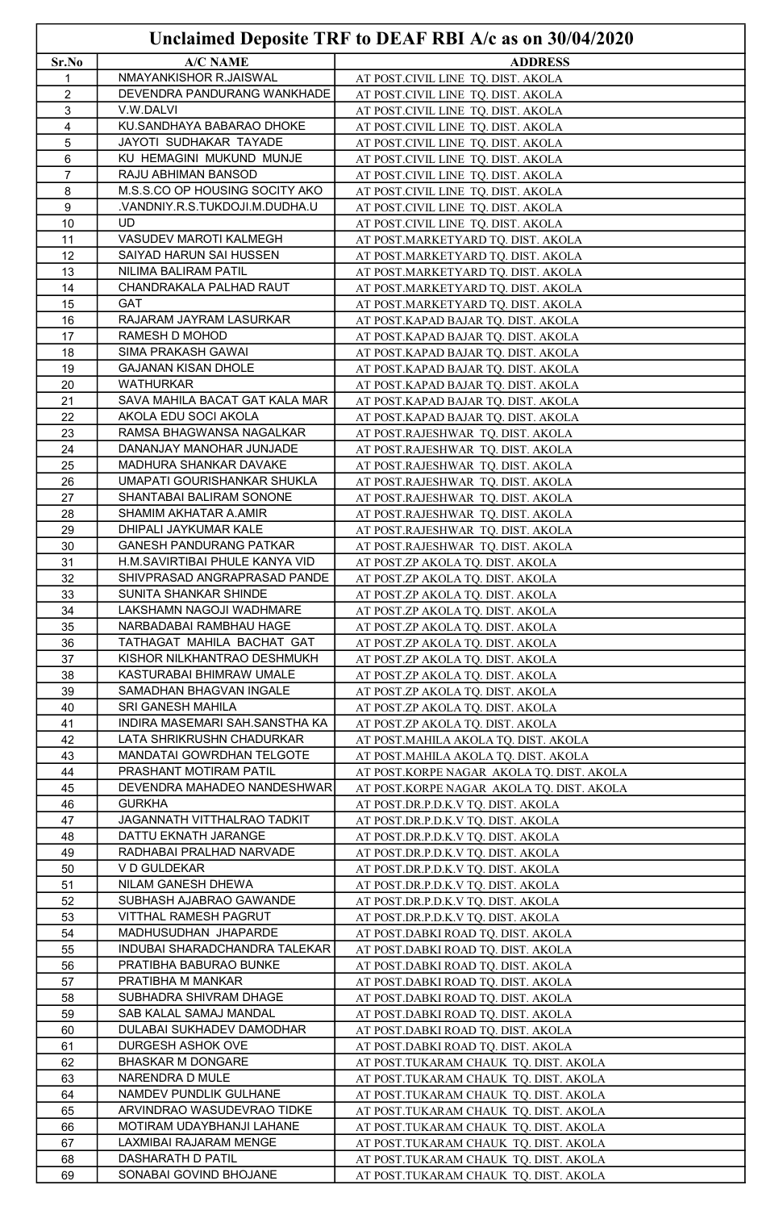# Unclaimed Deposite TRF to DEAF RBI A/c as on 30/04/2020

| Sr.No | A/C NAME | ADDRESS |
|---|---|---|
| 1 | NMAYANKISHOR R.JAISWAL | AT POST.CIVIL LINE TQ. DIST. AKOLA |
| 2 | DEVENDRA PANDURANG WANKHADE | AT POST.CIVIL LINE TQ. DIST. AKOLA |
| 3 | V.W.DALVI | AT POST.CIVIL LINE TQ. DIST. AKOLA |
| 4 | KU.SANDHAYA BABARAO DHOKE | AT POST.CIVIL LINE TQ. DIST. AKOLA |
| 5 | JAYOTI SUDHAKAR TAYADE | AT POST.CIVIL LINE TQ. DIST. AKOLA |
| 6 | KU HEMAGINI MUKUND MUNJE | AT POST.CIVIL LINE TQ. DIST. AKOLA |
| 7 | RAJU ABHIMAN BANSOD | AT POST.CIVIL LINE TQ. DIST. AKOLA |
| 8 | M.S.S.CO OP HOUSING SOCITY AKO | AT POST.CIVIL LINE TQ. DIST. AKOLA |
| 9 | .VANDNIY.R.S.TUKDOJI.M.DUDHA.U | AT POST.CIVIL LINE TQ. DIST. AKOLA |
| 10 | UD | AT POST.CIVIL LINE TQ. DIST. AKOLA |
| 11 | VASUDEV MAROTI KALMEGH | AT POST.MARKETYARD TQ. DIST. AKOLA |
| 12 | SAIYAD HARUN SAI HUSSEN | AT POST.MARKETYARD TQ. DIST. AKOLA |
| 13 | NILIMA BALIRAM PATIL | AT POST.MARKETYARD TQ. DIST. AKOLA |
| 14 | CHANDRAKALA PALHAD RAUT | AT POST.MARKETYARD TQ. DIST. AKOLA |
| 15 | GAT | AT POST.MARKETYARD TQ. DIST. AKOLA |
| 16 | RAJARAM JAYRAM LASURKAR | AT POST.KAPAD BAJAR TQ. DIST. AKOLA |
| 17 | RAMESH D MOHOD | AT POST.KAPAD BAJAR TQ. DIST. AKOLA |
| 18 | SIMA PRAKASH GAWAI | AT POST.KAPAD BAJAR TQ. DIST. AKOLA |
| 19 | GAJANAN KISAN DHOLE | AT POST.KAPAD BAJAR TQ. DIST. AKOLA |
| 20 | WATHURKAR | AT POST.KAPAD BAJAR TQ. DIST. AKOLA |
| 21 | SAVA MAHILA BACAT GAT KALA MAR | AT POST.KAPAD BAJAR TQ. DIST. AKOLA |
| 22 | AKOLA EDU SOCI AKOLA | AT POST.KAPAD BAJAR TQ. DIST. AKOLA |
| 23 | RAMSA BHAGWANSA NAGALKAR | AT POST.RAJESHWAR TQ. DIST. AKOLA |
| 24 | DANANJAY MANOHAR JUNJADE | AT POST.RAJESHWAR TQ. DIST. AKOLA |
| 25 | MADHURA SHANKAR DAVAKE | AT POST.RAJESHWAR TQ. DIST. AKOLA |
| 26 | UMAPATI GOURISHANKAR SHUKLA | AT POST.RAJESHWAR TQ. DIST. AKOLA |
| 27 | SHANTABAI BALIRAM SONONE | AT POST.RAJESHWAR TQ. DIST. AKOLA |
| 28 | SHAMIM AKHATAR A.AMIR | AT POST.RAJESHWAR TQ. DIST. AKOLA |
| 29 | DHIPALI JAYKUMAR KALE | AT POST.RAJESHWAR TQ. DIST. AKOLA |
| 30 | GANESH PANDURANG PATKAR | AT POST.RAJESHWAR TQ. DIST. AKOLA |
| 31 | H.M.SAVIRTIBAI PHULE KANYA VID | AT POST.ZP AKOLA TQ. DIST. AKOLA |
| 32 | SHIVPRASAD ANGRAPRASAD PANDE | AT POST.ZP AKOLA TQ. DIST. AKOLA |
| 33 | SUNITA SHANKAR SHINDE | AT POST.ZP AKOLA TQ. DIST. AKOLA |
| 34 | LAKSHAMN NAGOJI WADHMARE | AT POST.ZP AKOLA TQ. DIST. AKOLA |
| 35 | NARBADABAI RAMBHAU HAGE | AT POST.ZP AKOLA TQ. DIST. AKOLA |
| 36 | TATHAGAT MAHILA BACHAT GAT | AT POST.ZP AKOLA TQ. DIST. AKOLA |
| 37 | KISHOR NILKHANTRAO DESHMUKH | AT POST.ZP AKOLA TQ. DIST. AKOLA |
| 38 | KASTURABAI BHIMRAW UMALE | AT POST.ZP AKOLA TQ. DIST. AKOLA |
| 39 | SAMADHAN BHAGVAN INGALE | AT POST.ZP AKOLA TQ. DIST. AKOLA |
| 40 | SRI GANESH MAHILA | AT POST.ZP AKOLA TQ. DIST. AKOLA |
| 41 | INDIRA MASEMARI SAH.SANSTHA KA | AT POST.ZP AKOLA TQ. DIST. AKOLA |
| 42 | LATA SHRIKRUSHN CHADURKAR | AT POST.MAHILA AKOLA TQ. DIST. AKOLA |
| 43 | MANDATAI GOWRDHAN TELGOTE | AT POST.MAHILA AKOLA TQ. DIST. AKOLA |
| 44 | PRASHANT MOTIRAM PATIL | AT POST.KORPE NAGAR AKOLA TQ. DIST. AKOLA |
| 45 | DEVENDRA MAHADEO NANDESHWAR | AT POST.KORPE NAGAR AKOLA TQ. DIST. AKOLA |
| 46 | GURKHA | AT POST.DR.P.D.K.V TQ. DIST. AKOLA |
| 47 | JAGANNATH VITTHALRAO TADKIT | AT POST.DR.P.D.K.V TQ. DIST. AKOLA |
| 48 | DATTU EKNATH JARANGE | AT POST.DR.P.D.K.V TQ. DIST. AKOLA |
| 49 | RADHABAI PRALHAD NARVADE | AT POST.DR.P.D.K.V TQ. DIST. AKOLA |
| 50 | V D GULDEKAR | AT POST.DR.P.D.K.V TQ. DIST. AKOLA |
| 51 | NILAM GANESH DHEWA | AT POST.DR.P.D.K.V TQ. DIST. AKOLA |
| 52 | SUBHASH AJABRAO GAWANDE | AT POST.DR.P.D.K.V TQ. DIST. AKOLA |
| 53 | VITTHAL RAMESH PAGRUT | AT POST.DR.P.D.K.V TQ. DIST. AKOLA |
| 54 | MADHUSUDHAN JHAPARDE | AT POST.DABKI ROAD TQ. DIST. AKOLA |
| 55 | INDUBAI SHARADCHANDRA TALEKAR | AT POST.DABKI ROAD TQ. DIST. AKOLA |
| 56 | PRATIBHA BABURAO BUNKE | AT POST.DABKI ROAD TQ. DIST. AKOLA |
| 57 | PRATIBHA M MANKAR | AT POST.DABKI ROAD TQ. DIST. AKOLA |
| 58 | SUBHADRA SHIVRAM DHAGE | AT POST.DABKI ROAD TQ. DIST. AKOLA |
| 59 | SAB KALAL SAMAJ MANDAL | AT POST.DABKI ROAD TQ. DIST. AKOLA |
| 60 | DULABAI SUKHADEV DAMODHAR | AT POST.DABKI ROAD TQ. DIST. AKOLA |
| 61 | DURGESH ASHOK OVE | AT POST.DABKI ROAD TQ. DIST. AKOLA |
| 62 | BHASKAR M DONGARE | AT POST.TUKARAM CHAUK TQ. DIST. AKOLA |
| 63 | NARENDRA D MULE | AT POST.TUKARAM CHAUK TQ. DIST. AKOLA |
| 64 | NAMDEV PUNDLIK GULHANE | AT POST.TUKARAM CHAUK TQ. DIST. AKOLA |
| 65 | ARVINDRAO WASUDEVRAO TIDKE | AT POST.TUKARAM CHAUK TQ. DIST. AKOLA |
| 66 | MOTIRAM UDAYBHANJI LAHANE | AT POST.TUKARAM CHAUK TQ. DIST. AKOLA |
| 67 | LAXMIBAI RAJARAM MENGE | AT POST.TUKARAM CHAUK TQ. DIST. AKOLA |
| 68 | DASHARATH D PATIL | AT POST.TUKARAM CHAUK TQ. DIST. AKOLA |
| 69 | SONABAI GOVIND BHOJANE | AT POST.TUKARAM CHAUK TQ. DIST. AKOLA |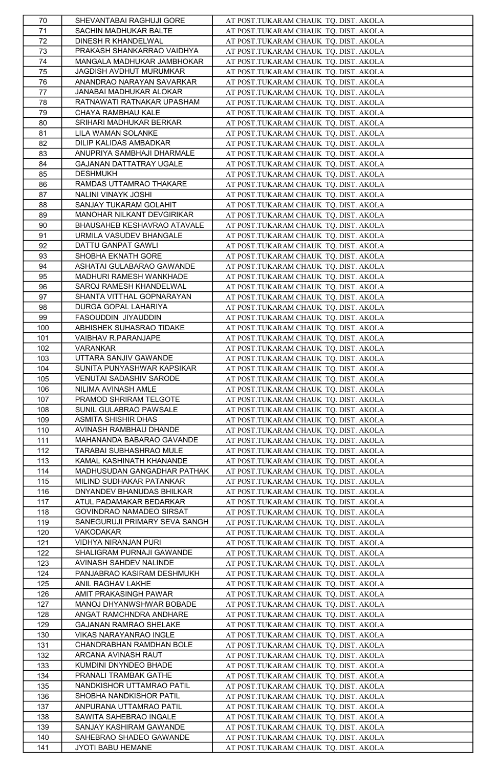| 70 | SHEVANTABAI RAGHUJI GORE | AT POST.TUKARAM CHAUK TQ. DIST. AKOLA |
|---|---|---|
| 71 | SACHIN MADHUKAR BALTE | AT POST.TUKARAM CHAUK TQ. DIST. AKOLA |
| 72 | DINESH R KHANDELWAL | AT POST.TUKARAM CHAUK TQ. DIST. AKOLA |
| 73 | PRAKASH SHANKARRAO VAIDHYA | AT POST.TUKARAM CHAUK TQ. DIST. AKOLA |
| 74 | MANGALA MADHUKAR JAMBHOKAR | AT POST.TUKARAM CHAUK TQ. DIST. AKOLA |
| 75 | JAGDISH AVDHUT MURUMKAR | AT POST.TUKARAM CHAUK TQ. DIST. AKOLA |
| 76 | ANANDRAO NARAYAN SAVARKAR | AT POST.TUKARAM CHAUK TQ. DIST. AKOLA |
| 77 | JANABAI MADHUKAR ALOKAR | AT POST.TUKARAM CHAUK TQ. DIST. AKOLA |
| 78 | RATNAWATI RATNAKAR UPASHAM | AT POST.TUKARAM CHAUK TQ. DIST. AKOLA |
| 79 | CHAYA RAMBHAU KALE | AT POST.TUKARAM CHAUK TQ. DIST. AKOLA |
| 80 | SRIHARI MADHUKAR BERKAR | AT POST.TUKARAM CHAUK TQ. DIST. AKOLA |
| 81 | LILA WAMAN SOLANKE | AT POST.TUKARAM CHAUK TQ. DIST. AKOLA |
| 82 | DILIP KALIDAS AMBADKAR | AT POST.TUKARAM CHAUK TQ. DIST. AKOLA |
| 83 | ANUPRIYA SAMBHAJI DHARMALE | AT POST.TUKARAM CHAUK TQ. DIST. AKOLA |
| 84 | GAJANAN DATTATRAY UGALE | AT POST.TUKARAM CHAUK TQ. DIST. AKOLA |
| 85 | DESHMUKH | AT POST.TUKARAM CHAUK TQ. DIST. AKOLA |
| 86 | RAMDAS UTTAMRAO THAKARE | AT POST.TUKARAM CHAUK TQ. DIST. AKOLA |
| 87 | NALINI VINAYK JOSHI | AT POST.TUKARAM CHAUK TQ. DIST. AKOLA |
| 88 | SANJAY TUKARAM GOLAHIT | AT POST.TUKARAM CHAUK TQ. DIST. AKOLA |
| 89 | MANOHAR NILKANT DEVGIRIKAR | AT POST.TUKARAM CHAUK TQ. DIST. AKOLA |
| 90 | BHAUSAHEB KESHAVRAO ATAVALE | AT POST.TUKARAM CHAUK TQ. DIST. AKOLA |
| 91 | URMILA VASUDEV BHANGALE | AT POST.TUKARAM CHAUK TQ. DIST. AKOLA |
| 92 | DATTU GANPAT GAWLI | AT POST.TUKARAM CHAUK TQ. DIST. AKOLA |
| 93 | SHOBHA EKNATH GORE | AT POST.TUKARAM CHAUK TQ. DIST. AKOLA |
| 94 | ASHATAI GULABARAO GAWANDE | AT POST.TUKARAM CHAUK TQ. DIST. AKOLA |
| 95 | MADHURI RAMESH WANKHADE | AT POST.TUKARAM CHAUK TQ. DIST. AKOLA |
| 96 | SAROJ RAMESH KHANDELWAL | AT POST.TUKARAM CHAUK TQ. DIST. AKOLA |
| 97 | SHANTA VITTHAL GOPNARAYAN | AT POST.TUKARAM CHAUK TQ. DIST. AKOLA |
| 98 | DURGA GOPAL LAHARIYA | AT POST.TUKARAM CHAUK TQ. DIST. AKOLA |
| 99 | FASOUDDIN JIYAUDDIN | AT POST.TUKARAM CHAUK TQ. DIST. AKOLA |
| 100 | ABHISHEK SUHASRAO TIDAKE | AT POST.TUKARAM CHAUK TQ. DIST. AKOLA |
| 101 | VAIBHAV R.PARANJAPE | AT POST.TUKARAM CHAUK TQ. DIST. AKOLA |
| 102 | VARANKAR | AT POST.TUKARAM CHAUK TQ. DIST. AKOLA |
| 103 | UTTARA SANJIV GAWANDE | AT POST.TUKARAM CHAUK TQ. DIST. AKOLA |
| 104 | SUNITA PUNYASHWAR KAPSIKAR | AT POST.TUKARAM CHAUK TQ. DIST. AKOLA |
| 105 | VENUTAI SADASHIV SARODE | AT POST.TUKARAM CHAUK TQ. DIST. AKOLA |
| 106 | NILIMA AVINASH AMLE | AT POST.TUKARAM CHAUK TQ. DIST. AKOLA |
| 107 | PRAMOD SHRIRAM TELGOTE | AT POST.TUKARAM CHAUK TQ. DIST. AKOLA |
| 108 | SUNIL GULABRAO PAWSALE | AT POST.TUKARAM CHAUK TQ. DIST. AKOLA |
| 109 | ASMITA SHISHIR DHAS | AT POST.TUKARAM CHAUK TQ. DIST. AKOLA |
| 110 | AVINASH RAMBHAU DHANDE | AT POST.TUKARAM CHAUK TQ. DIST. AKOLA |
| 111 | MAHANANDA BABARAO GAVANDE | AT POST.TUKARAM CHAUK TQ. DIST. AKOLA |
| 112 | TARABAI SUBHASHRAO MULE | AT POST.TUKARAM CHAUK TQ. DIST. AKOLA |
| 113 | KAMAL KASHINATH KHANANDE | AT POST.TUKARAM CHAUK TQ. DIST. AKOLA |
| 114 | MADHUSUDAN GANGADHAR PATHAK | AT POST.TUKARAM CHAUK TQ. DIST. AKOLA |
| 115 | MILIND SUDHAKAR PATANKAR | AT POST.TUKARAM CHAUK TQ. DIST. AKOLA |
| 116 | DNYANDEV BHANUDAS BHILKAR | AT POST.TUKARAM CHAUK TQ. DIST. AKOLA |
| 117 | ATUL PADAMAKAR BEDARKAR | AT POST.TUKARAM CHAUK TQ. DIST. AKOLA |
| 118 | GOVINDRAO NAMADEO SIRSAT | AT POST.TUKARAM CHAUK TQ. DIST. AKOLA |
| 119 | SANEGURUJI PRIMARY SEVA SANGH | AT POST.TUKARAM CHAUK TQ. DIST. AKOLA |
| 120 | VAKODAKAR | AT POST.TUKARAM CHAUK TQ. DIST. AKOLA |
| 121 | VIDHYA NIRANJAN PURI | AT POST.TUKARAM CHAUK TQ. DIST. AKOLA |
| 122 | SHALIGRAM PURNAJI GAWANDE | AT POST.TUKARAM CHAUK TQ. DIST. AKOLA |
| 123 | AVINASH SAHDEV NALINDE | AT POST.TUKARAM CHAUK TQ. DIST. AKOLA |
| 124 | PANJABRAO KASIRAM DESHMUKH | AT POST.TUKARAM CHAUK TQ. DIST. AKOLA |
| 125 | ANIL RAGHAV LAKHE | AT POST.TUKARAM CHAUK TQ. DIST. AKOLA |
| 126 | AMIT PRAKASINGH PAWAR | AT POST.TUKARAM CHAUK TQ. DIST. AKOLA |
| 127 | MANOJ DHYANWSHWAR BOBADE | AT POST.TUKARAM CHAUK TQ. DIST. AKOLA |
| 128 | ANGAT RAMCHNDRA ANDHARE | AT POST.TUKARAM CHAUK TQ. DIST. AKOLA |
| 129 | GAJANAN RAMRAO SHELAKE | AT POST.TUKARAM CHAUK TQ. DIST. AKOLA |
| 130 | VIKAS NARAYANRAO INGLE | AT POST.TUKARAM CHAUK TQ. DIST. AKOLA |
| 131 | CHANDRABHAN RAMDHAN BOLE | AT POST.TUKARAM CHAUK TQ. DIST. AKOLA |
| 132 | ARCANA AVINASH RAUT | AT POST.TUKARAM CHAUK TQ. DIST. AKOLA |
| 133 | KUMDINI DNYNDEO BHADE | AT POST.TUKARAM CHAUK TQ. DIST. AKOLA |
| 134 | PRANALI TRAMBAK GATHE | AT POST.TUKARAM CHAUK TQ. DIST. AKOLA |
| 135 | NANDKISHOR UTTAMRAO PATIL | AT POST.TUKARAM CHAUK TQ. DIST. AKOLA |
| 136 | SHOBHA NANDKISHOR PATIL | AT POST.TUKARAM CHAUK TQ. DIST. AKOLA |
| 137 | ANPURANA UTTAMRAO PATIL | AT POST.TUKARAM CHAUK TQ. DIST. AKOLA |
| 138 | SAWITA SAHEBRAO INGALE | AT POST.TUKARAM CHAUK TQ. DIST. AKOLA |
| 139 | SANJAY KASHIRAM GAWANDE | AT POST.TUKARAM CHAUK TQ. DIST. AKOLA |
| 140 | SAHEBRAO SHADEO GAWANDE | AT POST.TUKARAM CHAUK TQ. DIST. AKOLA |
| 141 | JYOTI BABU HEMANE | AT POST.TUKARAM CHAUK TQ. DIST. AKOLA |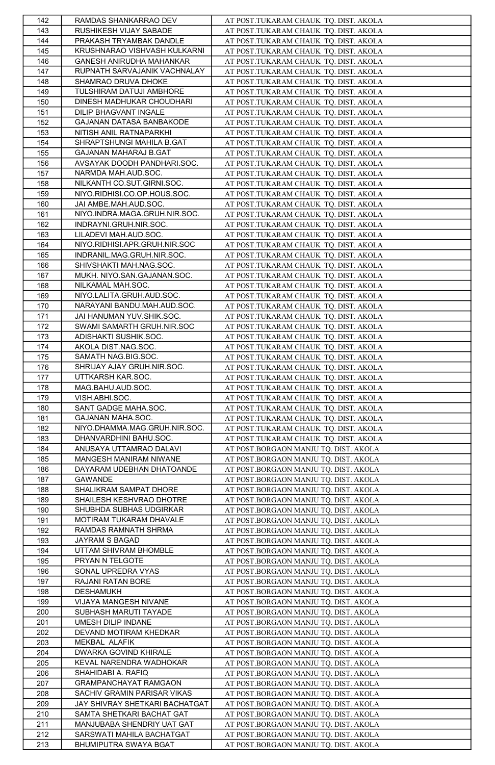| 142 | RAMDAS SHANKARRAO DEV | AT POST.TUKARAM CHAUK TQ. DIST. AKOLA |
|---|---|---|
| 143 | RUSHIKESH VIJAY SABADE | AT POST.TUKARAM CHAUK TQ. DIST. AKOLA |
| 144 | PRAKASH TRYAMBAK DANDLE | AT POST.TUKARAM CHAUK TQ. DIST. AKOLA |
| 145 | KRUSHNARAO VISHVASH KULKARNI | AT POST.TUKARAM CHAUK TQ. DIST. AKOLA |
| 146 | GANESH ANIRUDHA MAHANKAR | AT POST.TUKARAM CHAUK TQ. DIST. AKOLA |
| 147 | RUPNATH SARVAJANIK VACHNALAY | AT POST.TUKARAM CHAUK TQ. DIST. AKOLA |
| 148 | SHAMRAO DRUVA DHOKE | AT POST.TUKARAM CHAUK TQ. DIST. AKOLA |
| 149 | TULSHIRAM DATUJI AMBHORE | AT POST.TUKARAM CHAUK TQ. DIST. AKOLA |
| 150 | DINESH MADHUKAR CHOUDHARI | AT POST.TUKARAM CHAUK TQ. DIST. AKOLA |
| 151 | DILIP BHAGVANT INGALE | AT POST.TUKARAM CHAUK TQ. DIST. AKOLA |
| 152 | GAJANAN DATASA BANBAKODE | AT POST.TUKARAM CHAUK TQ. DIST. AKOLA |
| 153 | NITISH ANIL RATNAPARKHI | AT POST.TUKARAM CHAUK TQ. DIST. AKOLA |
| 154 | SHRAPTSHUNGI MAHILA B.GAT | AT POST.TUKARAM CHAUK TQ. DIST. AKOLA |
| 155 | GAJANAN MAHARAJ B.GAT | AT POST.TUKARAM CHAUK TQ. DIST. AKOLA |
| 156 | AVSAYAK DOODH PANDHARI.SOC. | AT POST.TUKARAM CHAUK TQ. DIST. AKOLA |
| 157 | NARMDA MAH.AUD.SOC. | AT POST.TUKARAM CHAUK TQ. DIST. AKOLA |
| 158 | NILKANTH CO.SUT.GIRNI.SOC. | AT POST.TUKARAM CHAUK TQ. DIST. AKOLA |
| 159 | NIYO.RIDHISI.CO.OP.HOUS.SOC. | AT POST.TUKARAM CHAUK TQ. DIST. AKOLA |
| 160 | JAI AMBE.MAH.AUD.SOC. | AT POST.TUKARAM CHAUK TQ. DIST. AKOLA |
| 161 | NIYO.INDRA.MAGA.GRUH.NIR.SOC. | AT POST.TUKARAM CHAUK TQ. DIST. AKOLA |
| 162 | INDRAYNI.GRUH.NIR.SOC. | AT POST.TUKARAM CHAUK TQ. DIST. AKOLA |
| 163 | LILADEVI MAH.AUD.SOC. | AT POST.TUKARAM CHAUK TQ. DIST. AKOLA |
| 164 | NIYO.RIDHISI.APR.GRUH.NIR.SOC | AT POST.TUKARAM CHAUK TQ. DIST. AKOLA |
| 165 | INDRANIL.MAG.GRUH.NIR.SOC. | AT POST.TUKARAM CHAUK TQ. DIST. AKOLA |
| 166 | SHIVSHAKTI MAH.NAG.SOC. | AT POST.TUKARAM CHAUK TQ. DIST. AKOLA |
| 167 | MUKH. NIYO.SAN.GAJANAN.SOC. | AT POST.TUKARAM CHAUK TQ. DIST. AKOLA |
| 168 | NILKAMAL MAH.SOC. | AT POST.TUKARAM CHAUK TQ. DIST. AKOLA |
| 169 | NIYO.LALITA.GRUH.AUD.SOC. | AT POST.TUKARAM CHAUK TQ. DIST. AKOLA |
| 170 | NARAYANI BANDU.MAH.AUD.SOC. | AT POST.TUKARAM CHAUK TQ. DIST. AKOLA |
| 171 | JAI HANUMAN YUV.SHIK.SOC. | AT POST.TUKARAM CHAUK TQ. DIST. AKOLA |
| 172 | SWAMI SAMARTH GRUH.NIR.SOC | AT POST.TUKARAM CHAUK TQ. DIST. AKOLA |
| 173 | ADISHAKTI SUSHIK.SOC. | AT POST.TUKARAM CHAUK TQ. DIST. AKOLA |
| 174 | AKOLA DIST.NAG.SOC. | AT POST.TUKARAM CHAUK TQ. DIST. AKOLA |
| 175 | SAMATH NAG.BIG.SOC. | AT POST.TUKARAM CHAUK TQ. DIST. AKOLA |
| 176 | SHRIJAY AJAY GRUH.NIR.SOC. | AT POST.TUKARAM CHAUK TQ. DIST. AKOLA |
| 177 | UTTKARSH KAR.SOC. | AT POST.TUKARAM CHAUK TQ. DIST. AKOLA |
| 178 | MAG.BAHU.AUD.SOC. | AT POST.TUKARAM CHAUK TQ. DIST. AKOLA |
| 179 | VISH.ABHI.SOC. | AT POST.TUKARAM CHAUK TQ. DIST. AKOLA |
| 180 | SANT GADGE MAHA.SOC. | AT POST.TUKARAM CHAUK TQ. DIST. AKOLA |
| 181 | GAJANAN MAHA.SOC. | AT POST.TUKARAM CHAUK TQ. DIST. AKOLA |
| 182 | NIYO.DHAMMA.MAG.GRUH.NIR.SOC. | AT POST.TUKARAM CHAUK TQ. DIST. AKOLA |
| 183 | DHANVARDHINI BAHU.SOC. | AT POST.TUKARAM CHAUK TQ. DIST. AKOLA |
| 184 | ANUSAYA UTTAMRAO DALAVI | AT POST.BORGAON MANJU TQ. DIST. AKOLA |
| 185 | MANGESH MANIRAM NIWANE | AT POST.BORGAON MANJU TQ. DIST. AKOLA |
| 186 | DAYARAM UDEBHAN DHATOANDE | AT POST.BORGAON MANJU TQ. DIST. AKOLA |
| 187 | GAWANDE | AT POST.BORGAON MANJU TQ. DIST. AKOLA |
| 188 | SHALIKRAM SAMPAT DHORE | AT POST.BORGAON MANJU TQ. DIST. AKOLA |
| 189 | SHAILESH KESHVRAO DHOTRE | AT POST.BORGAON MANJU TQ. DIST. AKOLA |
| 190 | SHUBHDA SUBHAS UDGIRKAR | AT POST.BORGAON MANJU TQ. DIST. AKOLA |
| 191 | MOTIRAM TUKARAM DHAVALE | AT POST.BORGAON MANJU TQ. DIST. AKOLA |
| 192 | RAMDAS RAMNATH SHRMA | AT POST.BORGAON MANJU TQ. DIST. AKOLA |
| 193 | JAYRAM S BAGAD | AT POST.BORGAON MANJU TQ. DIST. AKOLA |
| 194 | UTTAM SHIVRAM BHOMBLE | AT POST.BORGAON MANJU TQ. DIST. AKOLA |
| 195 | PRYAN N TELGOTE | AT POST.BORGAON MANJU TQ. DIST. AKOLA |
| 196 | SONAL UPREDRA VYAS | AT POST.BORGAON MANJU TQ. DIST. AKOLA |
| 197 | RAJANI RATAN BORE | AT POST.BORGAON MANJU TQ. DIST. AKOLA |
| 198 | DESHAMUKH | AT POST.BORGAON MANJU TQ. DIST. AKOLA |
| 199 | VIJAYA MANGESH NIVANE | AT POST.BORGAON MANJU TQ. DIST. AKOLA |
| 200 | SUBHASH MARUTI TAYADE | AT POST.BORGAON MANJU TQ. DIST. AKOLA |
| 201 | UMESH DILIP INDANE | AT POST.BORGAON MANJU TQ. DIST. AKOLA |
| 202 | DEVAND MOTIRAM KHEDKAR | AT POST.BORGAON MANJU TQ. DIST. AKOLA |
| 203 | MEKBAL ALAFIK | AT POST.BORGAON MANJU TQ. DIST. AKOLA |
| 204 | DWARKA GOVIND KHIRALE | AT POST.BORGAON MANJU TQ. DIST. AKOLA |
| 205 | KEVAL NARENDRA WADHOKAR | AT POST.BORGAON MANJU TQ. DIST. AKOLA |
| 206 | SHAHIDABI A. RAFIQ | AT POST.BORGAON MANJU TQ. DIST. AKOLA |
| 207 | GRAMPANCHAYAT RAMGAON | AT POST.BORGAON MANJU TQ. DIST. AKOLA |
| 208 | SACHIV GRAMIN PARISAR VIKAS | AT POST.BORGAON MANJU TQ. DIST. AKOLA |
| 209 | JAY SHIVRAY SHETKARI BACHATGAT | AT POST.BORGAON MANJU TQ. DIST. AKOLA |
| 210 | SAMTA SHETKARI BACHAT GAT | AT POST.BORGAON MANJU TQ. DIST. AKOLA |
| 211 | MANJUBABA SHENDRIY UAT GAT | AT POST.BORGAON MANJU TQ. DIST. AKOLA |
| 212 | SARSWATI MAHILA BACHATGAT | AT POST.BORGAON MANJU TQ. DIST. AKOLA |
| 213 | BHUMIPUTRA SWAYA BGAT | AT POST.BORGAON MANJU TQ. DIST. AKOLA |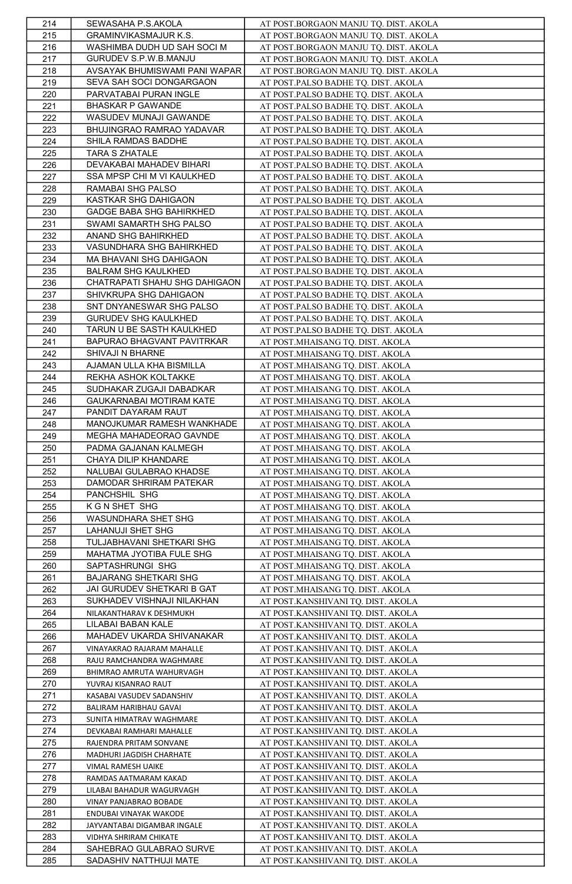| 214 | SEWASAHA P.S.AKOLA | AT POST.BORGAON MANJU TQ. DIST. AKOLA |
|---|---|---|
| 215 | GRAMINVIKASMAJUR K.S. | AT POST.BORGAON MANJU TQ. DIST. AKOLA |
| 216 | WASHIMBA DUDH UD SAH SOCI M | AT POST.BORGAON MANJU TQ. DIST. AKOLA |
| 217 | GURUDEV S.P.W.B.MANJU | AT POST.BORGAON MANJU TQ. DIST. AKOLA |
| 218 | AVSAYAK BHUMISWAMI PANI WAPAR | AT POST.BORGAON MANJU TQ. DIST. AKOLA |
| 219 | SEVA SAH SOCI DONGARGAON | AT POST.PALSO BADHE TQ. DIST. AKOLA |
| 220 | PARVATABAI PURAN INGLE | AT POST.PALSO BADHE TQ. DIST. AKOLA |
| 221 | BHASKAR P GAWANDE | AT POST.PALSO BADHE TQ. DIST. AKOLA |
| 222 | WASUDEV MUNAJI GAWANDE | AT POST.PALSO BADHE TQ. DIST. AKOLA |
| 223 | BHUJINGRAO RAMRAO YADAVAR | AT POST.PALSO BADHE TQ. DIST. AKOLA |
| 224 | SHILA RAMDAS BADDHE | AT POST.PALSO BADHE TQ. DIST. AKOLA |
| 225 | TARA S ZHATALE | AT POST.PALSO BADHE TQ. DIST. AKOLA |
| 226 | DEVAKABAI MAHADEV BIHARI | AT POST.PALSO BADHE TQ. DIST. AKOLA |
| 227 | SSA MPSP CHI M VI KAULKHED | AT POST.PALSO BADHE TQ. DIST. AKOLA |
| 228 | RAMABAI SHG PALSO | AT POST.PALSO BADHE TQ. DIST. AKOLA |
| 229 | KASTKAR SHG DAHIGAON | AT POST.PALSO BADHE TQ. DIST. AKOLA |
| 230 | GADGE BABA SHG BAHIRKHED | AT POST.PALSO BADHE TQ. DIST. AKOLA |
| 231 | SWAMI SAMARTH SHG PALSO | AT POST.PALSO BADHE TQ. DIST. AKOLA |
| 232 | ANAND SHG BAHIRKHED | AT POST.PALSO BADHE TQ. DIST. AKOLA |
| 233 | VASUNDHARA SHG BAHIRKHED | AT POST.PALSO BADHE TQ. DIST. AKOLA |
| 234 | MA BHAVANI SHG DAHIGAON | AT POST.PALSO BADHE TQ. DIST. AKOLA |
| 235 | BALRAM SHG KAULKHED | AT POST.PALSO BADHE TQ. DIST. AKOLA |
| 236 | CHATRAPATI SHAHU SHG DAHIGAON | AT POST.PALSO BADHE TQ. DIST. AKOLA |
| 237 | SHIVKRUPA SHG DAHIGAON | AT POST.PALSO BADHE TQ. DIST. AKOLA |
| 238 | SNT DNYANESWAR SHG PALSO | AT POST.PALSO BADHE TQ. DIST. AKOLA |
| 239 | GURUDEV SHG KAULKHED | AT POST.PALSO BADHE TQ. DIST. AKOLA |
| 240 | TARUN U BE SASTH KAULKHED | AT POST.PALSO BADHE TQ. DIST. AKOLA |
| 241 | BAPURAO BHAGVANT PAVITRKAR | AT POST.MHAISANG TQ. DIST. AKOLA |
| 242 | SHIVAJI N BHARNE | AT POST.MHAISANG TQ. DIST. AKOLA |
| 243 | AJAMAN ULLA KHA BISMILLA | AT POST.MHAISANG TQ. DIST. AKOLA |
| 244 | REKHA ASHOK KOLTAKKE | AT POST.MHAISANG TQ. DIST. AKOLA |
| 245 | SUDHAKAR ZUGAJI DABADKAR | AT POST.MHAISANG TQ. DIST. AKOLA |
| 246 | GAUKARNABAI MOTIRAM KATE | AT POST.MHAISANG TQ. DIST. AKOLA |
| 247 | PANDIT DAYARAM RAUT | AT POST.MHAISANG TQ. DIST. AKOLA |
| 248 | MANOJKUMAR RAMESH WANKHADE | AT POST.MHAISANG TQ. DIST. AKOLA |
| 249 | MEGHA MAHADEORAO GAVNDE | AT POST.MHAISANG TQ. DIST. AKOLA |
| 250 | PADMA GAJANAN KALMEGH | AT POST.MHAISANG TQ. DIST. AKOLA |
| 251 | CHAYA DILIP KHANDARE | AT POST.MHAISANG TQ. DIST. AKOLA |
| 252 | NALUBAI GULABRAO KHADSE | AT POST.MHAISANG TQ. DIST. AKOLA |
| 253 | DAMODAR SHRIRAM PATEKAR | AT POST.MHAISANG TQ. DIST. AKOLA |
| 254 | PANCHSHIL SHG | AT POST.MHAISANG TQ. DIST. AKOLA |
| 255 | K G N SHET SHG | AT POST.MHAISANG TQ. DIST. AKOLA |
| 256 | WASUNDHARA SHET SHG | AT POST.MHAISANG TQ. DIST. AKOLA |
| 257 | LAHANUJI SHET SHG | AT POST.MHAISANG TQ. DIST. AKOLA |
| 258 | TULJABHAVANI SHETKARI SHG | AT POST.MHAISANG TQ. DIST. AKOLA |
| 259 | MAHATMA JYOTIBA FULE SHG | AT POST.MHAISANG TQ. DIST. AKOLA |
| 260 | SAPTASHRUNGI SHG | AT POST.MHAISANG TQ. DIST. AKOLA |
| 261 | BAJARANG SHETKARI SHG | AT POST.MHAISANG TQ. DIST. AKOLA |
| 262 | JAI GURUDEV SHETKARI B GAT | AT POST.MHAISANG TQ. DIST. AKOLA |
| 263 | SUKHADEV VISHNAJI NILAKHAN | AT POST.KANSHIVANI TQ. DIST. AKOLA |
| 264 | NILAKANTHARAV K DESHMUKH | AT POST.KANSHIVANI TQ. DIST. AKOLA |
| 265 | LILABAI BABAN KALE | AT POST.KANSHIVANI TQ. DIST. AKOLA |
| 266 | MAHADEV UKARDA SHIVANAKAR | AT POST.KANSHIVANI TQ. DIST. AKOLA |
| 267 | VINAYAKRAO RAJARAM MAHALLE | AT POST.KANSHIVANI TQ. DIST. AKOLA |
| 268 | RAJU RAMCHANDRA WAGHMARE | AT POST.KANSHIVANI TQ. DIST. AKOLA |
| 269 | BHIMRAO AMRUTA WAHURVAGH | AT POST.KANSHIVANI TQ. DIST. AKOLA |
| 270 | YUVRAJ KISANRAO RAUT | AT POST.KANSHIVANI TQ. DIST. AKOLA |
| 271 | KASABAI VASUDEV SADANSHIV | AT POST.KANSHIVANI TQ. DIST. AKOLA |
| 272 | BALIRAM HARIBHAU GAVAI | AT POST.KANSHIVANI TQ. DIST. AKOLA |
| 273 | SUNITA HIMATRAV WAGHMARE | AT POST.KANSHIVANI TQ. DIST. AKOLA |
| 274 | DEVKABAI RAMHARI MAHALLE | AT POST.KANSHIVANI TQ. DIST. AKOLA |
| 275 | RAJENDRA PRITAM SONVANE | AT POST.KANSHIVANI TQ. DIST. AKOLA |
| 276 | MADHURI JAGDISH CHARHATE | AT POST.KANSHIVANI TQ. DIST. AKOLA |
| 277 | VIMAL RAMESH UAIKE | AT POST.KANSHIVANI TQ. DIST. AKOLA |
| 278 | RAMDAS AATMARAM KAKAD | AT POST.KANSHIVANI TQ. DIST. AKOLA |
| 279 | LILABAI BAHADUR WAGURVAGH | AT POST.KANSHIVANI TQ. DIST. AKOLA |
| 280 | VINAY PANJABRAO BOBADE | AT POST.KANSHIVANI TQ. DIST. AKOLA |
| 281 | ENDUBAI VINAYAK WAKODE | AT POST.KANSHIVANI TQ. DIST. AKOLA |
| 282 | JAYVANTABAI DIGAMBAR INGALE | AT POST.KANSHIVANI TQ. DIST. AKOLA |
| 283 | VIDHYA SHRIRAM CHIKATE | AT POST.KANSHIVANI TQ. DIST. AKOLA |
| 284 | SAHEBRAO GULABRAO SURVE | AT POST.KANSHIVANI TQ. DIST. AKOLA |
| 285 | SADASHIV NATTHUJI MATE | AT POST.KANSHIVANI TQ. DIST. AKOLA |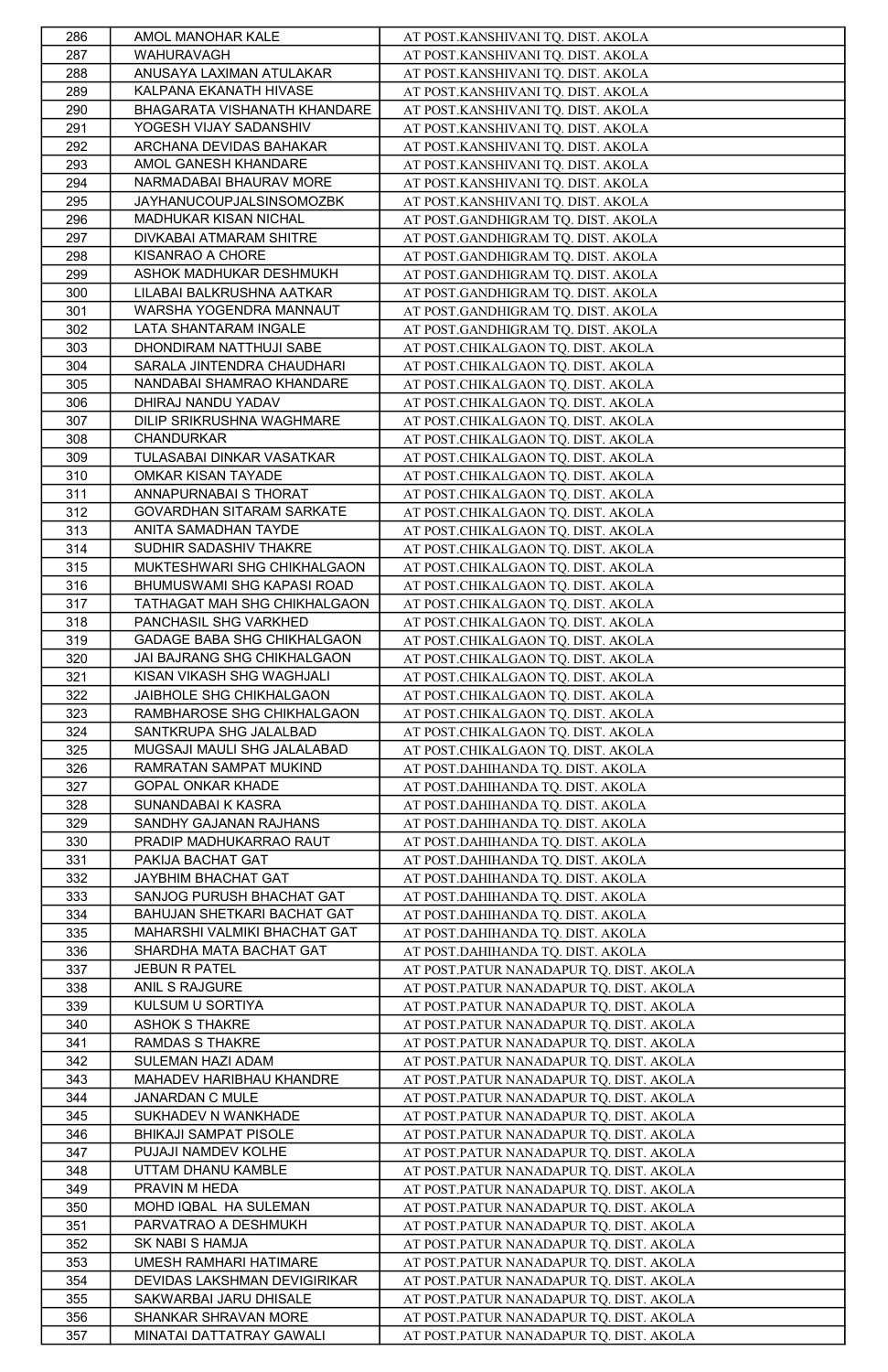| 286 | AMOL MANOHAR KALE | AT POST.KANSHIVANI TQ. DIST. AKOLA |
|---|---|---|
| 287 | WAHURAVAGH | AT POST.KANSHIVANI TQ. DIST. AKOLA |
| 288 | ANUSAYA LAXIMAN ATULAKAR | AT POST.KANSHIVANI TQ. DIST. AKOLA |
| 289 | KALPANA EKANATH HIVASE | AT POST.KANSHIVANI TQ. DIST. AKOLA |
| 290 | BHAGARATA VISHANATH KHANDARE | AT POST.KANSHIVANI TQ. DIST. AKOLA |
| 291 | YOGESH VIJAY SADANSHIV | AT POST.KANSHIVANI TQ. DIST. AKOLA |
| 292 | ARCHANA DEVIDAS BAHAKAR | AT POST.KANSHIVANI TQ. DIST. AKOLA |
| 293 | AMOL GANESH KHANDARE | AT POST.KANSHIVANI TQ. DIST. AKOLA |
| 294 | NARMADABAI BHAURAV MORE | AT POST.KANSHIVANI TQ. DIST. AKOLA |
| 295 | JAYHANUCOUPJALSINSOMOZBK | AT POST.KANSHIVANI TQ. DIST. AKOLA |
| 296 | MADHUKAR KISAN NICHAL | AT POST.GANDHIGRAM TQ. DIST. AKOLA |
| 297 | DIVKABAI ATMARAM SHITRE | AT POST.GANDHIGRAM TQ. DIST. AKOLA |
| 298 | KISANRAO A CHORE | AT POST.GANDHIGRAM TQ. DIST. AKOLA |
| 299 | ASHOK MADHUKAR DESHMUKH | AT POST.GANDHIGRAM TQ. DIST. AKOLA |
| 300 | LILABAI BALKRUSHNA AATKAR | AT POST.GANDHIGRAM TQ. DIST. AKOLA |
| 301 | WARSHA YOGENDRA MANNAUT | AT POST.GANDHIGRAM TQ. DIST. AKOLA |
| 302 | LATA SHANTARAM INGALE | AT POST.GANDHIGRAM TQ. DIST. AKOLA |
| 303 | DHONDIRAM NATTHUJI SABE | AT POST.CHIKALGAON TQ. DIST. AKOLA |
| 304 | SARALA JINTENDRA CHAUDHARI | AT POST.CHIKALGAON TQ. DIST. AKOLA |
| 305 | NANDABAI SHAMRAO KHANDARE | AT POST.CHIKALGAON TQ. DIST. AKOLA |
| 306 | DHIRAJ NANDU YADAV | AT POST.CHIKALGAON TQ. DIST. AKOLA |
| 307 | DILIP SRIKRUSHNA WAGHMARE | AT POST.CHIKALGAON TQ. DIST. AKOLA |
| 308 | CHANDURKAR | AT POST.CHIKALGAON TQ. DIST. AKOLA |
| 309 | TULASABAI DINKAR VASATKAR | AT POST.CHIKALGAON TQ. DIST. AKOLA |
| 310 | OMKAR KISAN TAYADE | AT POST.CHIKALGAON TQ. DIST. AKOLA |
| 311 | ANNAPURNABAI S THORAT | AT POST.CHIKALGAON TQ. DIST. AKOLA |
| 312 | GOVARDHAN SITARAM SARKATE | AT POST.CHIKALGAON TQ. DIST. AKOLA |
| 313 | ANITA SAMADHAN TAYDE | AT POST.CHIKALGAON TQ. DIST. AKOLA |
| 314 | SUDHIR SADASHIV THAKRE | AT POST.CHIKALGAON TQ. DIST. AKOLA |
| 315 | MUKTESHWARI SHG CHIKHALGAON | AT POST.CHIKALGAON TQ. DIST. AKOLA |
| 316 | BHUMUSWAMI SHG KAPASI ROAD | AT POST.CHIKALGAON TQ. DIST. AKOLA |
| 317 | TATHAGAT MAH SHG CHIKHALGAON | AT POST.CHIKALGAON TQ. DIST. AKOLA |
| 318 | PANCHASIL SHG VARKHED | AT POST.CHIKALGAON TQ. DIST. AKOLA |
| 319 | GADAGE BABA SHG CHIKHALGAON | AT POST.CHIKALGAON TQ. DIST. AKOLA |
| 320 | JAI BAJRANG SHG CHIKHALGAON | AT POST.CHIKALGAON TQ. DIST. AKOLA |
| 321 | KISAN VIKASH SHG WAGHJALI | AT POST.CHIKALGAON TQ. DIST. AKOLA |
| 322 | JAIBHOLE SHG CHIKHALGAON | AT POST.CHIKALGAON TQ. DIST. AKOLA |
| 323 | RAMBHAROSE SHG CHIKHALGAON | AT POST.CHIKALGAON TQ. DIST. AKOLA |
| 324 | SANTKRUPA SHG JALALBAD | AT POST.CHIKALGAON TQ. DIST. AKOLA |
| 325 | MUGSAJI MAULI SHG JALALABAD | AT POST.CHIKALGAON TQ. DIST. AKOLA |
| 326 | RAMRATAN SAMPAT MUKIND | AT POST.DAHIHANDA TQ. DIST. AKOLA |
| 327 | GOPAL ONKAR KHADE | AT POST.DAHIHANDA TQ. DIST. AKOLA |
| 328 | SUNANDABAI K KASRA | AT POST.DAHIHANDA TQ. DIST. AKOLA |
| 329 | SANDHY GAJANAN RAJHANS | AT POST.DAHIHANDA TQ. DIST. AKOLA |
| 330 | PRADIP MADHUKARRAO RAUT | AT POST.DAHIHANDA TQ. DIST. AKOLA |
| 331 | PAKIJA BACHAT GAT | AT POST.DAHIHANDA TQ. DIST. AKOLA |
| 332 | JAYBHIM BHACHAT GAT | AT POST.DAHIHANDA TQ. DIST. AKOLA |
| 333 | SANJOG PURUSH BHACHAT GAT | AT POST.DAHIHANDA TQ. DIST. AKOLA |
| 334 | BAHUJAN SHETKARI BACHAT GAT | AT POST.DAHIHANDA TQ. DIST. AKOLA |
| 335 | MAHARSHI VALMIKI BHACHAT GAT | AT POST.DAHIHANDA TQ. DIST. AKOLA |
| 336 | SHARDHA MATA BACHAT GAT | AT POST.DAHIHANDA TQ. DIST. AKOLA |
| 337 | JEBUN R PATEL | AT POST.PATUR NANADAPUR TQ. DIST. AKOLA |
| 338 | ANIL S RAJGURE | AT POST.PATUR NANADAPUR TQ. DIST. AKOLA |
| 339 | KULSUM U SORTIYA | AT POST.PATUR NANADAPUR TQ. DIST. AKOLA |
| 340 | ASHOK S THAKRE | AT POST.PATUR NANADAPUR TQ. DIST. AKOLA |
| 341 | RAMDAS S THAKRE | AT POST.PATUR NANADAPUR TQ. DIST. AKOLA |
| 342 | SULEMAN HAZI ADAM | AT POST.PATUR NANADAPUR TQ. DIST. AKOLA |
| 343 | MAHADEV HARIBHAU KHANDRE | AT POST.PATUR NANADAPUR TQ. DIST. AKOLA |
| 344 | JANARDAN C MULE | AT POST.PATUR NANADAPUR TQ. DIST. AKOLA |
| 345 | SUKHADEV N WANKHADE | AT POST.PATUR NANADAPUR TQ. DIST. AKOLA |
| 346 | BHIKAJI SAMPAT PISOLE | AT POST.PATUR NANADAPUR TQ. DIST. AKOLA |
| 347 | PUJAJI NAMDEV KOLHE | AT POST.PATUR NANADAPUR TQ. DIST. AKOLA |
| 348 | UTTAM DHANU KAMBLE | AT POST.PATUR NANADAPUR TQ. DIST. AKOLA |
| 349 | PRAVIN M HEDA | AT POST.PATUR NANADAPUR TQ. DIST. AKOLA |
| 350 | MOHD IQBAL HA SULEMAN | AT POST.PATUR NANADAPUR TQ. DIST. AKOLA |
| 351 | PARVATRAO A DESHMUKH | AT POST.PATUR NANADAPUR TQ. DIST. AKOLA |
| 352 | SK NABI S HAMJA | AT POST.PATUR NANADAPUR TQ. DIST. AKOLA |
| 353 | UMESH RAMHARI HATIMARE | AT POST.PATUR NANADAPUR TQ. DIST. AKOLA |
| 354 | DEVIDAS LAKSHMAN DEVIGIRIKAR | AT POST.PATUR NANADAPUR TQ. DIST. AKOLA |
| 355 | SAKWARBAI JARU DHISALE | AT POST.PATUR NANADAPUR TQ. DIST. AKOLA |
| 356 | SHANKAR SHRAVAN MORE | AT POST.PATUR NANADAPUR TQ. DIST. AKOLA |
| 357 | MINATAI DATTATRAY GAWALI | AT POST.PATUR NANADAPUR TQ. DIST. AKOLA |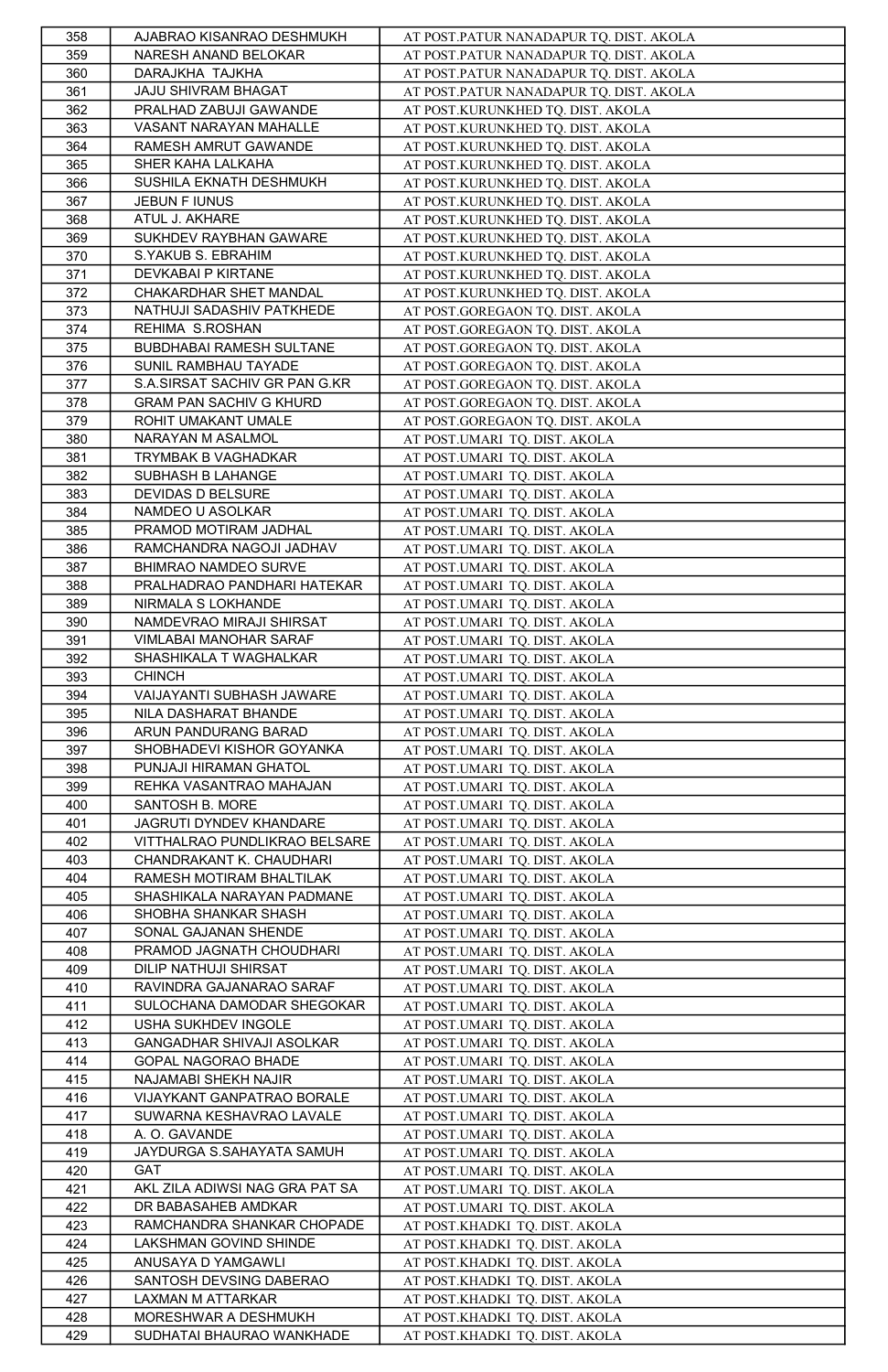| 358 | AJABRAO KISANRAO DESHMUKH | AT POST.PATUR NANADAPUR TQ. DIST. AKOLA |
|---|---|---|
| 359 | NARESH ANAND BELOKAR | AT POST.PATUR NANADAPUR TQ. DIST. AKOLA |
| 360 | DARAJKHA TAJKHA | AT POST.PATUR NANADAPUR TQ. DIST. AKOLA |
| 361 | JAJU SHIVRAM BHAGAT | AT POST.PATUR NANADAPUR TQ. DIST. AKOLA |
| 362 | PRALHAD ZABUJI GAWANDE | AT POST.KURUNKHED TQ. DIST. AKOLA |
| 363 | VASANT NARAYAN MAHALLE | AT POST.KURUNKHED TQ. DIST. AKOLA |
| 364 | RAMESH AMRUT GAWANDE | AT POST.KURUNKHED TQ. DIST. AKOLA |
| 365 | SHER KAHA LALKAHA | AT POST.KURUNKHED TQ. DIST. AKOLA |
| 366 | SUSHILA EKNATH DESHMUKH | AT POST.KURUNKHED TQ. DIST. AKOLA |
| 367 | JEBUN F IUNUS | AT POST.KURUNKHED TQ. DIST. AKOLA |
| 368 | ATUL J. AKHARE | AT POST.KURUNKHED TQ. DIST. AKOLA |
| 369 | SUKHDEV RAYBHAN GAWARE | AT POST.KURUNKHED TQ. DIST. AKOLA |
| 370 | S.YAKUB S. EBRAHIM | AT POST.KURUNKHED TQ. DIST. AKOLA |
| 371 | DEVKABAI P KIRTANE | AT POST.KURUNKHED TQ. DIST. AKOLA |
| 372 | CHAKARDHAR SHET MANDAL | AT POST.KURUNKHED TQ. DIST. AKOLA |
| 373 | NATHUJI SADASHIV PATKHEDE | AT POST.GOREGAON TQ. DIST. AKOLA |
| 374 | REHIMA S.ROSHAN | AT POST.GOREGAON TQ. DIST. AKOLA |
| 375 | BUBDHABAI RAMESH SULTANE | AT POST.GOREGAON TQ. DIST. AKOLA |
| 376 | SUNIL RAMBHAU TAYADE | AT POST.GOREGAON TQ. DIST. AKOLA |
| 377 | S.A.SIRSAT SACHIV GR PAN G.KR | AT POST.GOREGAON TQ. DIST. AKOLA |
| 378 | GRAM PAN SACHIV G KHURD | AT POST.GOREGAON TQ. DIST. AKOLA |
| 379 | ROHIT UMAKANT UMALE | AT POST.GOREGAON TQ. DIST. AKOLA |
| 380 | NARAYAN M ASALMOL | AT POST.UMARI TQ. DIST. AKOLA |
| 381 | TRYMBAK B VAGHADKAR | AT POST.UMARI TQ. DIST. AKOLA |
| 382 | SUBHASH B LAHANGE | AT POST.UMARI TQ. DIST. AKOLA |
| 383 | DEVIDAS D BELSURE | AT POST.UMARI TQ. DIST. AKOLA |
| 384 | NAMDEO U ASOLKAR | AT POST.UMARI TQ. DIST. AKOLA |
| 385 | PRAMOD MOTIRAM JADHAL | AT POST.UMARI TQ. DIST. AKOLA |
| 386 | RAMCHANDRA NAGOJI JADHAV | AT POST.UMARI TQ. DIST. AKOLA |
| 387 | BHIMRAO NAMDEO SURVE | AT POST.UMARI TQ. DIST. AKOLA |
| 388 | PRALHADRAO PANDHARI HATEKAR | AT POST.UMARI TQ. DIST. AKOLA |
| 389 | NIRMALA S LOKHANDE | AT POST.UMARI TQ. DIST. AKOLA |
| 390 | NAMDEVRAO MIRAJI SHIRSAT | AT POST.UMARI TQ. DIST. AKOLA |
| 391 | VIMLABAI MANOHAR SARAF | AT POST.UMARI TQ. DIST. AKOLA |
| 392 | SHASHIKALA T WAGHALKAR | AT POST.UMARI TQ. DIST. AKOLA |
| 393 | CHINCH | AT POST.UMARI TQ. DIST. AKOLA |
| 394 | VAIJAYANTI SUBHASH JAWARE | AT POST.UMARI TQ. DIST. AKOLA |
| 395 | NILA DASHARAT BHANDE | AT POST.UMARI TQ. DIST. AKOLA |
| 396 | ARUN PANDURANG BARAD | AT POST.UMARI TQ. DIST. AKOLA |
| 397 | SHOBHADEVI KISHOR GOYANKA | AT POST.UMARI TQ. DIST. AKOLA |
| 398 | PUNJAJI HIRAMAN GHATOL | AT POST.UMARI TQ. DIST. AKOLA |
| 399 | REHKA VASANTRAO MAHAJAN | AT POST.UMARI TQ. DIST. AKOLA |
| 400 | SANTOSH B. MORE | AT POST.UMARI TQ. DIST. AKOLA |
| 401 | JAGRUTI DYNDEV KHANDARE | AT POST.UMARI TQ. DIST. AKOLA |
| 402 | VITTHALRAO PUNDLIKRAO BELSARE | AT POST.UMARI TQ. DIST. AKOLA |
| 403 | CHANDRAKANT K. CHAUDHARI | AT POST.UMARI TQ. DIST. AKOLA |
| 404 | RAMESH MOTIRAM BHALTILAK | AT POST.UMARI TQ. DIST. AKOLA |
| 405 | SHASHIKALA NARAYAN PADMANE | AT POST.UMARI TQ. DIST. AKOLA |
| 406 | SHOBHA SHANKAR SHASH | AT POST.UMARI TQ. DIST. AKOLA |
| 407 | SONAL GAJANAN SHENDE | AT POST.UMARI TQ. DIST. AKOLA |
| 408 | PRAMOD JAGNATH CHOUDHARI | AT POST.UMARI TQ. DIST. AKOLA |
| 409 | DILIP NATHUJI SHIRSAT | AT POST.UMARI TQ. DIST. AKOLA |
| 410 | RAVINDRA GAJANARAO SARAF | AT POST.UMARI TQ. DIST. AKOLA |
| 411 | SULOCHANA DAMODAR SHEGOKAR | AT POST.UMARI TQ. DIST. AKOLA |
| 412 | USHA SUKHDEV INGOLE | AT POST.UMARI TQ. DIST. AKOLA |
| 413 | GANGADHAR SHIVAJI ASOLKAR | AT POST.UMARI TQ. DIST. AKOLA |
| 414 | GOPAL NAGORAO BHADE | AT POST.UMARI TQ. DIST. AKOLA |
| 415 | NAJAMABI SHEKH NAJIR | AT POST.UMARI TQ. DIST. AKOLA |
| 416 | VIJAYKANT GANPATRAO BORALE | AT POST.UMARI TQ. DIST. AKOLA |
| 417 | SUWARNA KESHAVRAO LAVALE | AT POST.UMARI TQ. DIST. AKOLA |
| 418 | A. O. GAVANDE | AT POST.UMARI TQ. DIST. AKOLA |
| 419 | JAYDURGA S.SAHAYATA SAMUH | AT POST.UMARI TQ. DIST. AKOLA |
| 420 | GAT | AT POST.UMARI TQ. DIST. AKOLA |
| 421 | AKL ZILA ADIWSI NAG GRA PAT SA | AT POST.UMARI TQ. DIST. AKOLA |
| 422 | DR BABASAHEB AMDKAR | AT POST.UMARI TQ. DIST. AKOLA |
| 423 | RAMCHANDRA SHANKAR CHOPADE | AT POST.KHADKI TQ. DIST. AKOLA |
| 424 | LAKSHMAN GOVIND SHINDE | AT POST.KHADKI TQ. DIST. AKOLA |
| 425 | ANUSAYA D YAMGAWLI | AT POST.KHADKI TQ. DIST. AKOLA |
| 426 | SANTOSH DEVSING DABERAO | AT POST.KHADKI TQ. DIST. AKOLA |
| 427 | LAXMAN M ATTARKAR | AT POST.KHADKI TQ. DIST. AKOLA |
| 428 | MORESHWAR A DESHMUKH | AT POST.KHADKI TQ. DIST. AKOLA |
| 429 | SUDHATAI BHAURAO WANKHADE | AT POST.KHADKI TQ. DIST. AKOLA |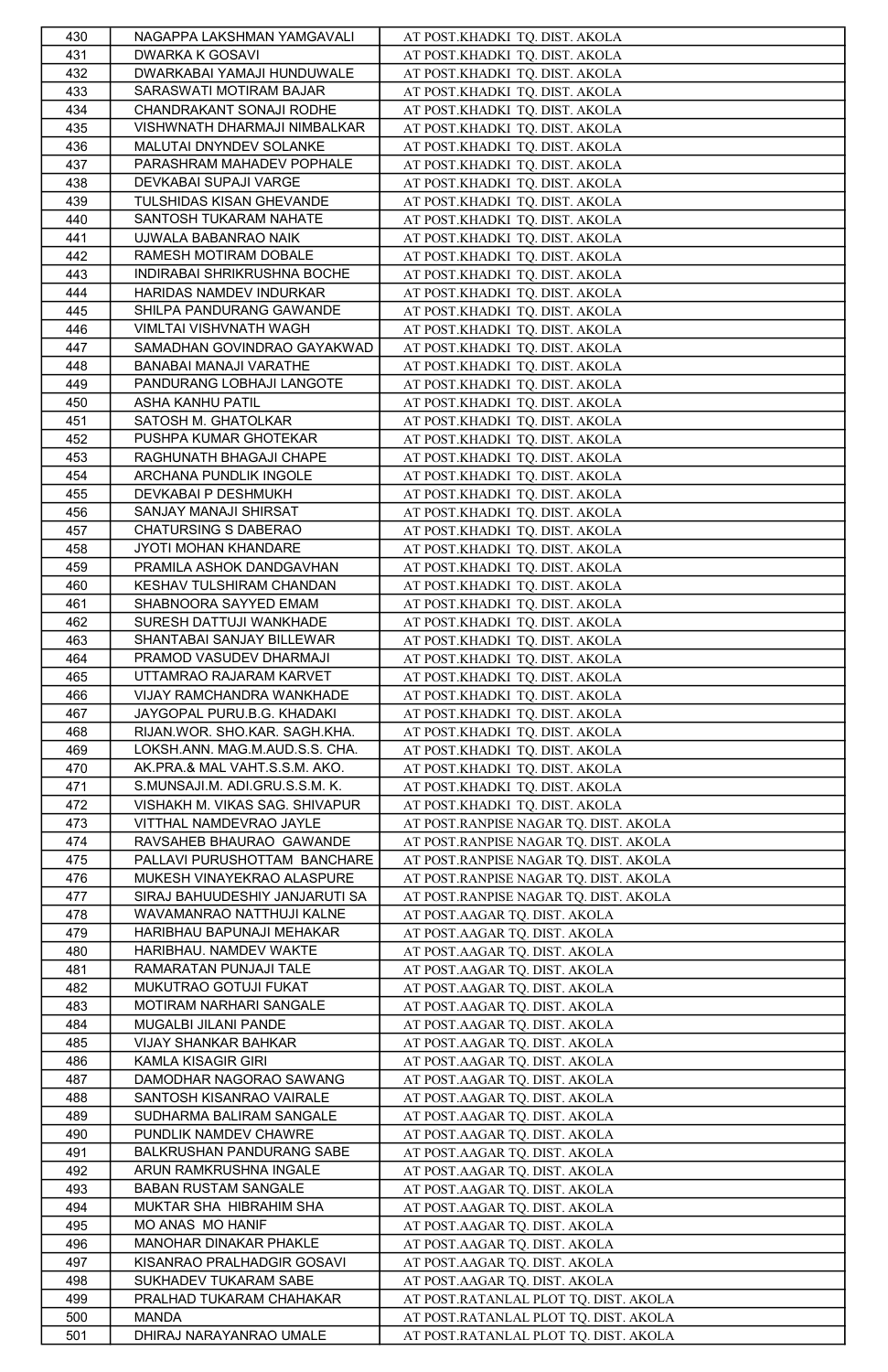| 430 | NAGAPPA LAKSHMAN YAMGAVALI | AT POST.KHADKI TQ. DIST. AKOLA |
|---|---|---|
| 431 | DWARKA K GOSAVI | AT POST.KHADKI TQ. DIST. AKOLA |
| 432 | DWARKABAI YAMAJI HUNDUWALE | AT POST.KHADKI TQ. DIST. AKOLA |
| 433 | SARASWATI MOTIRAM BAJAR | AT POST.KHADKI TQ. DIST. AKOLA |
| 434 | CHANDRAKANT SONAJI RODHE | AT POST.KHADKI TQ. DIST. AKOLA |
| 435 | VISHWNATH DHARMAJI NIMBALKAR | AT POST.KHADKI TQ. DIST. AKOLA |
| 436 | MALUTAI DNYNDEV SOLANKE | AT POST.KHADKI TQ. DIST. AKOLA |
| 437 | PARASHRAM MAHADEV POPHALE | AT POST.KHADKI TQ. DIST. AKOLA |
| 438 | DEVKABAI SUPAJI VARGE | AT POST.KHADKI TQ. DIST. AKOLA |
| 439 | TULSHIDAS KISAN GHEVANDE | AT POST.KHADKI TQ. DIST. AKOLA |
| 440 | SANTOSH TUKARAM NAHATE | AT POST.KHADKI TQ. DIST. AKOLA |
| 441 | UJWALA BABANRAO NAIK | AT POST.KHADKI TQ. DIST. AKOLA |
| 442 | RAMESH MOTIRAM DOBALE | AT POST.KHADKI TQ. DIST. AKOLA |
| 443 | INDIRABAI SHRIKRUSHNA BOCHE | AT POST.KHADKI TQ. DIST. AKOLA |
| 444 | HARIDAS NAMDEV INDURKAR | AT POST.KHADKI TQ. DIST. AKOLA |
| 445 | SHILPA PANDURANG GAWANDE | AT POST.KHADKI TQ. DIST. AKOLA |
| 446 | VIMLTAI VISHVNATH WAGH | AT POST.KHADKI TQ. DIST. AKOLA |
| 447 | SAMADHAN GOVINDRAO GAYAKWAD | AT POST.KHADKI TQ. DIST. AKOLA |
| 448 | BANABAI MANAJI VARATHE | AT POST.KHADKI TQ. DIST. AKOLA |
| 449 | PANDURANG LOBHAJI LANGOTE | AT POST.KHADKI TQ. DIST. AKOLA |
| 450 | ASHA KANHU PATIL | AT POST.KHADKI TQ. DIST. AKOLA |
| 451 | SATOSH M. GHATOLKAR | AT POST.KHADKI TQ. DIST. AKOLA |
| 452 | PUSHPA KUMAR GHOTEKAR | AT POST.KHADKI TQ. DIST. AKOLA |
| 453 | RAGHUNATH BHAGAJI CHAPE | AT POST.KHADKI TQ. DIST. AKOLA |
| 454 | ARCHANA PUNDLIK INGOLE | AT POST.KHADKI TQ. DIST. AKOLA |
| 455 | DEVKABAI P DESHMUKH | AT POST.KHADKI TQ. DIST. AKOLA |
| 456 | SANJAY MANAJI SHIRSAT | AT POST.KHADKI TQ. DIST. AKOLA |
| 457 | CHATURSING S DABERAO | AT POST.KHADKI TQ. DIST. AKOLA |
| 458 | JYOTI MOHAN KHANDARE | AT POST.KHADKI TQ. DIST. AKOLA |
| 459 | PRAMILA ASHOK DANDGAVHAN | AT POST.KHADKI TQ. DIST. AKOLA |
| 460 | KESHAV TULSHIRAM CHANDAN | AT POST.KHADKI TQ. DIST. AKOLA |
| 461 | SHABNOORA SAYYED EMAM | AT POST.KHADKI TQ. DIST. AKOLA |
| 462 | SURESH DATTUJI WANKHADE | AT POST.KHADKI TQ. DIST. AKOLA |
| 463 | SHANTABAI SANJAY BILLEWAR | AT POST.KHADKI TQ. DIST. AKOLA |
| 464 | PRAMOD VASUDEV DHARMAJI | AT POST.KHADKI TQ. DIST. AKOLA |
| 465 | UTTAMRAO RAJARAM KARVET | AT POST.KHADKI TQ. DIST. AKOLA |
| 466 | VIJAY RAMCHANDRA WANKHADE | AT POST.KHADKI TQ. DIST. AKOLA |
| 467 | JAYGOPAL PURU.B.G. KHADAKI | AT POST.KHADKI TQ. DIST. AKOLA |
| 468 | RIJAN.WOR. SHO.KAR. SAGH.KHA. | AT POST.KHADKI TQ. DIST. AKOLA |
| 469 | LOKSH.ANN. MAG.M.AUD.S.S. CHA. | AT POST.KHADKI TQ. DIST. AKOLA |
| 470 | AK.PRA.& MAL VAHT.S.S.M. AKO. | AT POST.KHADKI TQ. DIST. AKOLA |
| 471 | S.MUNSAJI.M. ADI.GRU.S.S.M. K. | AT POST.KHADKI TQ. DIST. AKOLA |
| 472 | VISHAKH M. VIKAS SAG. SHIVAPUR | AT POST.KHADKI TQ. DIST. AKOLA |
| 473 | VITTHAL NAMDEVRAO JAYLE | AT POST.RANPISE NAGAR TQ. DIST. AKOLA |
| 474 | RAVSAHEB BHAURAO GAWANDE | AT POST.RANPISE NAGAR TQ. DIST. AKOLA |
| 475 | PALLAVI PURUSHOTTAM BANCHARE | AT POST.RANPISE NAGAR TQ. DIST. AKOLA |
| 476 | MUKESH VINAYEKRAO ALASPURE | AT POST.RANPISE NAGAR TQ. DIST. AKOLA |
| 477 | SIRAJ BAHUUDESHIY JANJARUTI SA | AT POST.RANPISE NAGAR TQ. DIST. AKOLA |
| 478 | WAVAMANRAO NATTHUJI KALNE | AT POST.AAGAR TQ. DIST. AKOLA |
| 479 | HARIBHAU BAPUNAJI MEHAKAR | AT POST.AAGAR TQ. DIST. AKOLA |
| 480 | HARIBHAU. NAMDEV WAKTE | AT POST.AAGAR TQ. DIST. AKOLA |
| 481 | RAMARATAN PUNJAJI TALE | AT POST.AAGAR TQ. DIST. AKOLA |
| 482 | MUKUTRAO GOTUJI FUKAT | AT POST.AAGAR TQ. DIST. AKOLA |
| 483 | MOTIRAM NARHARI SANGALE | AT POST.AAGAR TQ. DIST. AKOLA |
| 484 | MUGALBI JILANI PANDE | AT POST.AAGAR TQ. DIST. AKOLA |
| 485 | VIJAY SHANKAR BAHKAR | AT POST.AAGAR TQ. DIST. AKOLA |
| 486 | KAMLA KISAGIR GIRI | AT POST.AAGAR TQ. DIST. AKOLA |
| 487 | DAMODHAR NAGORAO SAWANG | AT POST.AAGAR TQ. DIST. AKOLA |
| 488 | SANTOSH KISANRAO VAIRALE | AT POST.AAGAR TQ. DIST. AKOLA |
| 489 | SUDHARMA BALIRAM SANGALE | AT POST.AAGAR TQ. DIST. AKOLA |
| 490 | PUNDLIK NAMDEV CHAWRE | AT POST.AAGAR TQ. DIST. AKOLA |
| 491 | BALKRUSHAN PANDURANG SABE | AT POST.AAGAR TQ. DIST. AKOLA |
| 492 | ARUN RAMKRUSHNA INGALE | AT POST.AAGAR TQ. DIST. AKOLA |
| 493 | BABAN RUSTAM SANGALE | AT POST.AAGAR TQ. DIST. AKOLA |
| 494 | MUKTAR SHA HIBRAHIM SHA | AT POST.AAGAR TQ. DIST. AKOLA |
| 495 | MO ANAS MO HANIF | AT POST.AAGAR TQ. DIST. AKOLA |
| 496 | MANOHAR DINAKAR PHAKLE | AT POST.AAGAR TQ. DIST. AKOLA |
| 497 | KISANRAO PRALHADGIR GOSAVI | AT POST.AAGAR TQ. DIST. AKOLA |
| 498 | SUKHADEV TUKARAM SABE | AT POST.AAGAR TQ. DIST. AKOLA |
| 499 | PRALHAD TUKARAM CHAHAKAR | AT POST.RATANLAL PLOT TQ. DIST. AKOLA |
| 500 | MANDA | AT POST.RATANLAL PLOT TQ. DIST. AKOLA |
| 501 | DHIRAJ NARAYANRAO UMALE | AT POST.RATANLAL PLOT TQ. DIST. AKOLA |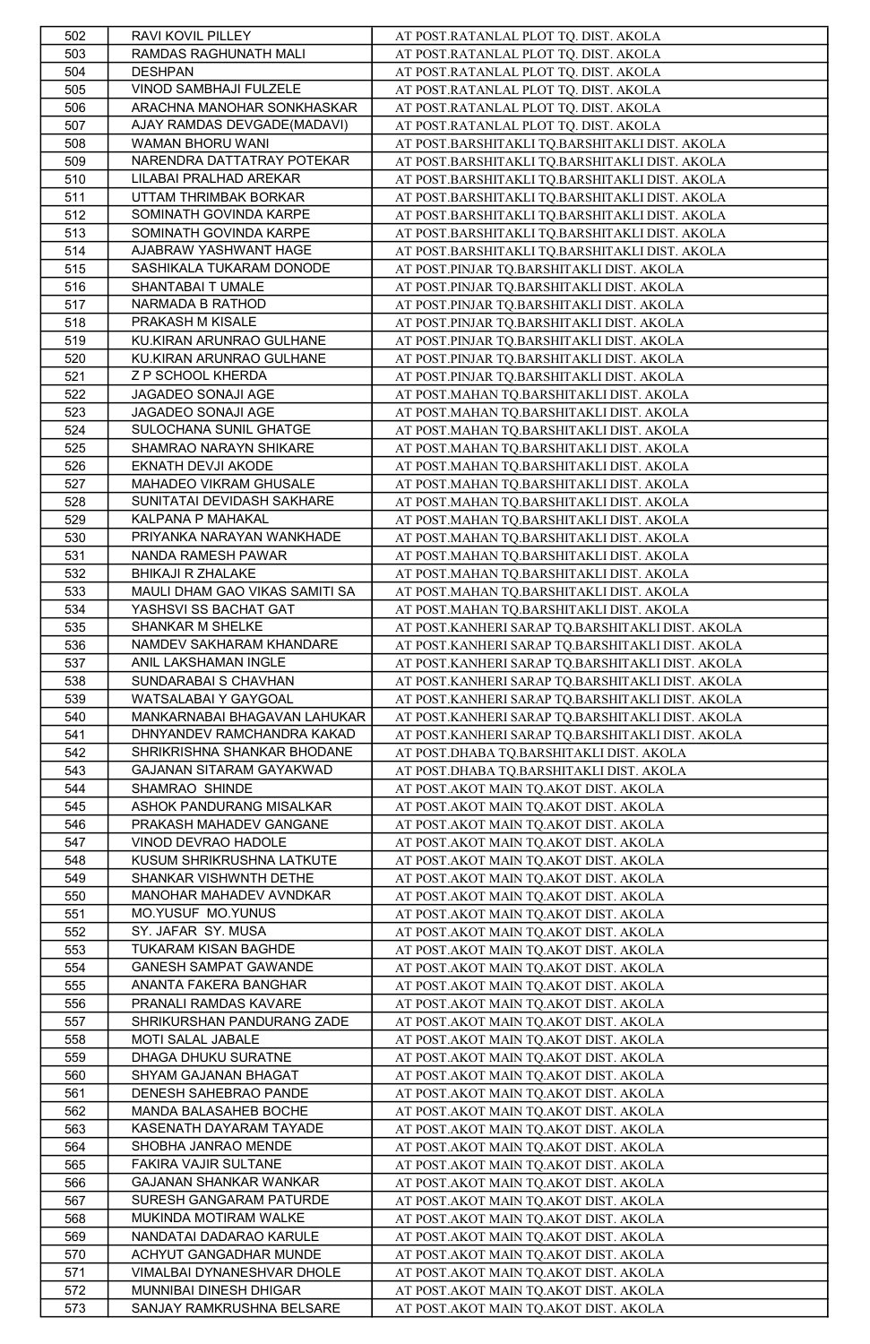| 502 | RAVI KOVIL PILLEY | AT POST.RATANLAL PLOT TQ. DIST. AKOLA |
|---|---|---|
| 503 | RAMDAS RAGHUNATH MALI | AT POST.RATANLAL PLOT TQ. DIST. AKOLA |
| 504 | DESHPAN | AT POST.RATANLAL PLOT TQ. DIST. AKOLA |
| 505 | VINOD SAMBHAJI FULZELE | AT POST.RATANLAL PLOT TQ. DIST. AKOLA |
| 506 | ARACHNA MANOHAR SONKHASKAR | AT POST.RATANLAL PLOT TQ. DIST. AKOLA |
| 507 | AJAY RAMDAS DEVGADE(MADAVI) | AT POST.RATANLAL PLOT TQ. DIST. AKOLA |
| 508 | WAMAN BHORU WANI | AT POST.BARSHITAKLI TQ.BARSHITAKLI DIST. AKOLA |
| 509 | NARENDRA DATTATRAY POTEKAR | AT POST.BARSHITAKLI TQ.BARSHITAKLI DIST. AKOLA |
| 510 | LILABAI PRALHAD AREKAR | AT POST.BARSHITAKLI TQ.BARSHITAKLI DIST. AKOLA |
| 511 | UTTAM THRIMBAK BORKAR | AT POST.BARSHITAKLI TQ.BARSHITAKLI DIST. AKOLA |
| 512 | SOMINATH GOVINDA KARPE | AT POST.BARSHITAKLI TQ.BARSHITAKLI DIST. AKOLA |
| 513 | SOMINATH GOVINDA KARPE | AT POST.BARSHITAKLI TQ.BARSHITAKLI DIST. AKOLA |
| 514 | AJABRAW YASHWANT HAGE | AT POST.BARSHITAKLI TQ.BARSHITAKLI DIST. AKOLA |
| 515 | SASHIKALA TUKARAM DONODE | AT POST.PINJAR TQ.BARSHITAKLI DIST. AKOLA |
| 516 | SHANTABAI T UMALE | AT POST.PINJAR TQ.BARSHITAKLI DIST. AKOLA |
| 517 | NARMADA B RATHOD | AT POST.PINJAR TQ.BARSHITAKLI DIST. AKOLA |
| 518 | PRAKASH M KISALE | AT POST.PINJAR TQ.BARSHITAKLI DIST. AKOLA |
| 519 | KU.KIRAN ARUNRAO GULHANE | AT POST.PINJAR TQ.BARSHITAKLI DIST. AKOLA |
| 520 | KU.KIRAN ARUNRAO GULHANE | AT POST.PINJAR TQ.BARSHITAKLI DIST. AKOLA |
| 521 | Z P SCHOOL KHERDA | AT POST.PINJAR TQ.BARSHITAKLI DIST. AKOLA |
| 522 | JAGADEO SONAJI AGE | AT POST.MAHAN TQ.BARSHITAKLI DIST. AKOLA |
| 523 | JAGADEO SONAJI AGE | AT POST.MAHAN TQ.BARSHITAKLI DIST. AKOLA |
| 524 | SULOCHANA SUNIL GHATGE | AT POST.MAHAN TQ.BARSHITAKLI DIST. AKOLA |
| 525 | SHAMRAO NARAYN SHIKARE | AT POST.MAHAN TQ.BARSHITAKLI DIST. AKOLA |
| 526 | EKNATH DEVJI AKODE | AT POST.MAHAN TQ.BARSHITAKLI DIST. AKOLA |
| 527 | MAHADEO VIKRAM GHUSALE | AT POST.MAHAN TQ.BARSHITAKLI DIST. AKOLA |
| 528 | SUNITATAI DEVIDASH SAKHARE | AT POST.MAHAN TQ.BARSHITAKLI DIST. AKOLA |
| 529 | KALPANA P MAHAKAL | AT POST.MAHAN TQ.BARSHITAKLI DIST. AKOLA |
| 530 | PRIYANKA NARAYAN WANKHADE | AT POST.MAHAN TQ.BARSHITAKLI DIST. AKOLA |
| 531 | NANDA RAMESH PAWAR | AT POST.MAHAN TQ.BARSHITAKLI DIST. AKOLA |
| 532 | BHIKAJI R ZHALAKE | AT POST.MAHAN TQ.BARSHITAKLI DIST. AKOLA |
| 533 | MAULI DHAM GAO VIKAS SAMITI SA | AT POST.MAHAN TQ.BARSHITAKLI DIST. AKOLA |
| 534 | YASHSVI SS BACHAT GAT | AT POST.MAHAN TQ.BARSHITAKLI DIST. AKOLA |
| 535 | SHANKAR M SHELKE | AT POST.KANHERI SARAP TQ.BARSHITAKLI DIST. AKOLA |
| 536 | NAMDEV SAKHARAM KHANDARE | AT POST.KANHERI SARAP TQ.BARSHITAKLI DIST. AKOLA |
| 537 | ANIL LAKSHAMAN INGLE | AT POST.KANHERI SARAP TQ.BARSHITAKLI DIST. AKOLA |
| 538 | SUNDARABAI S CHAVHAN | AT POST.KANHERI SARAP TQ.BARSHITAKLI DIST. AKOLA |
| 539 | WATSALABAI Y GAYGOAL | AT POST.KANHERI SARAP TQ.BARSHITAKLI DIST. AKOLA |
| 540 | MANKARNABAI BHAGAVAN LAHUKAR | AT POST.KANHERI SARAP TQ.BARSHITAKLI DIST. AKOLA |
| 541 | DHNYANDEV RAMCHANDRA KAKAD | AT POST.KANHERI SARAP TQ.BARSHITAKLI DIST. AKOLA |
| 542 | SHRIKRISHNA SHANKAR BHODANE | AT POST.DHABA TQ.BARSHITAKLI DIST. AKOLA |
| 543 | GAJANAN SITARAM GAYAKWAD | AT POST.DHABA TQ.BARSHITAKLI DIST. AKOLA |
| 544 | SHAMRAO SHINDE | AT POST.AKOT MAIN TQ.AKOT DIST. AKOLA |
| 545 | ASHOK PANDURANG MISALKAR | AT POST.AKOT MAIN TQ.AKOT DIST. AKOLA |
| 546 | PRAKASH MAHADEV GANGANE | AT POST.AKOT MAIN TQ.AKOT DIST. AKOLA |
| 547 | VINOD DEVRAO HADOLE | AT POST.AKOT MAIN TQ.AKOT DIST. AKOLA |
| 548 | KUSUM SHRIKRUSHNA LATKUTE | AT POST.AKOT MAIN TQ.AKOT DIST. AKOLA |
| 549 | SHANKAR VISHWNTH DETHE | AT POST.AKOT MAIN TQ.AKOT DIST. AKOLA |
| 550 | MANOHAR MAHADEV AVNDKAR | AT POST.AKOT MAIN TQ.AKOT DIST. AKOLA |
| 551 | MO.YUSUF MO.YUNUS | AT POST.AKOT MAIN TQ.AKOT DIST. AKOLA |
| 552 | SY. JAFAR SY. MUSA | AT POST.AKOT MAIN TQ.AKOT DIST. AKOLA |
| 553 | TUKARAM KISAN BAGHDE | AT POST.AKOT MAIN TQ.AKOT DIST. AKOLA |
| 554 | GANESH SAMPAT GAWANDE | AT POST.AKOT MAIN TQ.AKOT DIST. AKOLA |
| 555 | ANANTA FAKERA BANGHAR | AT POST.AKOT MAIN TQ.AKOT DIST. AKOLA |
| 556 | PRANALI RAMDAS KAVARE | AT POST.AKOT MAIN TQ.AKOT DIST. AKOLA |
| 557 | SHRIKURSHAN PANDURANG ZADE | AT POST.AKOT MAIN TQ.AKOT DIST. AKOLA |
| 558 | MOTI SALAL JABALE | AT POST.AKOT MAIN TQ.AKOT DIST. AKOLA |
| 559 | DHAGA DHUKU SURATNE | AT POST.AKOT MAIN TQ.AKOT DIST. AKOLA |
| 560 | SHYAM GAJANAN BHAGAT | AT POST.AKOT MAIN TQ.AKOT DIST. AKOLA |
| 561 | DENESH SAHEBRAO PANDE | AT POST.AKOT MAIN TQ.AKOT DIST. AKOLA |
| 562 | MANDA BALASAHEB BOCHE | AT POST.AKOT MAIN TQ.AKOT DIST. AKOLA |
| 563 | KASENATH DAYARAM TAYADE | AT POST.AKOT MAIN TQ.AKOT DIST. AKOLA |
| 564 | SHOBHA JANRAO MENDE | AT POST.AKOT MAIN TQ.AKOT DIST. AKOLA |
| 565 | FAKIRA VAJIR SULTANE | AT POST.AKOT MAIN TQ.AKOT DIST. AKOLA |
| 566 | GAJANAN SHANKAR WANKAR | AT POST.AKOT MAIN TQ.AKOT DIST. AKOLA |
| 567 | SURESH GANGARAM PATURDE | AT POST.AKOT MAIN TQ.AKOT DIST. AKOLA |
| 568 | MUKINDA MOTIRAM WALKE | AT POST.AKOT MAIN TQ.AKOT DIST. AKOLA |
| 569 | NANDATAI DADARAO KARULE | AT POST.AKOT MAIN TQ.AKOT DIST. AKOLA |
| 570 | ACHYUT GANGADHAR MUNDE | AT POST.AKOT MAIN TQ.AKOT DIST. AKOLA |
| 571 | VIMALBAI DYNANESHVAR DHOLE | AT POST.AKOT MAIN TQ.AKOT DIST. AKOLA |
| 572 | MUNNIBAI DINESH DHIGAR | AT POST.AKOT MAIN TQ.AKOT DIST. AKOLA |
| 573 | SANJAY RAMKRUSHNA BELSARE | AT POST.AKOT MAIN TQ.AKOT DIST. AKOLA |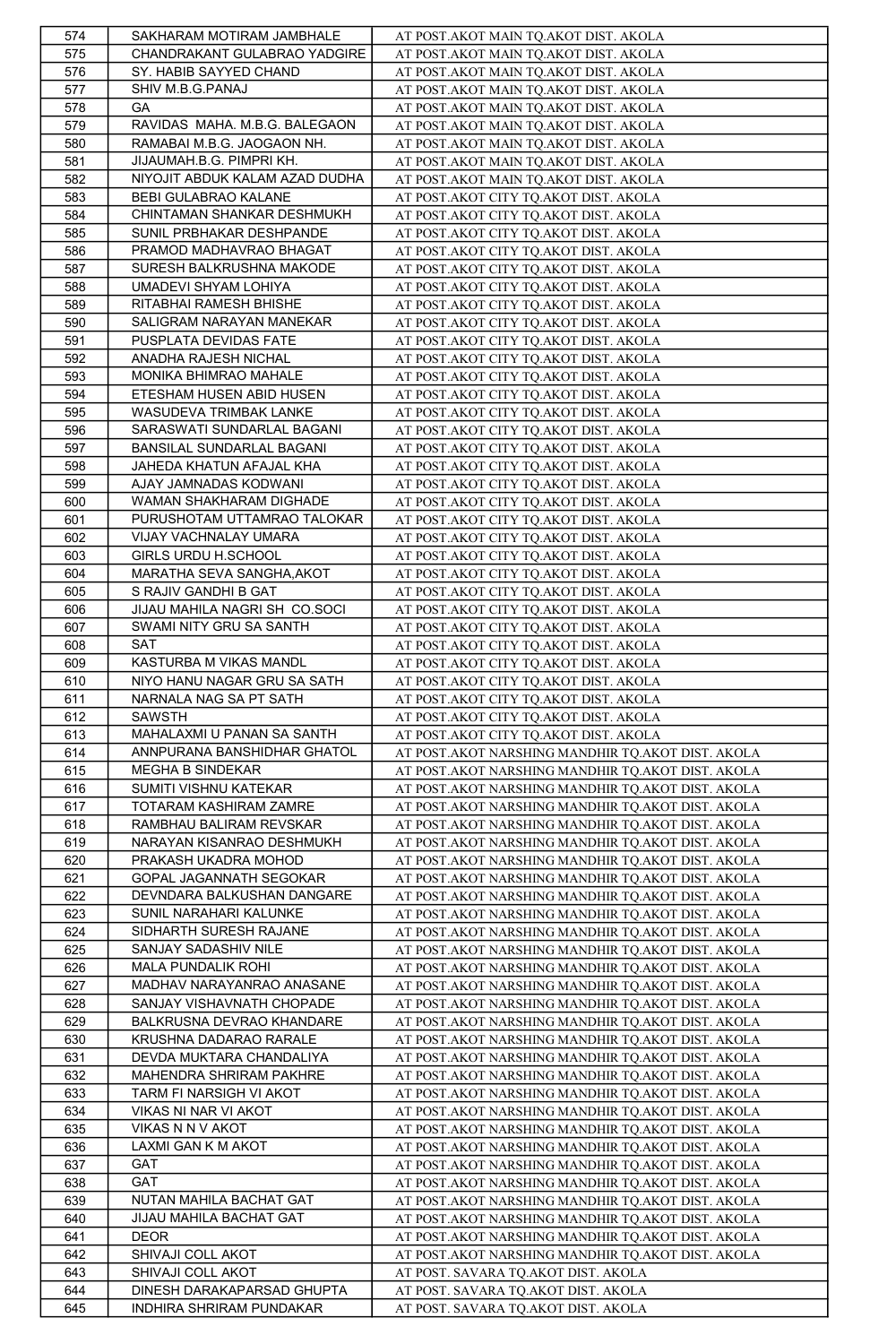| 574 | SAKHARAM MOTIRAM JAMBHALE | AT POST.AKOT MAIN TQ.AKOT DIST. AKOLA |
|---|---|---|
| 575 | CHANDRAKANT GULABRAO YADGIRE | AT POST.AKOT MAIN TQ.AKOT DIST. AKOLA |
| 576 | SY. HABIB SAYYED CHAND | AT POST.AKOT MAIN TQ.AKOT DIST. AKOLA |
| 577 | SHIV M.B.G.PANAJ | AT POST.AKOT MAIN TQ.AKOT DIST. AKOLA |
| 578 | GA | AT POST.AKOT MAIN TQ.AKOT DIST. AKOLA |
| 579 | RAVIDAS MAHA. M.B.G. BALEGAON | AT POST.AKOT MAIN TQ.AKOT DIST. AKOLA |
| 580 | RAMABAI M.B.G. JAOGAON NH. | AT POST.AKOT MAIN TQ.AKOT DIST. AKOLA |
| 581 | JIJAUMAH.B.G. PIMPRI KH. | AT POST.AKOT MAIN TQ.AKOT DIST. AKOLA |
| 582 | NIYOJIT ABDUK KALAM AZAD DUDHA | AT POST.AKOT MAIN TQ.AKOT DIST. AKOLA |
| 583 | BEBI GULABRAO KALANE | AT POST.AKOT CITY TQ.AKOT DIST. AKOLA |
| 584 | CHINTAMAN SHANKAR DESHMUKH | AT POST.AKOT CITY TQ.AKOT DIST. AKOLA |
| 585 | SUNIL PRBHAKAR DESHPANDE | AT POST.AKOT CITY TQ.AKOT DIST. AKOLA |
| 586 | PRAMOD MADHAVRAO BHAGAT | AT POST.AKOT CITY TQ.AKOT DIST. AKOLA |
| 587 | SURESH BALKRUSHNA MAKODE | AT POST.AKOT CITY TQ.AKOT DIST. AKOLA |
| 588 | UMADEVI SHYAM LOHIYA | AT POST.AKOT CITY TQ.AKOT DIST. AKOLA |
| 589 | RITABHAI RAMESH BHISHE | AT POST.AKOT CITY TQ.AKOT DIST. AKOLA |
| 590 | SALIGRAM NARAYAN MANEKAR | AT POST.AKOT CITY TQ.AKOT DIST. AKOLA |
| 591 | PUSPLATA DEVIDAS FATE | AT POST.AKOT CITY TQ.AKOT DIST. AKOLA |
| 592 | ANADHA RAJESH NICHAL | AT POST.AKOT CITY TQ.AKOT DIST. AKOLA |
| 593 | MONIKA BHIMRAO MAHALE | AT POST.AKOT CITY TQ.AKOT DIST. AKOLA |
| 594 | ETESHAM HUSEN ABID HUSEN | AT POST.AKOT CITY TQ.AKOT DIST. AKOLA |
| 595 | WASUDEVA TRIMBAK LANKE | AT POST.AKOT CITY TQ.AKOT DIST. AKOLA |
| 596 | SARASWATI SUNDARLAL BAGANI | AT POST.AKOT CITY TQ.AKOT DIST. AKOLA |
| 597 | BANSILAL SUNDARLAL BAGANI | AT POST.AKOT CITY TQ.AKOT DIST. AKOLA |
| 598 | JAHEDA KHATUN AFAJAL KHA | AT POST.AKOT CITY TQ.AKOT DIST. AKOLA |
| 599 | AJAY JAMNADAS KODWANI | AT POST.AKOT CITY TQ.AKOT DIST. AKOLA |
| 600 | WAMAN SHAKHARAM DIGHADE | AT POST.AKOT CITY TQ.AKOT DIST. AKOLA |
| 601 | PURUSHOTAM UTTAMRAO TALOKAR | AT POST.AKOT CITY TQ.AKOT DIST. AKOLA |
| 602 | VIJAY VACHNALAY UMARA | AT POST.AKOT CITY TQ.AKOT DIST. AKOLA |
| 603 | GIRLS URDU H.SCHOOL | AT POST.AKOT CITY TQ.AKOT DIST. AKOLA |
| 604 | MARATHA SEVA SANGHA,AKOT | AT POST.AKOT CITY TQ.AKOT DIST. AKOLA |
| 605 | S RAJIV GANDHI B GAT | AT POST.AKOT CITY TQ.AKOT DIST. AKOLA |
| 606 | JIJAU MAHILA NAGRI SH CO.SOCI | AT POST.AKOT CITY TQ.AKOT DIST. AKOLA |
| 607 | SWAMI NITY GRU SA SANTH | AT POST.AKOT CITY TQ.AKOT DIST. AKOLA |
| 608 | SAT | AT POST.AKOT CITY TQ.AKOT DIST. AKOLA |
| 609 | KASTURBA M VIKAS MANDL | AT POST.AKOT CITY TQ.AKOT DIST. AKOLA |
| 610 | NIYO HANU NAGAR GRU SA SATH | AT POST.AKOT CITY TQ.AKOT DIST. AKOLA |
| 611 | NARNALA NAG SA PT SATH | AT POST.AKOT CITY TQ.AKOT DIST. AKOLA |
| 612 | SAWSTH | AT POST.AKOT CITY TQ.AKOT DIST. AKOLA |
| 613 | MAHALAXMI U PANAN SA SANTH | AT POST.AKOT CITY TQ.AKOT DIST. AKOLA |
| 614 | ANNPURANA BANSHIDHAR GHATOL | AT POST.AKOT NARSHING MANDHIR TQ.AKOT DIST. AKOLA |
| 615 | MEGHA B SINDEKAR | AT POST.AKOT NARSHING MANDHIR TQ.AKOT DIST. AKOLA |
| 616 | SUMITI VISHNU KATEKAR | AT POST.AKOT NARSHING MANDHIR TQ.AKOT DIST. AKOLA |
| 617 | TOTARAM KASHIRAM ZAMRE | AT POST.AKOT NARSHING MANDHIR TQ.AKOT DIST. AKOLA |
| 618 | RAMBHAU BALIRAM REVSKAR | AT POST.AKOT NARSHING MANDHIR TQ.AKOT DIST. AKOLA |
| 619 | NARAYAN KISANRAO DESHMUKH | AT POST.AKOT NARSHING MANDHIR TQ.AKOT DIST. AKOLA |
| 620 | PRAKASH UKADRA MOHOD | AT POST.AKOT NARSHING MANDHIR TQ.AKOT DIST. AKOLA |
| 621 | GOPAL JAGANNATH SEGOKAR | AT POST.AKOT NARSHING MANDHIR TQ.AKOT DIST. AKOLA |
| 622 | DEVNDARA BALKUSHAN DANGARE | AT POST.AKOT NARSHING MANDHIR TQ.AKOT DIST. AKOLA |
| 623 | SUNIL NARAHARI KALUNKE | AT POST.AKOT NARSHING MANDHIR TQ.AKOT DIST. AKOLA |
| 624 | SIDHARTH SURESH RAJANE | AT POST.AKOT NARSHING MANDHIR TQ.AKOT DIST. AKOLA |
| 625 | SANJAY SADASHIV NILE | AT POST.AKOT NARSHING MANDHIR TQ.AKOT DIST. AKOLA |
| 626 | MALA PUNDALIK ROHI | AT POST.AKOT NARSHING MANDHIR TQ.AKOT DIST. AKOLA |
| 627 | MADHAV NARAYANRAO ANASANE | AT POST.AKOT NARSHING MANDHIR TQ.AKOT DIST. AKOLA |
| 628 | SANJAY VISHAVNATH CHOPADE | AT POST.AKOT NARSHING MANDHIR TQ.AKOT DIST. AKOLA |
| 629 | BALKRUSNA DEVRAO KHANDARE | AT POST.AKOT NARSHING MANDHIR TQ.AKOT DIST. AKOLA |
| 630 | KRUSHNA DADARAO RARALE | AT POST.AKOT NARSHING MANDHIR TQ.AKOT DIST. AKOLA |
| 631 | DEVDA MUKTARA CHANDALIYA | AT POST.AKOT NARSHING MANDHIR TQ.AKOT DIST. AKOLA |
| 632 | MAHENDRA SHRIRAM PAKHRE | AT POST.AKOT NARSHING MANDHIR TQ.AKOT DIST. AKOLA |
| 633 | TARM FI NARSIGH VI AKOT | AT POST.AKOT NARSHING MANDHIR TQ.AKOT DIST. AKOLA |
| 634 | VIKAS NI NAR VI AKOT | AT POST.AKOT NARSHING MANDHIR TQ.AKOT DIST. AKOLA |
| 635 | VIKAS N N V AKOT | AT POST.AKOT NARSHING MANDHIR TQ.AKOT DIST. AKOLA |
| 636 | LAXMI GAN K M AKOT | AT POST.AKOT NARSHING MANDHIR TQ.AKOT DIST. AKOLA |
| 637 | GAT | AT POST.AKOT NARSHING MANDHIR TQ.AKOT DIST. AKOLA |
| 638 | GAT | AT POST.AKOT NARSHING MANDHIR TQ.AKOT DIST. AKOLA |
| 639 | NUTAN MAHILA BACHAT GAT | AT POST.AKOT NARSHING MANDHIR TQ.AKOT DIST. AKOLA |
| 640 | JIJAU MAHILA BACHAT GAT | AT POST.AKOT NARSHING MANDHIR TQ.AKOT DIST. AKOLA |
| 641 | DEOR | AT POST.AKOT NARSHING MANDHIR TQ.AKOT DIST. AKOLA |
| 642 | SHIVAJI COLL AKOT | AT POST.AKOT NARSHING MANDHIR TQ.AKOT DIST. AKOLA |
| 643 | SHIVAJI COLL AKOT | AT POST. SAVARA TQ.AKOT DIST. AKOLA |
| 644 | DINESH DARAKAPARSAD GHUPTA | AT POST. SAVARA TQ.AKOT DIST. AKOLA |
| 645 | INDHIRA SHRIRAM PUNDAKAR | AT POST. SAVARA TQ.AKOT DIST. AKOLA |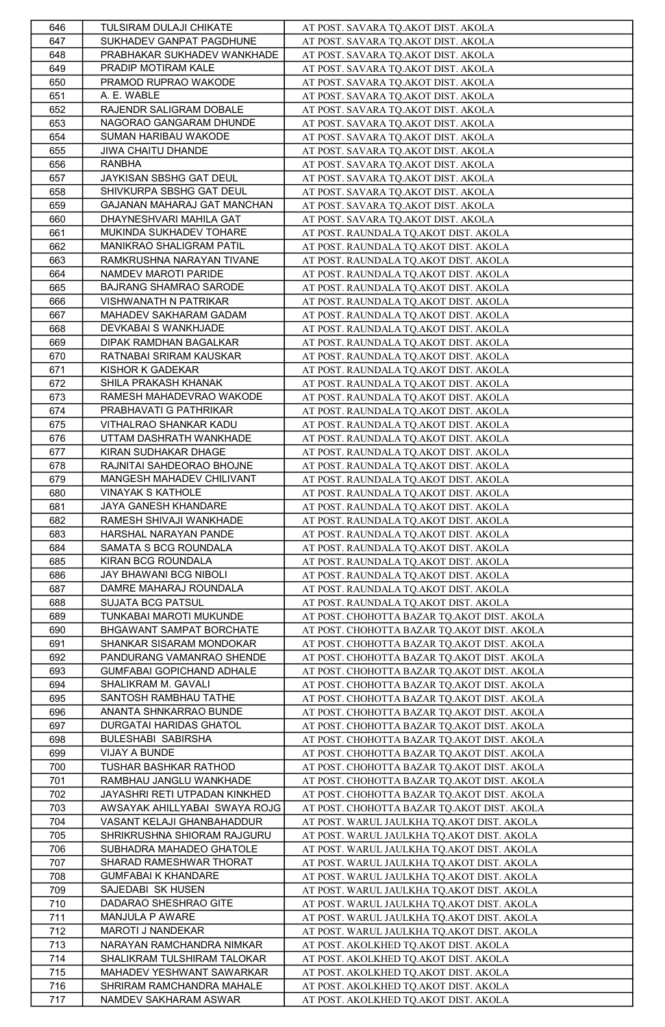| 646 | TULSIRAM DULAJI CHIKATE | AT POST. SAVARA TQ.AKOT DIST. AKOLA |
|---|---|---|
| 647 | SUKHADEV GANPAT PAGDHUNE | AT POST. SAVARA TQ.AKOT DIST. AKOLA |
| 648 | PRABHAKAR SUKHADEV WANKHADE | AT POST. SAVARA TQ.AKOT DIST. AKOLA |
| 649 | PRADIP MOTIRAM KALE | AT POST. SAVARA TQ.AKOT DIST. AKOLA |
| 650 | PRAMOD RUPRAO WAKODE | AT POST. SAVARA TQ.AKOT DIST. AKOLA |
| 651 | A. E. WABLE | AT POST. SAVARA TQ.AKOT DIST. AKOLA |
| 652 | RAJENDR SALIGRAM DOBALE | AT POST. SAVARA TQ.AKOT DIST. AKOLA |
| 653 | NAGORAO GANGARAM DHUNDE | AT POST. SAVARA TQ.AKOT DIST. AKOLA |
| 654 | SUMAN HARIBAU WAKODE | AT POST. SAVARA TQ.AKOT DIST. AKOLA |
| 655 | JIWA CHAITU DHANDE | AT POST. SAVARA TQ.AKOT DIST. AKOLA |
| 656 | RANBHA | AT POST. SAVARA TQ.AKOT DIST. AKOLA |
| 657 | JAYKISAN SBSHG GAT DEUL | AT POST. SAVARA TQ.AKOT DIST. AKOLA |
| 658 | SHIVKURPA SBSHG GAT DEUL | AT POST. SAVARA TQ.AKOT DIST. AKOLA |
| 659 | GAJANAN MAHARAJ GAT MANCHAN | AT POST. SAVARA TQ.AKOT DIST. AKOLA |
| 660 | DHAYNESHVARI MAHILA GAT | AT POST. SAVARA TQ.AKOT DIST. AKOLA |
| 661 | MUKINDA SUKHADEV TOHARE | AT POST. RAUNDALA TQ.AKOT DIST. AKOLA |
| 662 | MANIKRAO SHALIGRAM PATIL | AT POST. RAUNDALA TQ.AKOT DIST. AKOLA |
| 663 | RAMKRUSHNA NARAYAN TIVANE | AT POST. RAUNDALA TQ.AKOT DIST. AKOLA |
| 664 | NAMDEV MAROTI PARIDE | AT POST. RAUNDALA TQ.AKOT DIST. AKOLA |
| 665 | BAJRANG SHAMRAO SARODE | AT POST. RAUNDALA TQ.AKOT DIST. AKOLA |
| 666 | VISHWANATH N PATRIKAR | AT POST. RAUNDALA TQ.AKOT DIST. AKOLA |
| 667 | MAHADEV SAKHARAM GADAM | AT POST. RAUNDALA TQ.AKOT DIST. AKOLA |
| 668 | DEVKABAI S WANKHJADE | AT POST. RAUNDALA TQ.AKOT DIST. AKOLA |
| 669 | DIPAK RAMDHAN BAGALKAR | AT POST. RAUNDALA TQ.AKOT DIST. AKOLA |
| 670 | RATNABAI SRIRAM KAUSKAR | AT POST. RAUNDALA TQ.AKOT DIST. AKOLA |
| 671 | KISHOR K GADEKAR | AT POST. RAUNDALA TQ.AKOT DIST. AKOLA |
| 672 | SHILA PRAKASH KHANAK | AT POST. RAUNDALA TQ.AKOT DIST. AKOLA |
| 673 | RAMESH MAHADEVRAO WAKODE | AT POST. RAUNDALA TQ.AKOT DIST. AKOLA |
| 674 | PRABHAVATI G PATHRIKAR | AT POST. RAUNDALA TQ.AKOT DIST. AKOLA |
| 675 | VITHALRAO SHANKAR KADU | AT POST. RAUNDALA TQ.AKOT DIST. AKOLA |
| 676 | UTTAM DASHRATH WANKHADE | AT POST. RAUNDALA TQ.AKOT DIST. AKOLA |
| 677 | KIRAN SUDHAKAR DHAGE | AT POST. RAUNDALA TQ.AKOT DIST. AKOLA |
| 678 | RAJNITAI SAHDEORAO BHOJNE | AT POST. RAUNDALA TQ.AKOT DIST. AKOLA |
| 679 | MANGESH MAHADEV CHILIVANT | AT POST. RAUNDALA TQ.AKOT DIST. AKOLA |
| 680 | VINAYAK S KATHOLE | AT POST. RAUNDALA TQ.AKOT DIST. AKOLA |
| 681 | JAYA GANESH KHANDARE | AT POST. RAUNDALA TQ.AKOT DIST. AKOLA |
| 682 | RAMESH SHIVAJI WANKHADE | AT POST. RAUNDALA TQ.AKOT DIST. AKOLA |
| 683 | HARSHAL NARAYAN PANDE | AT POST. RAUNDALA TQ.AKOT DIST. AKOLA |
| 684 | SAMATA S BCG ROUNDALA | AT POST. RAUNDALA TQ.AKOT DIST. AKOLA |
| 685 | KIRAN BCG ROUNDALA | AT POST. RAUNDALA TQ.AKOT DIST. AKOLA |
| 686 | JAY BHAWANI BCG NIBOLI | AT POST. RAUNDALA TQ.AKOT DIST. AKOLA |
| 687 | DAMRE MAHARAJ ROUNDALA | AT POST. RAUNDALA TQ.AKOT DIST. AKOLA |
| 688 | SUJATA BCG PATSUL | AT POST. RAUNDALA TQ.AKOT DIST. AKOLA |
| 689 | TUNKABAI MAROTI MUKUNDE | AT POST. CHOHOTTA BAZAR TQ.AKOT DIST. AKOLA |
| 690 | BHGAWANT SAMPAT BORCHATE | AT POST. CHOHOTTA BAZAR TQ.AKOT DIST. AKOLA |
| 691 | SHANKAR SISARAM MONDOKAR | AT POST. CHOHOTTA BAZAR TQ.AKOT DIST. AKOLA |
| 692 | PANDURANG VAMANRAO SHENDE | AT POST. CHOHOTTA BAZAR TQ.AKOT DIST. AKOLA |
| 693 | GUMFABAI GOPICHAND ADHALE | AT POST. CHOHOTTA BAZAR TQ.AKOT DIST. AKOLA |
| 694 | SHALIKRAM M. GAVALI | AT POST. CHOHOTTA BAZAR TQ.AKOT DIST. AKOLA |
| 695 | SANTOSH RAMBHAU TATHE | AT POST. CHOHOTTA BAZAR TQ.AKOT DIST. AKOLA |
| 696 | ANANTA SHNKARRAO BUNDE | AT POST. CHOHOTTA BAZAR TQ.AKOT DIST. AKOLA |
| 697 | DURGATAI HARIDAS GHATOL | AT POST. CHOHOTTA BAZAR TQ.AKOT DIST. AKOLA |
| 698 | BULESHABI SABIRSHA | AT POST. CHOHOTTA BAZAR TQ.AKOT DIST. AKOLA |
| 699 | VIJAY A BUNDE | AT POST. CHOHOTTA BAZAR TQ.AKOT DIST. AKOLA |
| 700 | TUSHAR BASHKAR RATHOD | AT POST. CHOHOTTA BAZAR TQ.AKOT DIST. AKOLA |
| 701 | RAMBHAU JANGLU WANKHADE | AT POST. CHOHOTTA BAZAR TQ.AKOT DIST. AKOLA |
| 702 | JAYASHRI RETI UTPADAN KINKHED | AT POST. CHOHOTTA BAZAR TQ.AKOT DIST. AKOLA |
| 703 | AWSAYAK AHILLYABAI SWAYA ROJG | AT POST. CHOHOTTA BAZAR TQ.AKOT DIST. AKOLA |
| 704 | VASANT KELAJI GHANBAHADDUR | AT POST. WARUL JAULKHA TQ.AKOT DIST. AKOLA |
| 705 | SHRIKRUSHNA SHIORAM RAJGURU | AT POST. WARUL JAULKHA TQ.AKOT DIST. AKOLA |
| 706 | SUBHADRA MAHADEO GHATOLE | AT POST. WARUL JAULKHA TQ.AKOT DIST. AKOLA |
| 707 | SHARAD RAMESHWAR THORAT | AT POST. WARUL JAULKHA TQ.AKOT DIST. AKOLA |
| 708 | GUMFABAI K KHANDARE | AT POST. WARUL JAULKHA TQ.AKOT DIST. AKOLA |
| 709 | SAJEDABI SK HUSEN | AT POST. WARUL JAULKHA TQ.AKOT DIST. AKOLA |
| 710 | DADARAO SHESHRAO GITE | AT POST. WARUL JAULKHA TQ.AKOT DIST. AKOLA |
| 711 | MANJULA P AWARE | AT POST. WARUL JAULKHA TQ.AKOT DIST. AKOLA |
| 712 | MAROTI J NANDEKAR | AT POST. WARUL JAULKHA TQ.AKOT DIST. AKOLA |
| 713 | NARAYAN RAMCHANDRA NIMKAR | AT POST. AKOLKHED TQ.AKOT DIST. AKOLA |
| 714 | SHALIKRAM TULSHIRAM TALOKAR | AT POST. AKOLKHED TQ.AKOT DIST. AKOLA |
| 715 | MAHADEV YESHWANT SAWARKAR | AT POST. AKOLKHED TQ.AKOT DIST. AKOLA |
| 716 | SHRIRAM RAMCHANDRA MAHALE | AT POST. AKOLKHED TQ.AKOT DIST. AKOLA |
| 717 | NAMDEV SAKHARAM ASWAR | AT POST. AKOLKHED TQ.AKOT DIST. AKOLA |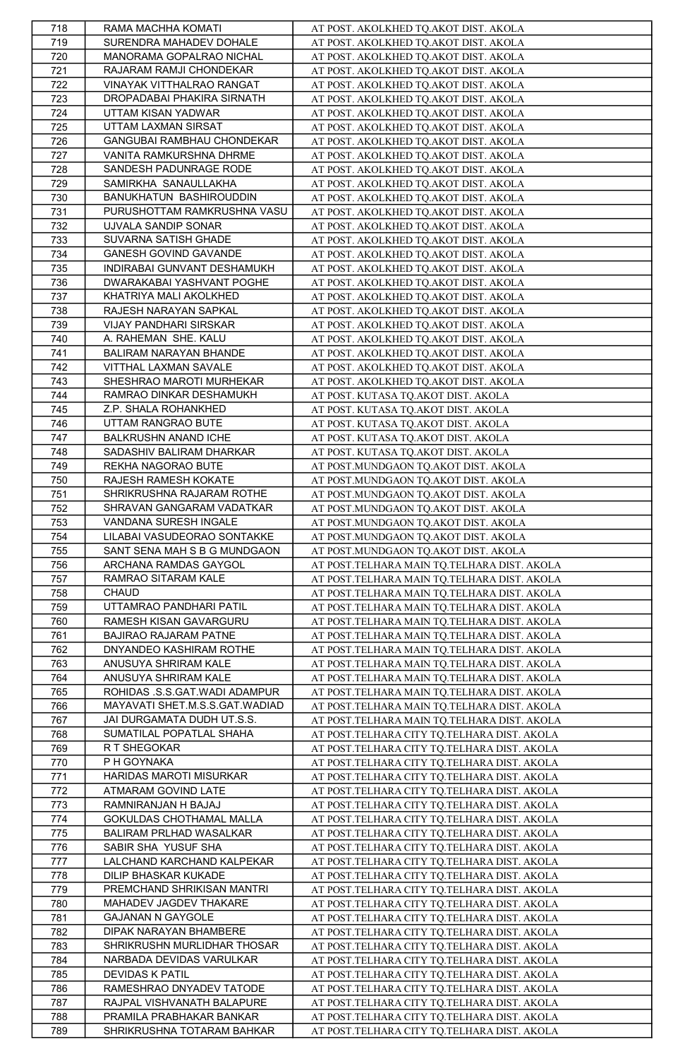| 718 | RAMA MACHHA KOMATI | AT POST. AKOLKHED TQ.AKOT DIST. AKOLA |
|---|---|---|
| 719 | SURENDRA MAHADEV DOHALE | AT POST. AKOLKHED TQ.AKOT DIST. AKOLA |
| 720 | MANORAMA GOPALRAO NICHAL | AT POST. AKOLKHED TQ.AKOT DIST. AKOLA |
| 721 | RAJARAM RAMJI CHONDEKAR | AT POST. AKOLKHED TQ.AKOT DIST. AKOLA |
| 722 | VINAYAK VITTHALRAO RANGAT | AT POST. AKOLKHED TQ.AKOT DIST. AKOLA |
| 723 | DROPADABAI PHAKIRA SIRNATH | AT POST. AKOLKHED TQ.AKOT DIST. AKOLA |
| 724 | UTTAM KISAN YADWAR | AT POST. AKOLKHED TQ.AKOT DIST. AKOLA |
| 725 | UTTAM LAXMAN SIRSAT | AT POST. AKOLKHED TQ.AKOT DIST. AKOLA |
| 726 | GANGUBAI RAMBHAU CHONDEKAR | AT POST. AKOLKHED TQ.AKOT DIST. AKOLA |
| 727 | VANITA RAMKURSHNA DHRME | AT POST. AKOLKHED TQ.AKOT DIST. AKOLA |
| 728 | SANDESH PADUNRAGE RODE | AT POST. AKOLKHED TQ.AKOT DIST. AKOLA |
| 729 | SAMIRKHA SANAULLAKHA | AT POST. AKOLKHED TQ.AKOT DIST. AKOLA |
| 730 | BANUKHATUN BASHIROUDDIN | AT POST. AKOLKHED TQ.AKOT DIST. AKOLA |
| 731 | PURUSHOTTAM RAMKRUSHNA VASU | AT POST. AKOLKHED TQ.AKOT DIST. AKOLA |
| 732 | UJVALA SANDIP SONAR | AT POST. AKOLKHED TQ.AKOT DIST. AKOLA |
| 733 | SUVARNA SATISH GHADE | AT POST. AKOLKHED TQ.AKOT DIST. AKOLA |
| 734 | GANESH GOVIND GAVANDE | AT POST. AKOLKHED TQ.AKOT DIST. AKOLA |
| 735 | INDIRABAI GUNVANT DESHAMUKH | AT POST. AKOLKHED TQ.AKOT DIST. AKOLA |
| 736 | DWARAKABAI YASHVANT POGHE | AT POST. AKOLKHED TQ.AKOT DIST. AKOLA |
| 737 | KHATRIYA MALI AKOLKHED | AT POST. AKOLKHED TQ.AKOT DIST. AKOLA |
| 738 | RAJESH NARAYAN SAPKAL | AT POST. AKOLKHED TQ.AKOT DIST. AKOLA |
| 739 | VIJAY PANDHARI SIRSKAR | AT POST. AKOLKHED TQ.AKOT DIST. AKOLA |
| 740 | A. RAHEMAN SHE. KALU | AT POST. AKOLKHED TQ.AKOT DIST. AKOLA |
| 741 | BALIRAM NARAYAN BHANDE | AT POST. AKOLKHED TQ.AKOT DIST. AKOLA |
| 742 | VITTHAL LAXMAN SAVALE | AT POST. AKOLKHED TQ.AKOT DIST. AKOLA |
| 743 | SHESHRAO MAROTI MURHEKAR | AT POST. AKOLKHED TQ.AKOT DIST. AKOLA |
| 744 | RAMRAO DINKAR DESHAMUKH | AT POST. KUTASA TQ.AKOT DIST. AKOLA |
| 745 | Z.P. SHALA ROHANKHED | AT POST. KUTASA TQ.AKOT DIST. AKOLA |
| 746 | UTTAM RANGRAO BUTE | AT POST. KUTASA TQ.AKOT DIST. AKOLA |
| 747 | BALKRUSHN ANAND ICHE | AT POST. KUTASA TQ.AKOT DIST. AKOLA |
| 748 | SADASHIV BALIRAM DHARKAR | AT POST. KUTASA TQ.AKOT DIST. AKOLA |
| 749 | REKHA NAGORAO BUTE | AT POST.MUNDGAON TQ.AKOT DIST. AKOLA |
| 750 | RAJESH RAMESH KOKATE | AT POST.MUNDGAON TQ.AKOT DIST. AKOLA |
| 751 | SHRIKRUSHNA RAJARAM ROTHE | AT POST.MUNDGAON TQ.AKOT DIST. AKOLA |
| 752 | SHRAVAN GANGARAM VADATKAR | AT POST.MUNDGAON TQ.AKOT DIST. AKOLA |
| 753 | VANDANA SURESH INGALE | AT POST.MUNDGAON TQ.AKOT DIST. AKOLA |
| 754 | LILABAI VASUDEORAO SONTAKKE | AT POST.MUNDGAON TQ.AKOT DIST. AKOLA |
| 755 | SANT SENA MAH S B G MUNDGAON | AT POST.MUNDGAON TQ.AKOT DIST. AKOLA |
| 756 | ARCHANA RAMDAS GAYGOL | AT POST.TELHARA MAIN TQ.TELHARA DIST. AKOLA |
| 757 | RAMRAO SITARAM KALE | AT POST.TELHARA MAIN TQ.TELHARA DIST. AKOLA |
| 758 | CHAUD | AT POST.TELHARA MAIN TQ.TELHARA DIST. AKOLA |
| 759 | UTTAMRAO PANDHARI PATIL | AT POST.TELHARA MAIN TQ.TELHARA DIST. AKOLA |
| 760 | RAMESH KISAN GAVARGURU | AT POST.TELHARA MAIN TQ.TELHARA DIST. AKOLA |
| 761 | BAJIRAO RAJARAM PATNE | AT POST.TELHARA MAIN TQ.TELHARA DIST. AKOLA |
| 762 | DNYANDEO KASHIRAM ROTHE | AT POST.TELHARA MAIN TQ.TELHARA DIST. AKOLA |
| 763 | ANUSUYA SHRIRAM KALE | AT POST.TELHARA MAIN TQ.TELHARA DIST. AKOLA |
| 764 | ANUSUYA SHRIRAM KALE | AT POST.TELHARA MAIN TQ.TELHARA DIST. AKOLA |
| 765 | ROHIDAS .S.S.GAT.WADI ADAMPUR | AT POST.TELHARA MAIN TQ.TELHARA DIST. AKOLA |
| 766 | MAYAVATI SHET.M.S.S.GAT.WADIAD | AT POST.TELHARA MAIN TQ.TELHARA DIST. AKOLA |
| 767 | JAI DURGAMATA DUDH UT.S.S. | AT POST.TELHARA MAIN TQ.TELHARA DIST. AKOLA |
| 768 | SUMATILAL POPATLAL SHAHA | AT POST.TELHARA CITY TQ.TELHARA DIST. AKOLA |
| 769 | R T SHEGOKAR | AT POST.TELHARA CITY TQ.TELHARA DIST. AKOLA |
| 770 | P H GOYNAKA | AT POST.TELHARA CITY TQ.TELHARA DIST. AKOLA |
| 771 | HARIDAS MAROTI MISURKAR | AT POST.TELHARA CITY TQ.TELHARA DIST. AKOLA |
| 772 | ATMARAM GOVIND LATE | AT POST.TELHARA CITY TQ.TELHARA DIST. AKOLA |
| 773 | RAMNIRANJAN H BAJAJ | AT POST.TELHARA CITY TQ.TELHARA DIST. AKOLA |
| 774 | GOKULDAS CHOTHAMAL MALLA | AT POST.TELHARA CITY TQ.TELHARA DIST. AKOLA |
| 775 | BALIRAM PRLHAD WASALKAR | AT POST.TELHARA CITY TQ.TELHARA DIST. AKOLA |
| 776 | SABIR SHA YUSUF SHA | AT POST.TELHARA CITY TQ.TELHARA DIST. AKOLA |
| 777 | LALCHAND KARCHAND KALPEKAR | AT POST.TELHARA CITY TQ.TELHARA DIST. AKOLA |
| 778 | DILIP BHASKAR KUKADE | AT POST.TELHARA CITY TQ.TELHARA DIST. AKOLA |
| 779 | PREMCHAND SHRIKISAN MANTRI | AT POST.TELHARA CITY TQ.TELHARA DIST. AKOLA |
| 780 | MAHADEV JAGDEV THAKARE | AT POST.TELHARA CITY TQ.TELHARA DIST. AKOLA |
| 781 | GAJANAN N GAYGOLE | AT POST.TELHARA CITY TQ.TELHARA DIST. AKOLA |
| 782 | DIPAK NARAYAN BHAMBERE | AT POST.TELHARA CITY TQ.TELHARA DIST. AKOLA |
| 783 | SHRIKRUSHN MURLIDHAR THOSAR | AT POST.TELHARA CITY TQ.TELHARA DIST. AKOLA |
| 784 | NARBADA DEVIDAS VARULKAR | AT POST.TELHARA CITY TQ.TELHARA DIST. AKOLA |
| 785 | DEVIDAS K PATIL | AT POST.TELHARA CITY TQ.TELHARA DIST. AKOLA |
| 786 | RAMESHRAO DNYADEV TATODE | AT POST.TELHARA CITY TQ.TELHARA DIST. AKOLA |
| 787 | RAJPAL VISHVANATH BALAPURE | AT POST.TELHARA CITY TQ.TELHARA DIST. AKOLA |
| 788 | PRAMILA PRABHAKAR BANKAR | AT POST.TELHARA CITY TQ.TELHARA DIST. AKOLA |
| 789 | SHRIKRUSHNA TOTARAM BAHKAR | AT POST.TELHARA CITY TQ.TELHARA DIST. AKOLA |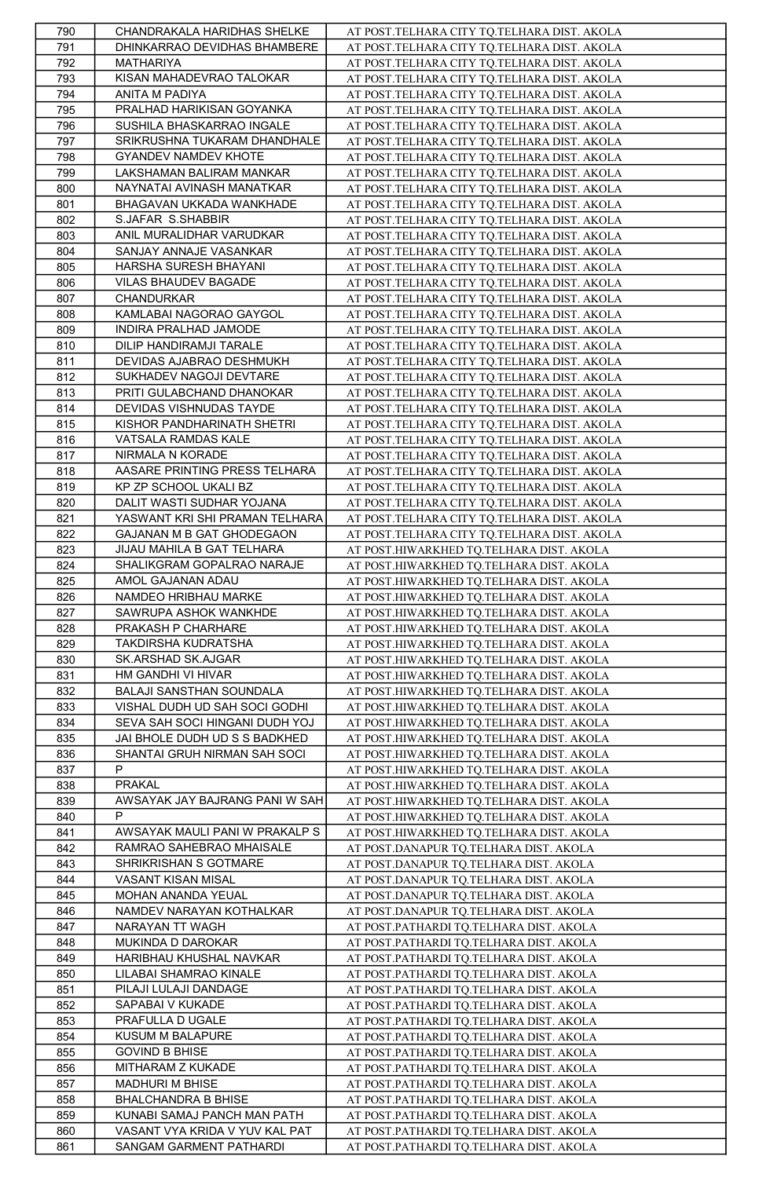| 790 | CHANDRAKALA HARIDHAS SHELKE | AT POST.TELHARA CITY TQ.TELHARA DIST. AKOLA |
|---|---|---|
| 791 | DHINKARRAO DEVIDHAS BHAMBERE | AT POST.TELHARA CITY TQ.TELHARA DIST. AKOLA |
| 792 | MATHARIYA | AT POST.TELHARA CITY TQ.TELHARA DIST. AKOLA |
| 793 | KISAN MAHADEVRAO TALOKAR | AT POST.TELHARA CITY TQ.TELHARA DIST. AKOLA |
| 794 | ANITA M PADIYA | AT POST.TELHARA CITY TQ.TELHARA DIST. AKOLA |
| 795 | PRALHAD HARIKISAN GOYANKA | AT POST.TELHARA CITY TQ.TELHARA DIST. AKOLA |
| 796 | SUSHILA BHASKARRAO INGALE | AT POST.TELHARA CITY TQ.TELHARA DIST. AKOLA |
| 797 | SRIKRUSHNA TUKARAM DHANDHALE | AT POST.TELHARA CITY TQ.TELHARA DIST. AKOLA |
| 798 | GYANDEV NAMDEV KHOTE | AT POST.TELHARA CITY TQ.TELHARA DIST. AKOLA |
| 799 | LAKSHAMAN BALIRAM MANKAR | AT POST.TELHARA CITY TQ.TELHARA DIST. AKOLA |
| 800 | NAYNATAI AVINASH MANATKAR | AT POST.TELHARA CITY TQ.TELHARA DIST. AKOLA |
| 801 | BHAGAVAN UKKADA WANKHADE | AT POST.TELHARA CITY TQ.TELHARA DIST. AKOLA |
| 802 | S.JAFAR S.SHABBIR | AT POST.TELHARA CITY TQ.TELHARA DIST. AKOLA |
| 803 | ANIL MURALIDHAR VARUDKAR | AT POST.TELHARA CITY TQ.TELHARA DIST. AKOLA |
| 804 | SANJAY ANNAJE VASANKAR | AT POST.TELHARA CITY TQ.TELHARA DIST. AKOLA |
| 805 | HARSHA SURESH BHAYANI | AT POST.TELHARA CITY TQ.TELHARA DIST. AKOLA |
| 806 | VILAS BHAUDEV BAGADE | AT POST.TELHARA CITY TQ.TELHARA DIST. AKOLA |
| 807 | CHANDURKAR | AT POST.TELHARA CITY TQ.TELHARA DIST. AKOLA |
| 808 | KAMLABAI NAGORAO GAYGOL | AT POST.TELHARA CITY TQ.TELHARA DIST. AKOLA |
| 809 | INDIRA PRALHAD JAMODE | AT POST.TELHARA CITY TQ.TELHARA DIST. AKOLA |
| 810 | DILIP HANDIRAMJI TARALE | AT POST.TELHARA CITY TQ.TELHARA DIST. AKOLA |
| 811 | DEVIDAS AJABRAO DESHMUKH | AT POST.TELHARA CITY TQ.TELHARA DIST. AKOLA |
| 812 | SUKHADEV NAGOJI DEVTARE | AT POST.TELHARA CITY TQ.TELHARA DIST. AKOLA |
| 813 | PRITI GULABCHAND DHANOKAR | AT POST.TELHARA CITY TQ.TELHARA DIST. AKOLA |
| 814 | DEVIDAS VISHNUDAS TAYDE | AT POST.TELHARA CITY TQ.TELHARA DIST. AKOLA |
| 815 | KISHOR PANDHARINATH SHETRI | AT POST.TELHARA CITY TQ.TELHARA DIST. AKOLA |
| 816 | VATSALA RAMDAS KALE | AT POST.TELHARA CITY TQ.TELHARA DIST. AKOLA |
| 817 | NIRMALA N KORADE | AT POST.TELHARA CITY TQ.TELHARA DIST. AKOLA |
| 818 | AASARE PRINTING PRESS TELHARA | AT POST.TELHARA CITY TQ.TELHARA DIST. AKOLA |
| 819 | KP ZP SCHOOL UKALI BZ | AT POST.TELHARA CITY TQ.TELHARA DIST. AKOLA |
| 820 | DALIT WASTI SUDHAR YOJANA | AT POST.TELHARA CITY TQ.TELHARA DIST. AKOLA |
| 821 | YASWANT KRI SHI PRAMAN TELHARA | AT POST.TELHARA CITY TQ.TELHARA DIST. AKOLA |
| 822 | GAJANAN M B GAT GHODEGAON | AT POST.TELHARA CITY TQ.TELHARA DIST. AKOLA |
| 823 | JIJAU MAHILA B GAT TELHARA | AT POST.HIWARKHED TQ.TELHARA DIST. AKOLA |
| 824 | SHALIKGRAM GOPALRAO NARAJE | AT POST.HIWARKHED TQ.TELHARA DIST. AKOLA |
| 825 | AMOL GAJANAN ADAU | AT POST.HIWARKHED TQ.TELHARA DIST. AKOLA |
| 826 | NAMDEO HRIBHAU MARKE | AT POST.HIWARKHED TQ.TELHARA DIST. AKOLA |
| 827 | SAWRUPA ASHOK WANKHDE | AT POST.HIWARKHED TQ.TELHARA DIST. AKOLA |
| 828 | PRAKASH P CHARHARE | AT POST.HIWARKHED TQ.TELHARA DIST. AKOLA |
| 829 | TAKDIRSHA KUDRATSHA | AT POST.HIWARKHED TQ.TELHARA DIST. AKOLA |
| 830 | SK.ARSHAD SK.AJGAR | AT POST.HIWARKHED TQ.TELHARA DIST. AKOLA |
| 831 | HM GANDHI VI HIVAR | AT POST.HIWARKHED TQ.TELHARA DIST. AKOLA |
| 832 | BALAJI SANSTHAN SOUNDALA | AT POST.HIWARKHED TQ.TELHARA DIST. AKOLA |
| 833 | VISHAL DUDH UD SAH SOCI GODHI | AT POST.HIWARKHED TQ.TELHARA DIST. AKOLA |
| 834 | SEVA SAH SOCI HINGANI DUDH YOJ | AT POST.HIWARKHED TQ.TELHARA DIST. AKOLA |
| 835 | JAI BHOLE DUDH UD S S BADKHED | AT POST.HIWARKHED TQ.TELHARA DIST. AKOLA |
| 836 | SHANTAI GRUH NIRMAN SAH SOCI | AT POST.HIWARKHED TQ.TELHARA DIST. AKOLA |
| 837 | P | AT POST.HIWARKHED TQ.TELHARA DIST. AKOLA |
| 838 | PRAKAL | AT POST.HIWARKHED TQ.TELHARA DIST. AKOLA |
| 839 | AWSAYAK JAY BAJRANG PANI W SAH | AT POST.HIWARKHED TQ.TELHARA DIST. AKOLA |
| 840 | P | AT POST.HIWARKHED TQ.TELHARA DIST. AKOLA |
| 841 | AWSAYAK MAULI PANI W PRAKALP S | AT POST.HIWARKHED TQ.TELHARA DIST. AKOLA |
| 842 | RAMRAO SAHEBRAO MHAISALE | AT POST.DANAPUR TQ.TELHARA DIST. AKOLA |
| 843 | SHRIKRISHAN S GOTMARE | AT POST.DANAPUR TQ.TELHARA DIST. AKOLA |
| 844 | VASANT KISAN MISAL | AT POST.DANAPUR TQ.TELHARA DIST. AKOLA |
| 845 | MOHAN ANANDA YEUAL | AT POST.DANAPUR TQ.TELHARA DIST. AKOLA |
| 846 | NAMDEV NARAYAN KOTHALKAR | AT POST.DANAPUR TQ.TELHARA DIST. AKOLA |
| 847 | NARAYAN TT WAGH | AT POST.PATHARDI TQ.TELHARA DIST. AKOLA |
| 848 | MUKINDA D DAROKAR | AT POST.PATHARDI TQ.TELHARA DIST. AKOLA |
| 849 | HARIBHAU KHUSHAL NAVKAR | AT POST.PATHARDI TQ.TELHARA DIST. AKOLA |
| 850 | LILABAI SHAMRAO KINALE | AT POST.PATHARDI TQ.TELHARA DIST. AKOLA |
| 851 | PILAJI LULAJI DANDAGE | AT POST.PATHARDI TQ.TELHARA DIST. AKOLA |
| 852 | SAPABAI V KUKADE | AT POST.PATHARDI TQ.TELHARA DIST. AKOLA |
| 853 | PRAFULLA D UGALE | AT POST.PATHARDI TQ.TELHARA DIST. AKOLA |
| 854 | KUSUM M BALAPURE | AT POST.PATHARDI TQ.TELHARA DIST. AKOLA |
| 855 | GOVIND B BHISE | AT POST.PATHARDI TQ.TELHARA DIST. AKOLA |
| 856 | MITHARAM Z KUKADE | AT POST.PATHARDI TQ.TELHARA DIST. AKOLA |
| 857 | MADHURI M BHISE | AT POST.PATHARDI TQ.TELHARA DIST. AKOLA |
| 858 | BHALCHANDRA B BHISE | AT POST.PATHARDI TQ.TELHARA DIST. AKOLA |
| 859 | KUNABI SAMAJ PANCH MAN PATH | AT POST.PATHARDI TQ.TELHARA DIST. AKOLA |
| 860 | VASANT VYA KRIDA V YUV KAL PAT | AT POST.PATHARDI TQ.TELHARA DIST. AKOLA |
| 861 | SANGAM GARMENT PATHARDI | AT POST.PATHARDI TQ.TELHARA DIST. AKOLA |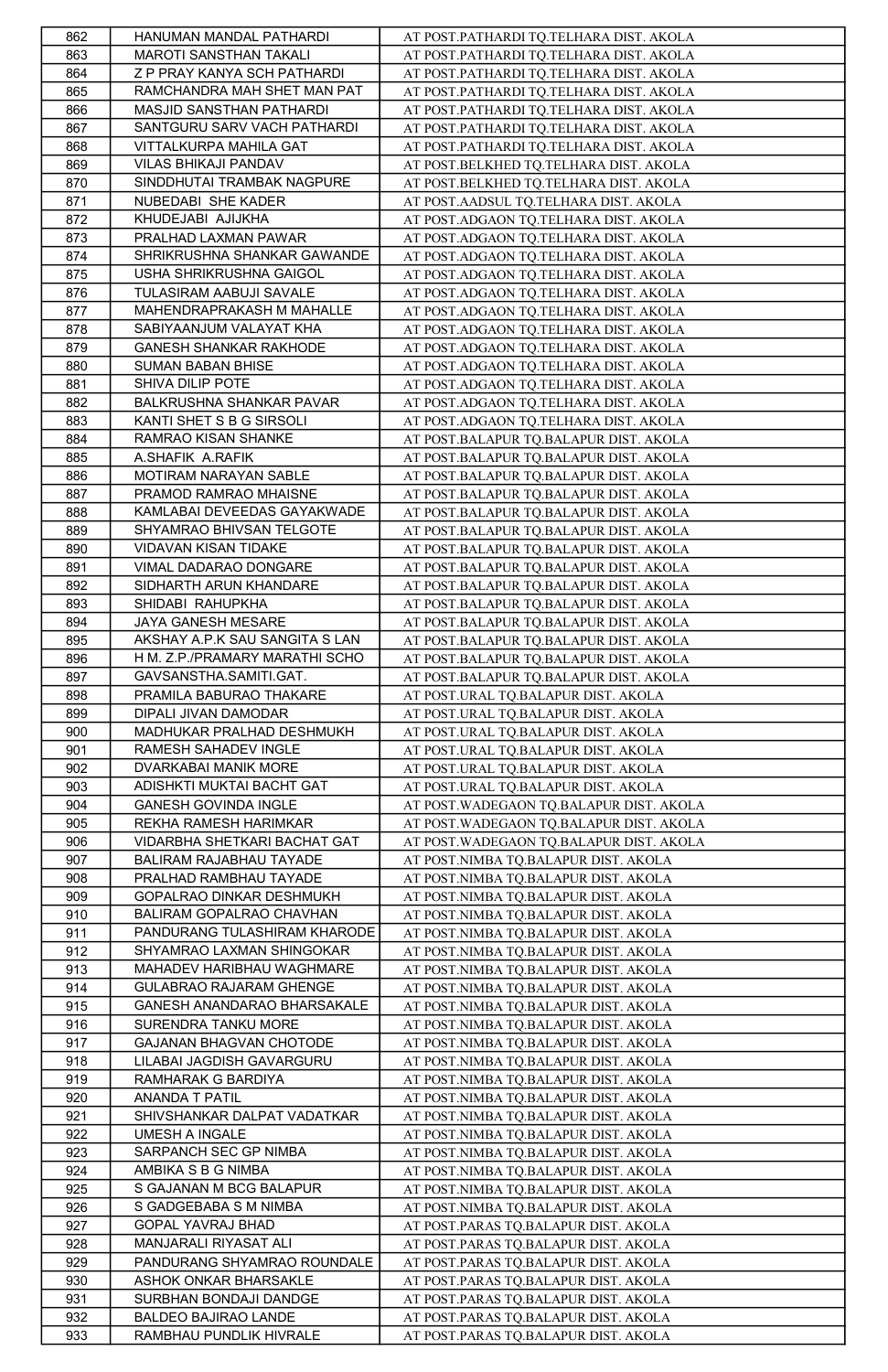| 862 | HANUMAN MANDAL PATHARDI | AT POST.PATHARDI TQ.TELHARA DIST. AKOLA |
|---|---|---|
| 863 | MAROTI SANSTHAN TAKALI | AT POST.PATHARDI TQ.TELHARA DIST. AKOLA |
| 864 | Z P PRAY KANYA SCH PATHARDI | AT POST.PATHARDI TQ.TELHARA DIST. AKOLA |
| 865 | RAMCHANDRA MAH SHET MAN PAT | AT POST.PATHARDI TQ.TELHARA DIST. AKOLA |
| 866 | MASJID SANSTHAN PATHARDI | AT POST.PATHARDI TQ.TELHARA DIST. AKOLA |
| 867 | SANTGURU SARV VACH PATHARDI | AT POST.PATHARDI TQ.TELHARA DIST. AKOLA |
| 868 | VITTALKURPA MAHILA GAT | AT POST.PATHARDI TQ.TELHARA DIST. AKOLA |
| 869 | VILAS BHIKAJI PANDAV | AT POST.BELKHED TQ.TELHARA DIST. AKOLA |
| 870 | SINDDHUTAI TRAMBAK NAGPURE | AT POST.BELKHED TQ.TELHARA DIST. AKOLA |
| 871 | NUBEDABI SHE KADER | AT POST.AADSUL TQ.TELHARA DIST. AKOLA |
| 872 | KHUDEJABI AJIJKHA | AT POST.ADGAON TQ.TELHARA DIST. AKOLA |
| 873 | PRALHAD LAXMAN PAWAR | AT POST.ADGAON TQ.TELHARA DIST. AKOLA |
| 874 | SHRIKRUSHNA SHANKAR GAWANDE | AT POST.ADGAON TQ.TELHARA DIST. AKOLA |
| 875 | USHA SHRIKRUSHNA GAIGOL | AT POST.ADGAON TQ.TELHARA DIST. AKOLA |
| 876 | TULASIRAM AABUJI SAVALE | AT POST.ADGAON TQ.TELHARA DIST. AKOLA |
| 877 | MAHENDRAPRAKASH M MAHALLE | AT POST.ADGAON TQ.TELHARA DIST. AKOLA |
| 878 | SABIYAANJUM VALAYAT KHA | AT POST.ADGAON TQ.TELHARA DIST. AKOLA |
| 879 | GANESH SHANKAR RAKHODE | AT POST.ADGAON TQ.TELHARA DIST. AKOLA |
| 880 | SUMAN BABAN BHISE | AT POST.ADGAON TQ.TELHARA DIST. AKOLA |
| 881 | SHIVA DILIP POTE | AT POST.ADGAON TQ.TELHARA DIST. AKOLA |
| 882 | BALKRUSHNA SHANKAR PAVAR | AT POST.ADGAON TQ.TELHARA DIST. AKOLA |
| 883 | KANTI SHET S B G SIRSOLI | AT POST.ADGAON TQ.TELHARA DIST. AKOLA |
| 884 | RAMRAO KISAN SHANKE | AT POST.BALAPUR TQ.BALAPUR DIST. AKOLA |
| 885 | A.SHAFIK A.RAFIK | AT POST.BALAPUR TQ.BALAPUR DIST. AKOLA |
| 886 | MOTIRAM NARAYAN SABLE | AT POST.BALAPUR TQ.BALAPUR DIST. AKOLA |
| 887 | PRAMOD RAMRAO MHAISNE | AT POST.BALAPUR TQ.BALAPUR DIST. AKOLA |
| 888 | KAMLABAI DEVEEDAS GAYAKWADE | AT POST.BALAPUR TQ.BALAPUR DIST. AKOLA |
| 889 | SHYAMRAO BHIVSAN TELGOTE | AT POST.BALAPUR TQ.BALAPUR DIST. AKOLA |
| 890 | VIDAVAN KISAN TIDAKE | AT POST.BALAPUR TQ.BALAPUR DIST. AKOLA |
| 891 | VIMAL DADARAO DONGARE | AT POST.BALAPUR TQ.BALAPUR DIST. AKOLA |
| 892 | SIDHARTH ARUN KHANDARE | AT POST.BALAPUR TQ.BALAPUR DIST. AKOLA |
| 893 | SHIDABI RAHUPKHA | AT POST.BALAPUR TQ.BALAPUR DIST. AKOLA |
| 894 | JAYA GANESH MESARE | AT POST.BALAPUR TQ.BALAPUR DIST. AKOLA |
| 895 | AKSHAY A.P.K SAU SANGITA S LAN | AT POST.BALAPUR TQ.BALAPUR DIST. AKOLA |
| 896 | H M. Z.P./PRAMARY MARATHI SCHO | AT POST.BALAPUR TQ.BALAPUR DIST. AKOLA |
| 897 | GAVSANSTHA.SAMITI.GAT. | AT POST.BALAPUR TQ.BALAPUR DIST. AKOLA |
| 898 | PRAMILA BABURAO THAKARE | AT POST.URAL TQ.BALAPUR DIST. AKOLA |
| 899 | DIPALI JIVAN DAMODAR | AT POST.URAL TQ.BALAPUR DIST. AKOLA |
| 900 | MADHUKAR PRALHAD DESHMUKH | AT POST.URAL TQ.BALAPUR DIST. AKOLA |
| 901 | RAMESH SAHADEV INGLE | AT POST.URAL TQ.BALAPUR DIST. AKOLA |
| 902 | DVARKABAI MANIK MORE | AT POST.URAL TQ.BALAPUR DIST. AKOLA |
| 903 | ADISHKTI MUKTAI BACHT GAT | AT POST.URAL TQ.BALAPUR DIST. AKOLA |
| 904 | GANESH GOVINDA INGLE | AT POST.WADEGAON TQ.BALAPUR DIST. AKOLA |
| 905 | REKHA RAMESH HARIMKAR | AT POST.WADEGAON TQ.BALAPUR DIST. AKOLA |
| 906 | VIDARBHA SHETKARI BACHAT GAT | AT POST.WADEGAON TQ.BALAPUR DIST. AKOLA |
| 907 | BALIRAM RAJABHAU TAYADE | AT POST.NIMBA TQ.BALAPUR DIST. AKOLA |
| 908 | PRALHAD RAMBHAU TAYADE | AT POST.NIMBA TQ.BALAPUR DIST. AKOLA |
| 909 | GOPALRAO DINKAR DESHMUKH | AT POST.NIMBA TQ.BALAPUR DIST. AKOLA |
| 910 | BALIRAM GOPALRAO CHAVHAN | AT POST.NIMBA TQ.BALAPUR DIST. AKOLA |
| 911 | PANDURANG TULASHIRAM KHARODE | AT POST.NIMBA TQ.BALAPUR DIST. AKOLA |
| 912 | SHYAMRAO LAXMAN SHINGOKAR | AT POST.NIMBA TQ.BALAPUR DIST. AKOLA |
| 913 | MAHADEV HARIBHAU WAGHMARE | AT POST.NIMBA TQ.BALAPUR DIST. AKOLA |
| 914 | GULABRAO RAJARAM GHENGE | AT POST.NIMBA TQ.BALAPUR DIST. AKOLA |
| 915 | GANESH ANANDARAO BHARSAKALE | AT POST.NIMBA TQ.BALAPUR DIST. AKOLA |
| 916 | SURENDRA TANKU MORE | AT POST.NIMBA TQ.BALAPUR DIST. AKOLA |
| 917 | GAJANAN BHAGVAN CHOTODE | AT POST.NIMBA TQ.BALAPUR DIST. AKOLA |
| 918 | LILABAI JAGDISH GAVARGURU | AT POST.NIMBA TQ.BALAPUR DIST. AKOLA |
| 919 | RAMHARAK G BARDIYA | AT POST.NIMBA TQ.BALAPUR DIST. AKOLA |
| 920 | ANANDA T PATIL | AT POST.NIMBA TQ.BALAPUR DIST. AKOLA |
| 921 | SHIVSHANKAR DALPAT VADATKAR | AT POST.NIMBA TQ.BALAPUR DIST. AKOLA |
| 922 | UMESH A INGALE | AT POST.NIMBA TQ.BALAPUR DIST. AKOLA |
| 923 | SARPANCH SEC GP NIMBA | AT POST.NIMBA TQ.BALAPUR DIST. AKOLA |
| 924 | AMBIKA S B G NIMBA | AT POST.NIMBA TQ.BALAPUR DIST. AKOLA |
| 925 | S GAJANAN M BCG BALAPUR | AT POST.NIMBA TQ.BALAPUR DIST. AKOLA |
| 926 | S GADGEBABA S M NIMBA | AT POST.NIMBA TQ.BALAPUR DIST. AKOLA |
| 927 | GOPAL YAVRAJ BHAD | AT POST.PARAS TQ.BALAPUR DIST. AKOLA |
| 928 | MANJARALI RIYASAT ALI | AT POST.PARAS TQ.BALAPUR DIST. AKOLA |
| 929 | PANDURANG SHYAMRAO ROUNDALE | AT POST.PARAS TQ.BALAPUR DIST. AKOLA |
| 930 | ASHOK ONKAR BHARSAKLE | AT POST.PARAS TQ.BALAPUR DIST. AKOLA |
| 931 | SURBHAN BONDAJI DANDGE | AT POST.PARAS TQ.BALAPUR DIST. AKOLA |
| 932 | BALDEO BAJIRAO LANDE | AT POST.PARAS TQ.BALAPUR DIST. AKOLA |
| 933 | RAMBHAU PUNDLIK HIVRALE | AT POST.PARAS TQ.BALAPUR DIST. AKOLA |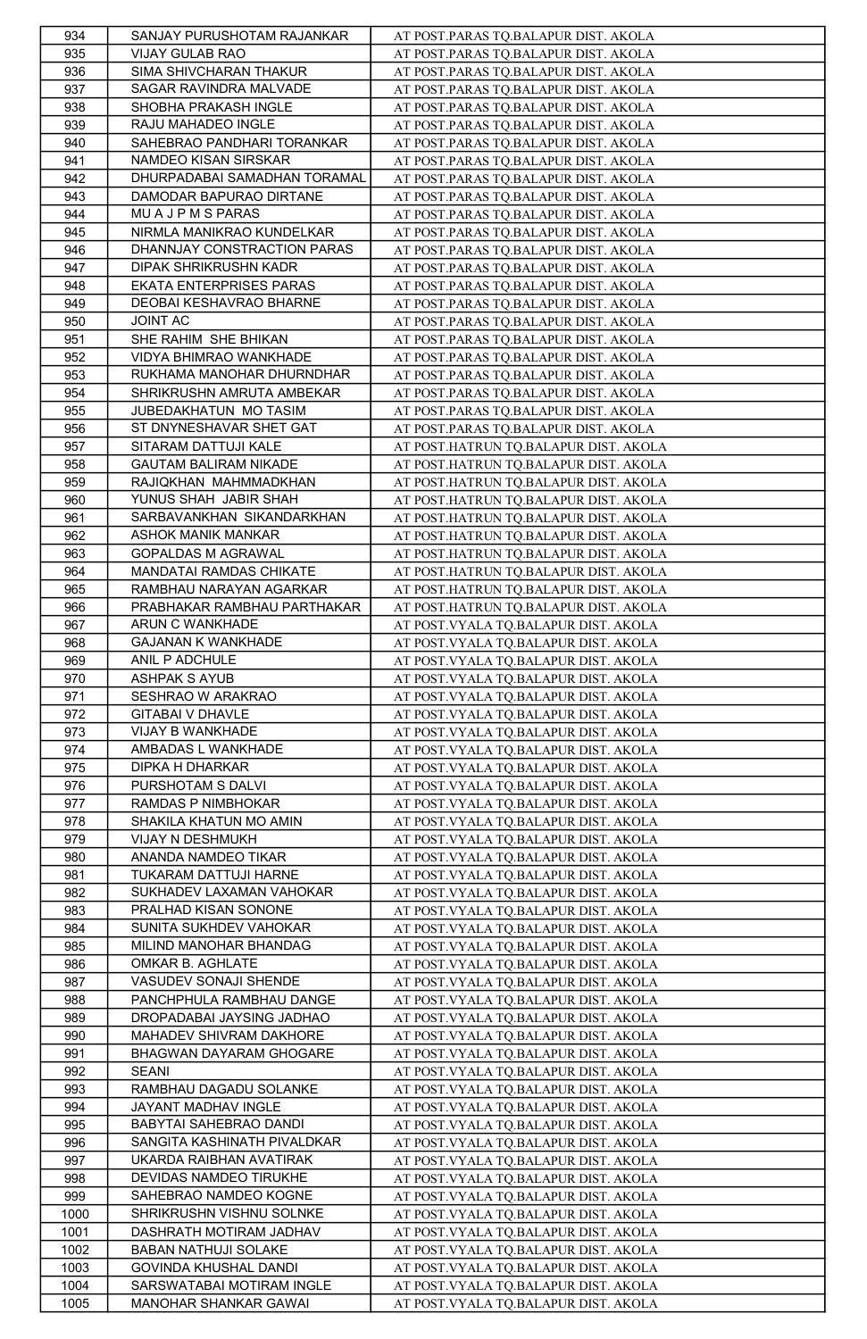| 934 | SANJAY PURUSHOTAM RAJANKAR | AT POST.PARAS TQ.BALAPUR DIST. AKOLA |
|---|---|---|
| 935 | VIJAY GULAB RAO | AT POST.PARAS TQ.BALAPUR DIST. AKOLA |
| 936 | SIMA SHIVCHARAN THAKUR | AT POST.PARAS TQ.BALAPUR DIST. AKOLA |
| 937 | SAGAR RAVINDRA MALVADE | AT POST.PARAS TQ.BALAPUR DIST. AKOLA |
| 938 | SHOBHA PRAKASH INGLE | AT POST.PARAS TQ.BALAPUR DIST. AKOLA |
| 939 | RAJU MAHADEO INGLE | AT POST.PARAS TQ.BALAPUR DIST. AKOLA |
| 940 | SAHEBRAO PANDHARI TORANKAR | AT POST.PARAS TQ.BALAPUR DIST. AKOLA |
| 941 | NAMDEO KISAN SIRSKAR | AT POST.PARAS TQ.BALAPUR DIST. AKOLA |
| 942 | DHURPADABAI SAMADHAN TORAMAL | AT POST.PARAS TQ.BALAPUR DIST. AKOLA |
| 943 | DAMODAR BAPURAO DIRTANE | AT POST.PARAS TQ.BALAPUR DIST. AKOLA |
| 944 | MU A J P M S PARAS | AT POST.PARAS TQ.BALAPUR DIST. AKOLA |
| 945 | NIRMLA MANIKRAO KUNDELKAR | AT POST.PARAS TQ.BALAPUR DIST. AKOLA |
| 946 | DHANNJAY CONSTRACTION PARAS | AT POST.PARAS TQ.BALAPUR DIST. AKOLA |
| 947 | DIPAK SHRIKRUSHN KADR | AT POST.PARAS TQ.BALAPUR DIST. AKOLA |
| 948 | EKATA ENTERPRISES PARAS | AT POST.PARAS TQ.BALAPUR DIST. AKOLA |
| 949 | DEOBAI KESHAVRAO BHARNE | AT POST.PARAS TQ.BALAPUR DIST. AKOLA |
| 950 | JOINT AC | AT POST.PARAS TQ.BALAPUR DIST. AKOLA |
| 951 | SHE RAHIM SHE BHIKAN | AT POST.PARAS TQ.BALAPUR DIST. AKOLA |
| 952 | VIDYA BHIMRAO WANKHADE | AT POST.PARAS TQ.BALAPUR DIST. AKOLA |
| 953 | RUKHAMA MANOHAR DHURNDHAR | AT POST.PARAS TQ.BALAPUR DIST. AKOLA |
| 954 | SHRIKRUSHN AMRUTA AMBEKAR | AT POST.PARAS TQ.BALAPUR DIST. AKOLA |
| 955 | JUBEDAKHATUN MO TASIM | AT POST.PARAS TQ.BALAPUR DIST. AKOLA |
| 956 | ST DNYNESHAVAR SHET GAT | AT POST.PARAS TQ.BALAPUR DIST. AKOLA |
| 957 | SITARAM DATTUJI KALE | AT POST.HATRUN TQ.BALAPUR DIST. AKOLA |
| 958 | GAUTAM BALIRAM NIKADE | AT POST.HATRUN TQ.BALAPUR DIST. AKOLA |
| 959 | RAJIQKHAN MAHMMADKHAN | AT POST.HATRUN TQ.BALAPUR DIST. AKOLA |
| 960 | YUNUS SHAH JABIR SHAH | AT POST.HATRUN TQ.BALAPUR DIST. AKOLA |
| 961 | SARBAVANKHAN SIKANDARKHAN | AT POST.HATRUN TQ.BALAPUR DIST. AKOLA |
| 962 | ASHOK MANIK MANKAR | AT POST.HATRUN TQ.BALAPUR DIST. AKOLA |
| 963 | GOPALDAS M AGRAWAL | AT POST.HATRUN TQ.BALAPUR DIST. AKOLA |
| 964 | MANDATAI RAMDAS CHIKATE | AT POST.HATRUN TQ.BALAPUR DIST. AKOLA |
| 965 | RAMBHAU NARAYAN AGARKAR | AT POST.HATRUN TQ.BALAPUR DIST. AKOLA |
| 966 | PRABHAKAR RAMBHAU PARTHAKAR | AT POST.HATRUN TQ.BALAPUR DIST. AKOLA |
| 967 | ARUN C WANKHADE | AT POST.VYALA TQ.BALAPUR DIST. AKOLA |
| 968 | GAJANAN K WANKHADE | AT POST.VYALA TQ.BALAPUR DIST. AKOLA |
| 969 | ANIL P ADCHULE | AT POST.VYALA TQ.BALAPUR DIST. AKOLA |
| 970 | ASHPAK S AYUB | AT POST.VYALA TQ.BALAPUR DIST. AKOLA |
| 971 | SESHRAO W ARAKRAO | AT POST.VYALA TQ.BALAPUR DIST. AKOLA |
| 972 | GITABAI V DHAVLE | AT POST.VYALA TQ.BALAPUR DIST. AKOLA |
| 973 | VIJAY B WANKHADE | AT POST.VYALA TQ.BALAPUR DIST. AKOLA |
| 974 | AMBADAS L WANKHADE | AT POST.VYALA TQ.BALAPUR DIST. AKOLA |
| 975 | DIPKA H DHARKAR | AT POST.VYALA TQ.BALAPUR DIST. AKOLA |
| 976 | PURSHOTAM S DALVI | AT POST.VYALA TQ.BALAPUR DIST. AKOLA |
| 977 | RAMDAS P NIMBHOKAR | AT POST.VYALA TQ.BALAPUR DIST. AKOLA |
| 978 | SHAKILA KHATUN MO AMIN | AT POST.VYALA TQ.BALAPUR DIST. AKOLA |
| 979 | VIJAY N DESHMUKH | AT POST.VYALA TQ.BALAPUR DIST. AKOLA |
| 980 | ANANDA NAMDEO TIKAR | AT POST.VYALA TQ.BALAPUR DIST. AKOLA |
| 981 | TUKARAM DATTUJI HARNE | AT POST.VYALA TQ.BALAPUR DIST. AKOLA |
| 982 | SUKHADEV LAXAMAN VAHOKAR | AT POST.VYALA TQ.BALAPUR DIST. AKOLA |
| 983 | PRALHAD KISAN SONONE | AT POST.VYALA TQ.BALAPUR DIST. AKOLA |
| 984 | SUNITA SUKHDEV VAHOKAR | AT POST.VYALA TQ.BALAPUR DIST. AKOLA |
| 985 | MILIND MANOHAR BHANDAG | AT POST.VYALA TQ.BALAPUR DIST. AKOLA |
| 986 | OMKAR B. AGHLATE | AT POST.VYALA TQ.BALAPUR DIST. AKOLA |
| 987 | VASUDEV SONAJI SHENDE | AT POST.VYALA TQ.BALAPUR DIST. AKOLA |
| 988 | PANCHPHULA RAMBHAU DANGE | AT POST.VYALA TQ.BALAPUR DIST. AKOLA |
| 989 | DROPADABAI JAYSING JADHAO | AT POST.VYALA TQ.BALAPUR DIST. AKOLA |
| 990 | MAHADEV SHIVRAM DAKHORE | AT POST.VYALA TQ.BALAPUR DIST. AKOLA |
| 991 | BHAGWAN DAYARAM GHOGARE | AT POST.VYALA TQ.BALAPUR DIST. AKOLA |
| 992 | SEANI | AT POST.VYALA TQ.BALAPUR DIST. AKOLA |
| 993 | RAMBHAU DAGADU SOLANKE | AT POST.VYALA TQ.BALAPUR DIST. AKOLA |
| 994 | JAYANT MADHAV INGLE | AT POST.VYALA TQ.BALAPUR DIST. AKOLA |
| 995 | BABYTAI SAHEBRAO DANDI | AT POST.VYALA TQ.BALAPUR DIST. AKOLA |
| 996 | SANGITA KASHINATH PIVALDKAR | AT POST.VYALA TQ.BALAPUR DIST. AKOLA |
| 997 | UKARDA RAIBHAN AVATIRAK | AT POST.VYALA TQ.BALAPUR DIST. AKOLA |
| 998 | DEVIDAS NAMDEO TIRUKHE | AT POST.VYALA TQ.BALAPUR DIST. AKOLA |
| 999 | SAHEBRAO NAMDEO KOGNE | AT POST.VYALA TQ.BALAPUR DIST. AKOLA |
| 1000 | SHRIKRUSHN VISHNU SOLNKE | AT POST.VYALA TQ.BALAPUR DIST. AKOLA |
| 1001 | DASHRATH MOTIRAM JADHAV | AT POST.VYALA TQ.BALAPUR DIST. AKOLA |
| 1002 | BABAN NATHUJI SOLAKE | AT POST.VYALA TQ.BALAPUR DIST. AKOLA |
| 1003 | GOVINDA KHUSHAL DANDI | AT POST.VYALA TQ.BALAPUR DIST. AKOLA |
| 1004 | SARSWATABAI MOTIRAM INGLE | AT POST.VYALA TQ.BALAPUR DIST. AKOLA |
| 1005 | MANOHAR SHANKAR GAWAI | AT POST.VYALA TQ.BALAPUR DIST. AKOLA |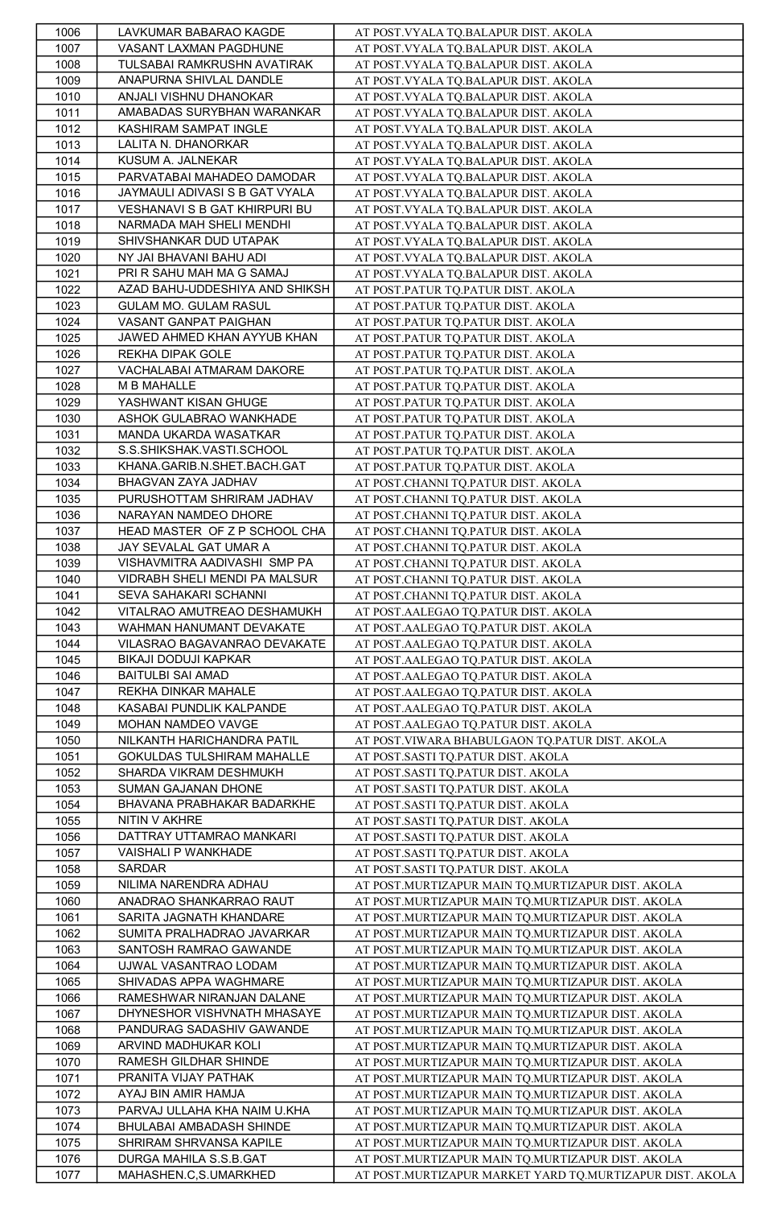| 1006 | LAVKUMAR BABARAO KAGDE | AT POST.VYALA TQ.BALAPUR DIST. AKOLA |
|---|---|---|
| 1007 | VASANT LAXMAN PAGDHUNE | AT POST.VYALA TQ.BALAPUR DIST. AKOLA |
| 1008 | TULSABAI RAMKRUSHN AVATIRAK | AT POST.VYALA TQ.BALAPUR DIST. AKOLA |
| 1009 | ANAPURNA SHIVLAL DANDLE | AT POST.VYALA TQ.BALAPUR DIST. AKOLA |
| 1010 | ANJALI VISHNU DHANOKAR | AT POST.VYALA TQ.BALAPUR DIST. AKOLA |
| 1011 | AMABADAS SURYBHAN WARANKAR | AT POST.VYALA TQ.BALAPUR DIST. AKOLA |
| 1012 | KASHIRAM SAMPAT INGLE | AT POST.VYALA TQ.BALAPUR DIST. AKOLA |
| 1013 | LALITA N. DHANORKAR | AT POST.VYALA TQ.BALAPUR DIST. AKOLA |
| 1014 | KUSUM A. JALNEKAR | AT POST.VYALA TQ.BALAPUR DIST. AKOLA |
| 1015 | PARVATABAI MAHADEO DAMODAR | AT POST.VYALA TQ.BALAPUR DIST. AKOLA |
| 1016 | JAYMAULI ADIVASI S B GAT VYALA | AT POST.VYALA TQ.BALAPUR DIST. AKOLA |
| 1017 | VESHANAVI S B GAT KHIRPURI BU | AT POST.VYALA TQ.BALAPUR DIST. AKOLA |
| 1018 | NARMADA MAH SHELI MENDHI | AT POST.VYALA TQ.BALAPUR DIST. AKOLA |
| 1019 | SHIVSHANKAR DUD UTAPAK | AT POST.VYALA TQ.BALAPUR DIST. AKOLA |
| 1020 | NY JAI BHAVANI BAHU ADI | AT POST.VYALA TQ.BALAPUR DIST. AKOLA |
| 1021 | PRI R SAHU MAH MA G SAMAJ | AT POST.VYALA TQ.BALAPUR DIST. AKOLA |
| 1022 | AZAD BAHU-UDDESHIYA AND SHIKSH | AT POST.PATUR TQ.PATUR DIST. AKOLA |
| 1023 | GULAM MO. GULAM RASUL | AT POST.PATUR TQ.PATUR DIST. AKOLA |
| 1024 | VASANT GANPAT PAIGHAN | AT POST.PATUR TQ.PATUR DIST. AKOLA |
| 1025 | JAWED AHMED KHAN AYYUB KHAN | AT POST.PATUR TQ.PATUR DIST. AKOLA |
| 1026 | REKHA DIPAK GOLE | AT POST.PATUR TQ.PATUR DIST. AKOLA |
| 1027 | VACHALABAI ATMARAM DAKORE | AT POST.PATUR TQ.PATUR DIST. AKOLA |
| 1028 | M B MAHALLE | AT POST.PATUR TQ.PATUR DIST. AKOLA |
| 1029 | YASHWANT KISAN GHUGE | AT POST.PATUR TQ.PATUR DIST. AKOLA |
| 1030 | ASHOK GULABRAO WANKHADE | AT POST.PATUR TQ.PATUR DIST. AKOLA |
| 1031 | MANDA UKARDA WASATKAR | AT POST.PATUR TQ.PATUR DIST. AKOLA |
| 1032 | S.S.SHIKSHAK.VASTI.SCHOOL | AT POST.PATUR TQ.PATUR DIST. AKOLA |
| 1033 | KHANA.GARIB.N.SHET.BACH.GAT | AT POST.PATUR TQ.PATUR DIST. AKOLA |
| 1034 | BHAGVAN ZAYA JADHAV | AT POST.CHANNI TQ.PATUR DIST. AKOLA |
| 1035 | PURUSHOTTAM SHRIRAM JADHAV | AT POST.CHANNI TQ.PATUR DIST. AKOLA |
| 1036 | NARAYAN NAMDEO DHORE | AT POST.CHANNI TQ.PATUR DIST. AKOLA |
| 1037 | HEAD MASTER OF Z P SCHOOL CHA | AT POST.CHANNI TQ.PATUR DIST. AKOLA |
| 1038 | JAY SEVALAL GAT UMAR A | AT POST.CHANNI TQ.PATUR DIST. AKOLA |
| 1039 | VISHAVMITRA AADIVASHI SMP PA | AT POST.CHANNI TQ.PATUR DIST. AKOLA |
| 1040 | VIDRABH SHELI MENDI PA MALSUR | AT POST.CHANNI TQ.PATUR DIST. AKOLA |
| 1041 | SEVA SAHAKARI SCHANNI | AT POST.CHANNI TQ.PATUR DIST. AKOLA |
| 1042 | VITALRAO AMUTREAO DESHAMUKH | AT POST.AALEGAO TQ.PATUR DIST. AKOLA |
| 1043 | WAHMAN HANUMANT DEVAKATE | AT POST.AALEGAO TQ.PATUR DIST. AKOLA |
| 1044 | VILASRAO BAGAVANRAO DEVAKATE | AT POST.AALEGAO TQ.PATUR DIST. AKOLA |
| 1045 | BIKAJI DODUJI KAPKAR | AT POST.AALEGAO TQ.PATUR DIST. AKOLA |
| 1046 | BAITULBI SAI AMAD | AT POST.AALEGAO TQ.PATUR DIST. AKOLA |
| 1047 | REKHA DINKAR MAHALE | AT POST.AALEGAO TQ.PATUR DIST. AKOLA |
| 1048 | KASABAI PUNDLIK KALPANDE | AT POST.AALEGAO TQ.PATUR DIST. AKOLA |
| 1049 | MOHAN NAMDEO VAVGE | AT POST.AALEGAO TQ.PATUR DIST. AKOLA |
| 1050 | NILKANTH HARICHANDRA PATIL | AT POST.VIWARA BHABULGAON TQ.PATUR DIST. AKOLA |
| 1051 | GOKULDAS TULSHIRAM MAHALLE | AT POST.SASTI TQ.PATUR DIST. AKOLA |
| 1052 | SHARDA VIKRAM DESHMUKH | AT POST.SASTI TQ.PATUR DIST. AKOLA |
| 1053 | SUMAN GAJANAN DHONE | AT POST.SASTI TQ.PATUR DIST. AKOLA |
| 1054 | BHAVANA PRABHAKAR BADARKHE | AT POST.SASTI TQ.PATUR DIST. AKOLA |
| 1055 | NITIN V AKHRE | AT POST.SASTI TQ.PATUR DIST. AKOLA |
| 1056 | DATTRAY UTTAMRAO MANKARI | AT POST.SASTI TQ.PATUR DIST. AKOLA |
| 1057 | VAISHALI P WANKHADE | AT POST.SASTI TQ.PATUR DIST. AKOLA |
| 1058 | SARDAR | AT POST.SASTI TQ.PATUR DIST. AKOLA |
| 1059 | NILIMA NARENDRA ADHAU | AT POST.MURTIZAPUR MAIN TQ.MURTIZAPUR DIST. AKOLA |
| 1060 | ANADRAO SHANKARRAO RAUT | AT POST.MURTIZAPUR MAIN TQ.MURTIZAPUR DIST. AKOLA |
| 1061 | SARITA JAGNATH KHANDARE | AT POST.MURTIZAPUR MAIN TQ.MURTIZAPUR DIST. AKOLA |
| 1062 | SUMITA PRALHADRAO JAVARKAR | AT POST.MURTIZAPUR MAIN TQ.MURTIZAPUR DIST. AKOLA |
| 1063 | SANTOSH RAMRAO GAWANDE | AT POST.MURTIZAPUR MAIN TQ.MURTIZAPUR DIST. AKOLA |
| 1064 | UJWAL VASANTRAO LODAM | AT POST.MURTIZAPUR MAIN TQ.MURTIZAPUR DIST. AKOLA |
| 1065 | SHIVADAS APPA WAGHMARE | AT POST.MURTIZAPUR MAIN TQ.MURTIZAPUR DIST. AKOLA |
| 1066 | RAMESHWAR NIRANJAN DALANE | AT POST.MURTIZAPUR MAIN TQ.MURTIZAPUR DIST. AKOLA |
| 1067 | DHYNESHOR VISHVNATH MHASAYE | AT POST.MURTIZAPUR MAIN TQ.MURTIZAPUR DIST. AKOLA |
| 1068 | PANDURAG SADASHIV GAWANDE | AT POST.MURTIZAPUR MAIN TQ.MURTIZAPUR DIST. AKOLA |
| 1069 | ARVIND MADHUKAR KOLI | AT POST.MURTIZAPUR MAIN TQ.MURTIZAPUR DIST. AKOLA |
| 1070 | RAMESH GILDHAR SHINDE | AT POST.MURTIZAPUR MAIN TQ.MURTIZAPUR DIST. AKOLA |
| 1071 | PRANITA VIJAY PATHAK | AT POST.MURTIZAPUR MAIN TQ.MURTIZAPUR DIST. AKOLA |
| 1072 | AYAJ BIN AMIR HAMJA | AT POST.MURTIZAPUR MAIN TQ.MURTIZAPUR DIST. AKOLA |
| 1073 | PARVAJ ULLAHA KHA NAIM U.KHA | AT POST.MURTIZAPUR MAIN TQ.MURTIZAPUR DIST. AKOLA |
| 1074 | BHULABAI AMBADASH SHINDE | AT POST.MURTIZAPUR MAIN TQ.MURTIZAPUR DIST. AKOLA |
| 1075 | SHRIRAM SHRVANSA KAPILE | AT POST.MURTIZAPUR MAIN TQ.MURTIZAPUR DIST. AKOLA |
| 1076 | DURGA MAHILA S.S.B.GAT | AT POST.MURTIZAPUR MAIN TQ.MURTIZAPUR DIST. AKOLA |
| 1077 | MAHASHEN.C,S.UMARKHED | AT POST.MURTIZAPUR MARKET YARD TQ.MURTIZAPUR DIST. AKOLA |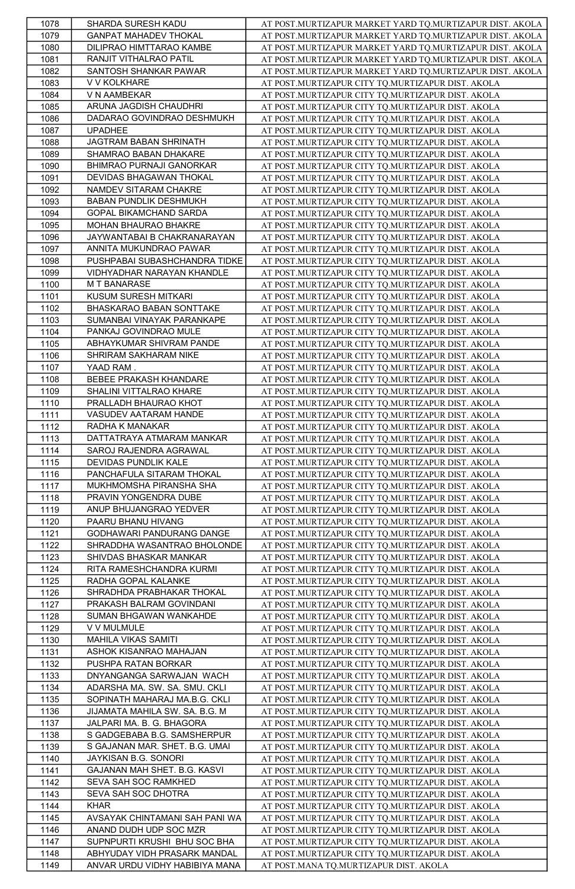| 1078 | SHARDA SURESH KADU | AT POST.MURTIZAPUR MARKET YARD TQ.MURTIZAPUR DIST. AKOLA |
|---|---|---|
| 1079 | GANPAT MAHADEV THOKAL | AT POST.MURTIZAPUR MARKET YARD TQ.MURTIZAPUR DIST. AKOLA |
| 1080 | DILIPRAO HIMTTARAO KAMBE | AT POST.MURTIZAPUR MARKET YARD TQ.MURTIZAPUR DIST. AKOLA |
| 1081 | RANJIT VITHALRAO PATIL | AT POST.MURTIZAPUR MARKET YARD TQ.MURTIZAPUR DIST. AKOLA |
| 1082 | SANTOSH SHANKAR PAWAR | AT POST.MURTIZAPUR MARKET YARD TQ.MURTIZAPUR DIST. AKOLA |
| 1083 | V V KOLKHARE | AT POST.MURTIZAPUR CITY TQ.MURTIZAPUR DIST. AKOLA |
| 1084 | V N AAMBEKAR | AT POST.MURTIZAPUR CITY TQ.MURTIZAPUR DIST. AKOLA |
| 1085 | ARUNA JAGDISH CHAUDHRI | AT POST.MURTIZAPUR CITY TQ.MURTIZAPUR DIST. AKOLA |
| 1086 | DADARAO GOVINDRAO DESHMUKH | AT POST.MURTIZAPUR CITY TQ.MURTIZAPUR DIST. AKOLA |
| 1087 | UPADHEE | AT POST.MURTIZAPUR CITY TQ.MURTIZAPUR DIST. AKOLA |
| 1088 | JAGTRAM BABAN SHRINATH | AT POST.MURTIZAPUR CITY TQ.MURTIZAPUR DIST. AKOLA |
| 1089 | SHAMRAO BABAN DHAKARE | AT POST.MURTIZAPUR CITY TQ.MURTIZAPUR DIST. AKOLA |
| 1090 | BHIMRAO PURNAJI GANORKAR | AT POST.MURTIZAPUR CITY TQ.MURTIZAPUR DIST. AKOLA |
| 1091 | DEVIDAS BHAGAWAN THOKAL | AT POST.MURTIZAPUR CITY TQ.MURTIZAPUR DIST. AKOLA |
| 1092 | NAMDEV SITARAM CHAKRE | AT POST.MURTIZAPUR CITY TQ.MURTIZAPUR DIST. AKOLA |
| 1093 | BABAN PUNDLIK DESHMUKH | AT POST.MURTIZAPUR CITY TQ.MURTIZAPUR DIST. AKOLA |
| 1094 | GOPAL BIKAMCHAND SARDA | AT POST.MURTIZAPUR CITY TQ.MURTIZAPUR DIST. AKOLA |
| 1095 | MOHAN BHAURAO BHAKRE | AT POST.MURTIZAPUR CITY TQ.MURTIZAPUR DIST. AKOLA |
| 1096 | JAYWANTABAI B CHAKRANARAYAN | AT POST.MURTIZAPUR CITY TQ.MURTIZAPUR DIST. AKOLA |
| 1097 | ANNITA MUKUNDRAO PAWAR | AT POST.MURTIZAPUR CITY TQ.MURTIZAPUR DIST. AKOLA |
| 1098 | PUSHPABAI SUBASHCHANDRA TIDKE | AT POST.MURTIZAPUR CITY TQ.MURTIZAPUR DIST. AKOLA |
| 1099 | VIDHYADHAR NARAYAN KHANDLE | AT POST.MURTIZAPUR CITY TQ.MURTIZAPUR DIST. AKOLA |
| 1100 | M T BANARASE | AT POST.MURTIZAPUR CITY TQ.MURTIZAPUR DIST. AKOLA |
| 1101 | KUSUM SURESH MITKARI | AT POST.MURTIZAPUR CITY TQ.MURTIZAPUR DIST. AKOLA |
| 1102 | BHASKARAO BABAN SONTTAKE | AT POST.MURTIZAPUR CITY TQ.MURTIZAPUR DIST. AKOLA |
| 1103 | SUMANBAI VINAYAK PARANKAPE | AT POST.MURTIZAPUR CITY TQ.MURTIZAPUR DIST. AKOLA |
| 1104 | PANKAJ GOVINDRAO MULE | AT POST.MURTIZAPUR CITY TQ.MURTIZAPUR DIST. AKOLA |
| 1105 | ABHAYKUMAR SHIVRAM PANDE | AT POST.MURTIZAPUR CITY TQ.MURTIZAPUR DIST. AKOLA |
| 1106 | SHRIRAM SAKHARAM NIKE | AT POST.MURTIZAPUR CITY TQ.MURTIZAPUR DIST. AKOLA |
| 1107 | YAAD RAM . | AT POST.MURTIZAPUR CITY TQ.MURTIZAPUR DIST. AKOLA |
| 1108 | BEBEE PRAKASH KHANDARE | AT POST.MURTIZAPUR CITY TQ.MURTIZAPUR DIST. AKOLA |
| 1109 | SHALINI VITTALRAO KHARE | AT POST.MURTIZAPUR CITY TQ.MURTIZAPUR DIST. AKOLA |
| 1110 | PRALLADH BHAURAO KHOT | AT POST.MURTIZAPUR CITY TQ.MURTIZAPUR DIST. AKOLA |
| 1111 | VASUDEV AATARAM HANDE | AT POST.MURTIZAPUR CITY TQ.MURTIZAPUR DIST. AKOLA |
| 1112 | RADHA K MANAKAR | AT POST.MURTIZAPUR CITY TQ.MURTIZAPUR DIST. AKOLA |
| 1113 | DATTATRAYA ATMARAM MANKAR | AT POST.MURTIZAPUR CITY TQ.MURTIZAPUR DIST. AKOLA |
| 1114 | SAROJ RAJENDRA AGRAWAL | AT POST.MURTIZAPUR CITY TQ.MURTIZAPUR DIST. AKOLA |
| 1115 | DEVIDAS PUNDLIK KALE | AT POST.MURTIZAPUR CITY TQ.MURTIZAPUR DIST. AKOLA |
| 1116 | PANCHAFULA SITARAM THOKAL | AT POST.MURTIZAPUR CITY TQ.MURTIZAPUR DIST. AKOLA |
| 1117 | MUKHMOMSHA PIRANSHA SHA | AT POST.MURTIZAPUR CITY TQ.MURTIZAPUR DIST. AKOLA |
| 1118 | PRAVIN YONGENDRA DUBE | AT POST.MURTIZAPUR CITY TQ.MURTIZAPUR DIST. AKOLA |
| 1119 | ANUP BHUJANGRAO YEDVER | AT POST.MURTIZAPUR CITY TQ.MURTIZAPUR DIST. AKOLA |
| 1120 | PAARU BHANU HIVANG | AT POST.MURTIZAPUR CITY TQ.MURTIZAPUR DIST. AKOLA |
| 1121 | GODHAWARI PANDURANG DANGE | AT POST.MURTIZAPUR CITY TQ.MURTIZAPUR DIST. AKOLA |
| 1122 | SHRADDHA WASANTRAO BHOLONDE | AT POST.MURTIZAPUR CITY TQ.MURTIZAPUR DIST. AKOLA |
| 1123 | SHIVDAS BHASKAR MANKAR | AT POST.MURTIZAPUR CITY TQ.MURTIZAPUR DIST. AKOLA |
| 1124 | RITA RAMESHCHANDRA KURMI | AT POST.MURTIZAPUR CITY TQ.MURTIZAPUR DIST. AKOLA |
| 1125 | RADHA GOPAL KALANKE | AT POST.MURTIZAPUR CITY TQ.MURTIZAPUR DIST. AKOLA |
| 1126 | SHRADHDA PRABHAKAR THOKAL | AT POST.MURTIZAPUR CITY TQ.MURTIZAPUR DIST. AKOLA |
| 1127 | PRAKASH BALRAM GOVINDANI | AT POST.MURTIZAPUR CITY TQ.MURTIZAPUR DIST. AKOLA |
| 1128 | SUMAN BHGAWAN WANKAHDE | AT POST.MURTIZAPUR CITY TQ.MURTIZAPUR DIST. AKOLA |
| 1129 | V V MULMULE | AT POST.MURTIZAPUR CITY TQ.MURTIZAPUR DIST. AKOLA |
| 1130 | MAHILA VIKAS SAMITI | AT POST.MURTIZAPUR CITY TQ.MURTIZAPUR DIST. AKOLA |
| 1131 | ASHOK KISANRAO MAHAJAN | AT POST.MURTIZAPUR CITY TQ.MURTIZAPUR DIST. AKOLA |
| 1132 | PUSHPA RATAN BORKAR | AT POST.MURTIZAPUR CITY TQ.MURTIZAPUR DIST. AKOLA |
| 1133 | DNYANGANGA SARWAJAN WACH | AT POST.MURTIZAPUR CITY TQ.MURTIZAPUR DIST. AKOLA |
| 1134 | ADARSHA MA. SW. SA. SMU. CKLI | AT POST.MURTIZAPUR CITY TQ.MURTIZAPUR DIST. AKOLA |
| 1135 | SOPINATH MAHARAJ MA.B.G. CKLI | AT POST.MURTIZAPUR CITY TQ.MURTIZAPUR DIST. AKOLA |
| 1136 | JIJAMATA MAHILA SW. SA. B.G. M | AT POST.MURTIZAPUR CITY TQ.MURTIZAPUR DIST. AKOLA |
| 1137 | JALPARI MA. B. G. BHAGORA | AT POST.MURTIZAPUR CITY TQ.MURTIZAPUR DIST. AKOLA |
| 1138 | S GADGEBABA B.G. SAMSHERPUR | AT POST.MURTIZAPUR CITY TQ.MURTIZAPUR DIST. AKOLA |
| 1139 | S GAJANAN MAR. SHET. B.G. UMAI | AT POST.MURTIZAPUR CITY TQ.MURTIZAPUR DIST. AKOLA |
| 1140 | JAYKISAN B.G. SONORI | AT POST.MURTIZAPUR CITY TQ.MURTIZAPUR DIST. AKOLA |
| 1141 | GAJANAN MAH SHET. B.G. KASVI | AT POST.MURTIZAPUR CITY TQ.MURTIZAPUR DIST. AKOLA |
| 1142 | SEVA SAH SOC RAMKHED | AT POST.MURTIZAPUR CITY TQ.MURTIZAPUR DIST. AKOLA |
| 1143 | SEVA SAH SOC DHOTRA | AT POST.MURTIZAPUR CITY TQ.MURTIZAPUR DIST. AKOLA |
| 1144 | KHAR | AT POST.MURTIZAPUR CITY TQ.MURTIZAPUR DIST. AKOLA |
| 1145 | AVSAYAK CHINTAMANI SAH PANI WA | AT POST.MURTIZAPUR CITY TQ.MURTIZAPUR DIST. AKOLA |
| 1146 | ANAND DUDH UDP SOC MZR | AT POST.MURTIZAPUR CITY TQ.MURTIZAPUR DIST. AKOLA |
| 1147 | SUPNPURTI KRUSHI BHU SOC BHA | AT POST.MURTIZAPUR CITY TQ.MURTIZAPUR DIST. AKOLA |
| 1148 | ABHYUDAY VIDH PRASARK MANDAL | AT POST.MURTIZAPUR CITY TQ.MURTIZAPUR DIST. AKOLA |
| 1149 | ANVAR URDU VIDHY HABIBIYA MANA | AT POST.MANA TQ.MURTIZAPUR DIST. AKOLA |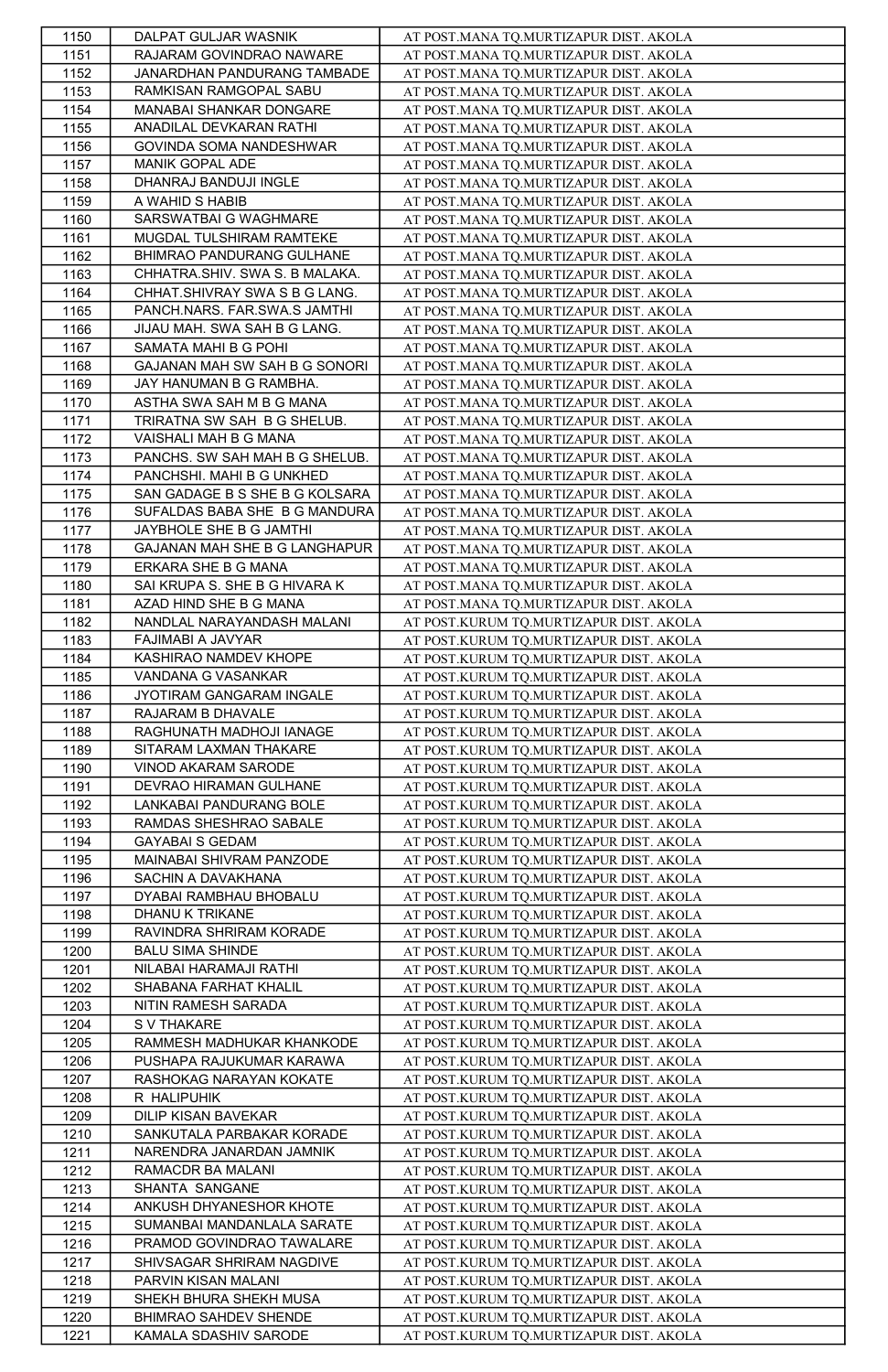| 1150 | DALPAT GULJAR WASNIK | AT POST.MANA TQ.MURTIZAPUR DIST. AKOLA |
|---|---|---|
| 1151 | RAJARAM GOVINDRAO NAWARE | AT POST.MANA TQ.MURTIZAPUR DIST. AKOLA |
| 1152 | JANARDHAN PANDURANG TAMBADE | AT POST.MANA TQ.MURTIZAPUR DIST. AKOLA |
| 1153 | RAMKISAN RAMGOPAL SABU | AT POST.MANA TQ.MURTIZAPUR DIST. AKOLA |
| 1154 | MANABAI SHANKAR DONGARE | AT POST.MANA TQ.MURTIZAPUR DIST. AKOLA |
| 1155 | ANADILAL DEVKARAN RATHI | AT POST.MANA TQ.MURTIZAPUR DIST. AKOLA |
| 1156 | GOVINDA SOMA NANDESHWAR | AT POST.MANA TQ.MURTIZAPUR DIST. AKOLA |
| 1157 | MANIK GOPAL ADE | AT POST.MANA TQ.MURTIZAPUR DIST. AKOLA |
| 1158 | DHANRAJ BANDUJI INGLE | AT POST.MANA TQ.MURTIZAPUR DIST. AKOLA |
| 1159 | A WAHID S HABIB | AT POST.MANA TQ.MURTIZAPUR DIST. AKOLA |
| 1160 | SARSWATBAI G WAGHMARE | AT POST.MANA TQ.MURTIZAPUR DIST. AKOLA |
| 1161 | MUGDAL TULSHIRAM RAMTEKE | AT POST.MANA TQ.MURTIZAPUR DIST. AKOLA |
| 1162 | BHIMRAO PANDURANG GULHANE | AT POST.MANA TQ.MURTIZAPUR DIST. AKOLA |
| 1163 | CHHATRA.SHIV. SWA S. B MALAKA. | AT POST.MANA TQ.MURTIZAPUR DIST. AKOLA |
| 1164 | CHHAT.SHIVRAY SWA S B G LANG. | AT POST.MANA TQ.MURTIZAPUR DIST. AKOLA |
| 1165 | PANCH.NARS. FAR.SWA.S JAMTHI | AT POST.MANA TQ.MURTIZAPUR DIST. AKOLA |
| 1166 | JIJAU MAH. SWA SAH B G LANG. | AT POST.MANA TQ.MURTIZAPUR DIST. AKOLA |
| 1167 | SAMATA MAHI B G POHI | AT POST.MANA TQ.MURTIZAPUR DIST. AKOLA |
| 1168 | GAJANAN MAH SW SAH B G SONORI | AT POST.MANA TQ.MURTIZAPUR DIST. AKOLA |
| 1169 | JAY HANUMAN B G RAMBHA. | AT POST.MANA TQ.MURTIZAPUR DIST. AKOLA |
| 1170 | ASTHA SWA SAH M B G MANA | AT POST.MANA TQ.MURTIZAPUR DIST. AKOLA |
| 1171 | TRIRATNA SW SAH B G SHELUB. | AT POST.MANA TQ.MURTIZAPUR DIST. AKOLA |
| 1172 | VAISHALI MAH B G MANA | AT POST.MANA TQ.MURTIZAPUR DIST. AKOLA |
| 1173 | PANCHS. SW SAH MAH B G SHELUB. | AT POST.MANA TQ.MURTIZAPUR DIST. AKOLA |
| 1174 | PANCHSHI. MAHI B G UNKHED | AT POST.MANA TQ.MURTIZAPUR DIST. AKOLA |
| 1175 | SAN GADAGE B S SHE B G KOLSARA | AT POST.MANA TQ.MURTIZAPUR DIST. AKOLA |
| 1176 | SUFALDAS BABA SHE B G MANDURA | AT POST.MANA TQ.MURTIZAPUR DIST. AKOLA |
| 1177 | JAYBHOLE SHE B G JAMTHI | AT POST.MANA TQ.MURTIZAPUR DIST. AKOLA |
| 1178 | GAJANAN MAH SHE B G LANGHAPUR | AT POST.MANA TQ.MURTIZAPUR DIST. AKOLA |
| 1179 | ERKARA SHE B G MANA | AT POST.MANA TQ.MURTIZAPUR DIST. AKOLA |
| 1180 | SAI KRUPA S. SHE B G HIVARA K | AT POST.MANA TQ.MURTIZAPUR DIST. AKOLA |
| 1181 | AZAD HIND SHE B G MANA | AT POST.MANA TQ.MURTIZAPUR DIST. AKOLA |
| 1182 | NANDLAL NARAYANDASH MALANI | AT POST.KURUM TQ.MURTIZAPUR DIST. AKOLA |
| 1183 | FAJIMABI A JAVYAR | AT POST.KURUM TQ.MURTIZAPUR DIST. AKOLA |
| 1184 | KASHIRAO NAMDEV KHOPE | AT POST.KURUM TQ.MURTIZAPUR DIST. AKOLA |
| 1185 | VANDANA G VASANKAR | AT POST.KURUM TQ.MURTIZAPUR DIST. AKOLA |
| 1186 | JYOTIRAM GANGARAM INGALE | AT POST.KURUM TQ.MURTIZAPUR DIST. AKOLA |
| 1187 | RAJARAM B DHAVALE | AT POST.KURUM TQ.MURTIZAPUR DIST. AKOLA |
| 1188 | RAGHUNATH MADHOJI IANAGE | AT POST.KURUM TQ.MURTIZAPUR DIST. AKOLA |
| 1189 | SITARAM LAXMAN THAKARE | AT POST.KURUM TQ.MURTIZAPUR DIST. AKOLA |
| 1190 | VINOD AKARAM SARODE | AT POST.KURUM TQ.MURTIZAPUR DIST. AKOLA |
| 1191 | DEVRAO HIRAMAN GULHANE | AT POST.KURUM TQ.MURTIZAPUR DIST. AKOLA |
| 1192 | LANKABAI PANDURANG BOLE | AT POST.KURUM TQ.MURTIZAPUR DIST. AKOLA |
| 1193 | RAMDAS SHESHRAO SABALE | AT POST.KURUM TQ.MURTIZAPUR DIST. AKOLA |
| 1194 | GAYABAI S GEDAM | AT POST.KURUM TQ.MURTIZAPUR DIST. AKOLA |
| 1195 | MAINABAI SHIVRAM PANZODE | AT POST.KURUM TQ.MURTIZAPUR DIST. AKOLA |
| 1196 | SACHIN A DAVAKHANA | AT POST.KURUM TQ.MURTIZAPUR DIST. AKOLA |
| 1197 | DYABAI RAMBHAU BHOBALU | AT POST.KURUM TQ.MURTIZAPUR DIST. AKOLA |
| 1198 | DHANU K TRIKANE | AT POST.KURUM TQ.MURTIZAPUR DIST. AKOLA |
| 1199 | RAVINDRA SHRIRAM KORADE | AT POST.KURUM TQ.MURTIZAPUR DIST. AKOLA |
| 1200 | BALU SIMA SHINDE | AT POST.KURUM TQ.MURTIZAPUR DIST. AKOLA |
| 1201 | NILABAI HARAMAJI RATHI | AT POST.KURUM TQ.MURTIZAPUR DIST. AKOLA |
| 1202 | SHABANA FARHAT KHALIL | AT POST.KURUM TQ.MURTIZAPUR DIST. AKOLA |
| 1203 | NITIN RAMESH SARADA | AT POST.KURUM TQ.MURTIZAPUR DIST. AKOLA |
| 1204 | S V THAKARE | AT POST.KURUM TQ.MURTIZAPUR DIST. AKOLA |
| 1205 | RAMMESH MADHUKAR KHANKODE | AT POST.KURUM TQ.MURTIZAPUR DIST. AKOLA |
| 1206 | PUSHAPA RAJUKUMAR KARAWA | AT POST.KURUM TQ.MURTIZAPUR DIST. AKOLA |
| 1207 | RASHOKAG NARAYAN KOKATE | AT POST.KURUM TQ.MURTIZAPUR DIST. AKOLA |
| 1208 | R HALIPUHIK | AT POST.KURUM TQ.MURTIZAPUR DIST. AKOLA |
| 1209 | DILIP KISAN BAVEKAR | AT POST.KURUM TQ.MURTIZAPUR DIST. AKOLA |
| 1210 | SANKUTALA PARBAKAR KORADE | AT POST.KURUM TQ.MURTIZAPUR DIST. AKOLA |
| 1211 | NARENDRA JANARDAN JAMNIK | AT POST.KURUM TQ.MURTIZAPUR DIST. AKOLA |
| 1212 | RAMACDR BA MALANI | AT POST.KURUM TQ.MURTIZAPUR DIST. AKOLA |
| 1213 | SHANTA SANGANE | AT POST.KURUM TQ.MURTIZAPUR DIST. AKOLA |
| 1214 | ANKUSH DHYANESHOR KHOTE | AT POST.KURUM TQ.MURTIZAPUR DIST. AKOLA |
| 1215 | SUMANBAI MANDANLALA SARATE | AT POST.KURUM TQ.MURTIZAPUR DIST. AKOLA |
| 1216 | PRAMOD GOVINDRAO TAWALARE | AT POST.KURUM TQ.MURTIZAPUR DIST. AKOLA |
| 1217 | SHIVSAGAR SHRIRAM NAGDIVE | AT POST.KURUM TQ.MURTIZAPUR DIST. AKOLA |
| 1218 | PARVIN KISAN MALANI | AT POST.KURUM TQ.MURTIZAPUR DIST. AKOLA |
| 1219 | SHEKH BHURA SHEKH MUSA | AT POST.KURUM TQ.MURTIZAPUR DIST. AKOLA |
| 1220 | BHIMRAO SAHDEV SHENDE | AT POST.KURUM TQ.MURTIZAPUR DIST. AKOLA |
| 1221 | KAMALA SDASHIV SARODE | AT POST.KURUM TQ.MURTIZAPUR DIST. AKOLA |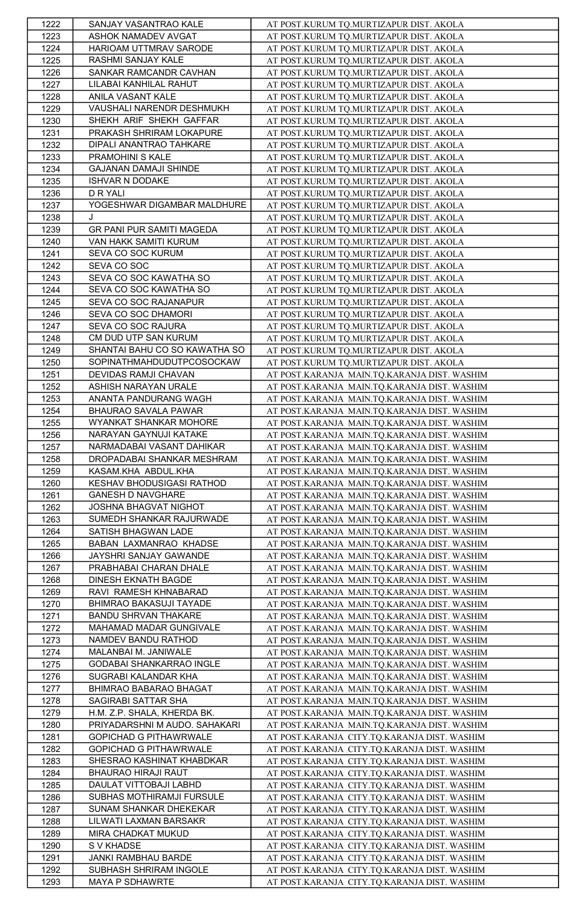| 1222 | SANJAY VASANTRAO KALE | AT POST.KURUM TQ.MURTIZAPUR DIST. AKOLA |
|---|---|---|
| 1223 | ASHOK NAMADEV AVGAT | AT POST.KURUM TQ.MURTIZAPUR DIST. AKOLA |
| 1224 | HARIOAM UTTMRAV SARODE | AT POST.KURUM TQ.MURTIZAPUR DIST. AKOLA |
| 1225 | RASHMI SANJAY KALE | AT POST.KURUM TQ.MURTIZAPUR DIST. AKOLA |
| 1226 | SANKAR RAMCANDR CAVHAN | AT POST.KURUM TQ.MURTIZAPUR DIST. AKOLA |
| 1227 | LILABAI KANHILAL RAHUT | AT POST.KURUM TQ.MURTIZAPUR DIST. AKOLA |
| 1228 | ANILA VASANT KALE | AT POST.KURUM TQ.MURTIZAPUR DIST. AKOLA |
| 1229 | VAUSHALI NARENDR DESHMUKH | AT POST.KURUM TQ.MURTIZAPUR DIST. AKOLA |
| 1230 | SHEKH ARIF SHEKH GAFFAR | AT POST.KURUM TQ.MURTIZAPUR DIST. AKOLA |
| 1231 | PRAKASH SHRIRAM LOKAPURE | AT POST.KURUM TQ.MURTIZAPUR DIST. AKOLA |
| 1232 | DIPALI ANANTRAO TAHKARE | AT POST.KURUM TQ.MURTIZAPUR DIST. AKOLA |
| 1233 | PRAMOHINI S KALE | AT POST.KURUM TQ.MURTIZAPUR DIST. AKOLA |
| 1234 | GAJANAN DAMAJI SHINDE | AT POST.KURUM TQ.MURTIZAPUR DIST. AKOLA |
| 1235 | ISHVAR N DODAKE | AT POST.KURUM TQ.MURTIZAPUR DIST. AKOLA |
| 1236 | D R YALI | AT POST.KURUM TQ.MURTIZAPUR DIST. AKOLA |
| 1237 | YOGESHWAR DIGAMBAR MALDHURE | AT POST.KURUM TQ.MURTIZAPUR DIST. AKOLA |
| 1238 | J | AT POST.KURUM TQ.MURTIZAPUR DIST. AKOLA |
| 1239 | GR PANI PUR SAMITI MAGEDA | AT POST.KURUM TQ.MURTIZAPUR DIST. AKOLA |
| 1240 | VAN HAKK SAMITI KURUM | AT POST.KURUM TQ.MURTIZAPUR DIST. AKOLA |
| 1241 | SEVA CO SOC KURUM | AT POST.KURUM TQ.MURTIZAPUR DIST. AKOLA |
| 1242 | SEVA CO SOC | AT POST.KURUM TQ.MURTIZAPUR DIST. AKOLA |
| 1243 | SEVA CO SOC KAWATHA SO | AT POST.KURUM TQ.MURTIZAPUR DIST. AKOLA |
| 1244 | SEVA CO SOC KAWATHA SO | AT POST.KURUM TQ.MURTIZAPUR DIST. AKOLA |
| 1245 | SEVA CO SOC RAJANAPUR | AT POST.KURUM TQ.MURTIZAPUR DIST. AKOLA |
| 1246 | SEVA CO SOC DHAMORI | AT POST.KURUM TQ.MURTIZAPUR DIST. AKOLA |
| 1247 | SEVA CO SOC RAJURA | AT POST.KURUM TQ.MURTIZAPUR DIST. AKOLA |
| 1248 | CM DUD UTP SAN KURUM | AT POST.KURUM TQ.MURTIZAPUR DIST. AKOLA |
| 1249 | SHANTAI BAHU CO SO KAWATHA SO | AT POST.KURUM TQ.MURTIZAPUR DIST. AKOLA |
| 1250 | SOPINATHMAHDUDUTPCOSOCKAW | AT POST.KURUM TQ.MURTIZAPUR DIST. AKOLA |
| 1251 | DEVIDAS RAMJI CHAVAN | AT POST.KARANJA MAIN.TQ.KARANJA DIST. WASHIM |
| 1252 | ASHISH NARAYAN URALE | AT POST.KARANJA MAIN.TQ.KARANJA DIST. WASHIM |
| 1253 | ANANTA PANDURANG WAGH | AT POST.KARANJA MAIN.TQ.KARANJA DIST. WASHIM |
| 1254 | BHAURAO SAVALA PAWAR | AT POST.KARANJA MAIN.TQ.KARANJA DIST. WASHIM |
| 1255 | WYANKAT SHANKAR MOHORE | AT POST.KARANJA MAIN.TQ.KARANJA DIST. WASHIM |
| 1256 | NARAYAN GAYNUJI KATAKE | AT POST.KARANJA MAIN.TQ.KARANJA DIST. WASHIM |
| 1257 | NARMADABAI VASANT DAHIKAR | AT POST.KARANJA MAIN.TQ.KARANJA DIST. WASHIM |
| 1258 | DROPADABAI SHANKAR MESHRAM | AT POST.KARANJA MAIN.TQ.KARANJA DIST. WASHIM |
| 1259 | KASAM.KHA ABDUL.KHA | AT POST.KARANJA MAIN.TQ.KARANJA DIST. WASHIM |
| 1260 | KESHAV BHODUSIGASI RATHOD | AT POST.KARANJA MAIN.TQ.KARANJA DIST. WASHIM |
| 1261 | GANESH D NAVGHARE | AT POST.KARANJA MAIN.TQ.KARANJA DIST. WASHIM |
| 1262 | JOSHNA BHAGVAT NIGHOT | AT POST.KARANJA MAIN.TQ.KARANJA DIST. WASHIM |
| 1263 | SUMEDH SHANKAR RAJURWADE | AT POST.KARANJA MAIN.TQ.KARANJA DIST. WASHIM |
| 1264 | SATISH BHAGWAN LADE | AT POST.KARANJA MAIN.TQ.KARANJA DIST. WASHIM |
| 1265 | BABAN LAXMANRAO KHADSE | AT POST.KARANJA MAIN.TQ.KARANJA DIST. WASHIM |
| 1266 | JAYSHRI SANJAY GAWANDE | AT POST.KARANJA MAIN.TQ.KARANJA DIST. WASHIM |
| 1267 | PRABHABAI CHARAN DHALE | AT POST.KARANJA MAIN.TQ.KARANJA DIST. WASHIM |
| 1268 | DINESH EKNATH BAGDE | AT POST.KARANJA MAIN.TQ.KARANJA DIST. WASHIM |
| 1269 | RAVI RAMESH KHNABARAD | AT POST.KARANJA MAIN.TQ.KARANJA DIST. WASHIM |
| 1270 | BHIMRAO BAKASUJI TAYADE | AT POST.KARANJA MAIN.TQ.KARANJA DIST. WASHIM |
| 1271 | BANDU SHRVAN THAKARE | AT POST.KARANJA MAIN.TQ.KARANJA DIST. WASHIM |
| 1272 | MAHAMAD MADAR GUNGIVALE | AT POST.KARANJA MAIN.TQ.KARANJA DIST. WASHIM |
| 1273 | NAMDEV BANDU RATHOD | AT POST.KARANJA MAIN.TQ.KARANJA DIST. WASHIM |
| 1274 | MALANBAI M. JANIWALE | AT POST.KARANJA MAIN.TQ.KARANJA DIST. WASHIM |
| 1275 | GODABAI SHANKARRAO INGLE | AT POST.KARANJA MAIN.TQ.KARANJA DIST. WASHIM |
| 1276 | SUGRABI KALANDAR KHA | AT POST.KARANJA MAIN.TQ.KARANJA DIST. WASHIM |
| 1277 | BHIMRAO BABARAO BHAGAT | AT POST.KARANJA MAIN.TQ.KARANJA DIST. WASHIM |
| 1278 | SAGIRABI SATTAR SHA | AT POST.KARANJA MAIN.TQ.KARANJA DIST. WASHIM |
| 1279 | H.M. Z.P. SHALA, KHERDA BK. | AT POST.KARANJA MAIN.TQ.KARANJA DIST. WASHIM |
| 1280 | PRIYADARSHNI M AUDO. SAHAKARI | AT POST.KARANJA MAIN.TQ.KARANJA DIST. WASHIM |
| 1281 | GOPICHAD G PITHAWRWALE | AT POST.KARANJA CITY.TQ.KARANJA DIST. WASHIM |
| 1282 | GOPICHAD G PITHAWRWALE | AT POST.KARANJA CITY.TQ.KARANJA DIST. WASHIM |
| 1283 | SHESRAO KASHINAT KHABDKAR | AT POST.KARANJA CITY.TQ.KARANJA DIST. WASHIM |
| 1284 | BHAURAO HIRAJI RAUT | AT POST.KARANJA CITY.TQ.KARANJA DIST. WASHIM |
| 1285 | DAULAT VITTOBAJI LABHD | AT POST.KARANJA CITY.TQ.KARANJA DIST. WASHIM |
| 1286 | SUBHAS MOTHIRAMJI FURSULE | AT POST.KARANJA CITY.TQ.KARANJA DIST. WASHIM |
| 1287 | SUNAM SHANKAR DHEKEKAR | AT POST.KARANJA CITY.TQ.KARANJA DIST. WASHIM |
| 1288 | LILWATI LAXMAN BARSAKR | AT POST.KARANJA CITY.TQ.KARANJA DIST. WASHIM |
| 1289 | MIRA CHADKAT MUKUD | AT POST.KARANJA CITY.TQ.KARANJA DIST. WASHIM |
| 1290 | S V KHADSE | AT POST.KARANJA CITY.TQ.KARANJA DIST. WASHIM |
| 1291 | JANKI RAMBHAU BARDE | AT POST.KARANJA CITY.TQ.KARANJA DIST. WASHIM |
| 1292 | SUBHASH SHRIRAM INGOLE | AT POST.KARANJA CITY.TQ.KARANJA DIST. WASHIM |
| 1293 | MAYA P SDHAWRTE | AT POST.KARANJA CITY.TQ.KARANJA DIST. WASHIM |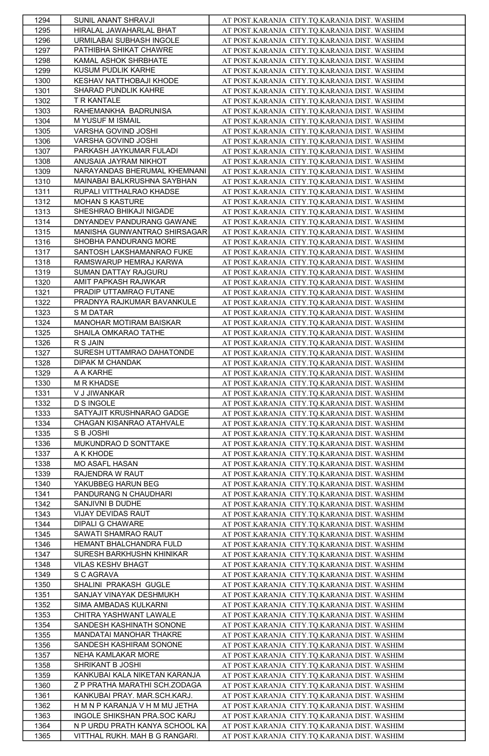| 1294 | SUNIL ANANT SHRAVJI | AT POST.KARANJA CITY.TQ.KARANJA DIST. WASHIM |
|---|---|---|
| 1295 | HIRALAL JAWAHARLAL BHAT | AT POST.KARANJA CITY.TQ.KARANJA DIST. WASHIM |
| 1296 | URMILABAI SUBHASH INGOLE | AT POST.KARANJA CITY.TQ.KARANJA DIST. WASHIM |
| 1297 | PATHIBHA SHIKAT CHAWRE | AT POST.KARANJA CITY.TQ.KARANJA DIST. WASHIM |
| 1298 | KAMAL ASHOK SHRBHATE | AT POST.KARANJA CITY.TQ.KARANJA DIST. WASHIM |
| 1299 | KUSUM PUDLIK KARHE | AT POST.KARANJA CITY.TQ.KARANJA DIST. WASHIM |
| 1300 | KESHAV NATTHOBAJI KHODE | AT POST.KARANJA CITY.TQ.KARANJA DIST. WASHIM |
| 1301 | SHARAD PUNDLIK KAHRE | AT POST.KARANJA CITY.TQ.KARANJA DIST. WASHIM |
| 1302 | T R KANTALE | AT POST.KARANJA CITY.TQ.KARANJA DIST. WASHIM |
| 1303 | RAHEMANKHA BADRUNISA | AT POST.KARANJA CITY.TQ.KARANJA DIST. WASHIM |
| 1304 | M YUSUF M ISMAIL | AT POST.KARANJA CITY.TQ.KARANJA DIST. WASHIM |
| 1305 | VARSHA GOVIND JOSHI | AT POST.KARANJA CITY.TQ.KARANJA DIST. WASHIM |
| 1306 | VARSHA GOVIND JOSHI | AT POST.KARANJA CITY.TQ.KARANJA DIST. WASHIM |
| 1307 | PARKASH JAYKUMAR FULADI | AT POST.KARANJA CITY.TQ.KARANJA DIST. WASHIM |
| 1308 | ANUSAIA JAYRAM NIKHOT | AT POST.KARANJA CITY.TQ.KARANJA DIST. WASHIM |
| 1309 | NARAYANDAS BHERUMAL KHEMNANI | AT POST.KARANJA CITY.TQ.KARANJA DIST. WASHIM |
| 1310 | MAINABAI BALKRUSHNA SAYBHAN | AT POST.KARANJA CITY.TQ.KARANJA DIST. WASHIM |
| 1311 | RUPALI VITTHALRAO KHADSE | AT POST.KARANJA CITY.TQ.KARANJA DIST. WASHIM |
| 1312 | MOHAN S KASTURE | AT POST.KARANJA CITY.TQ.KARANJA DIST. WASHIM |
| 1313 | SHESHRAO BHIKAJI NIGADE | AT POST.KARANJA CITY.TQ.KARANJA DIST. WASHIM |
| 1314 | DNYANDEV PANDURANG GAWANE | AT POST.KARANJA CITY.TQ.KARANJA DIST. WASHIM |
| 1315 | MANISHA GUNWANTRAO SHIRSAGAR | AT POST.KARANJA CITY.TQ.KARANJA DIST. WASHIM |
| 1316 | SHOBHA PANDURANG MORE | AT POST.KARANJA CITY.TQ.KARANJA DIST. WASHIM |
| 1317 | SANTOSH LAKSHAMANRAO FUKE | AT POST.KARANJA CITY.TQ.KARANJA DIST. WASHIM |
| 1318 | RAMSWARUP HEMRAJ KARWA | AT POST.KARANJA CITY.TQ.KARANJA DIST. WASHIM |
| 1319 | SUMAN DATTAY RAJGURU | AT POST.KARANJA CITY.TQ.KARANJA DIST. WASHIM |
| 1320 | AMIT PAPKASH RAJWKAR | AT POST.KARANJA CITY.TQ.KARANJA DIST. WASHIM |
| 1321 | PRADIP UTTAMRAO FUTANE | AT POST.KARANJA CITY.TQ.KARANJA DIST. WASHIM |
| 1322 | PRADNYA RAJKUMAR BAVANKULE | AT POST.KARANJA CITY.TQ.KARANJA DIST. WASHIM |
| 1323 | S M DATAR | AT POST.KARANJA CITY.TQ.KARANJA DIST. WASHIM |
| 1324 | MANOHAR MOTIRAM BAISKAR | AT POST.KARANJA CITY.TQ.KARANJA DIST. WASHIM |
| 1325 | SHAILA OMKARAO TATHE | AT POST.KARANJA CITY.TQ.KARANJA DIST. WASHIM |
| 1326 | R S JAIN | AT POST.KARANJA CITY.TQ.KARANJA DIST. WASHIM |
| 1327 | SURESH UTTAMRAO DAHATONDE | AT POST.KARANJA CITY.TQ.KARANJA DIST. WASHIM |
| 1328 | DIPAK M CHANDAK | AT POST.KARANJA CITY.TQ.KARANJA DIST. WASHIM |
| 1329 | A A KARHE | AT POST.KARANJA CITY.TQ.KARANJA DIST. WASHIM |
| 1330 | M R KHADSE | AT POST.KARANJA CITY.TQ.KARANJA DIST. WASHIM |
| 1331 | V J JIWANKAR | AT POST.KARANJA CITY.TQ.KARANJA DIST. WASHIM |
| 1332 | D S INGOLE | AT POST.KARANJA CITY.TQ.KARANJA DIST. WASHIM |
| 1333 | SATYAJIT KRUSHNARAO GADGE | AT POST.KARANJA CITY.TQ.KARANJA DIST. WASHIM |
| 1334 | CHAGAN KISANRAO ATAHVALE | AT POST.KARANJA CITY.TQ.KARANJA DIST. WASHIM |
| 1335 | S B JOSHI | AT POST.KARANJA CITY.TQ.KARANJA DIST. WASHIM |
| 1336 | MUKUNDRAO D SONTTAKE | AT POST.KARANJA CITY.TQ.KARANJA DIST. WASHIM |
| 1337 | A K KHODE | AT POST.KARANJA CITY.TQ.KARANJA DIST. WASHIM |
| 1338 | MO ASAFL HASAN | AT POST.KARANJA CITY.TQ.KARANJA DIST. WASHIM |
| 1339 | RAJENDRA W RAUT | AT POST.KARANJA CITY.TQ.KARANJA DIST. WASHIM |
| 1340 | YAKUBBEG HARUN BEG | AT POST.KARANJA CITY.TQ.KARANJA DIST. WASHIM |
| 1341 | PANDURANG N CHAUDHARI | AT POST.KARANJA CITY.TQ.KARANJA DIST. WASHIM |
| 1342 | SANJIVNI B DUDHE | AT POST.KARANJA CITY.TQ.KARANJA DIST. WASHIM |
| 1343 | VIJAY DEVIDAS RAUT | AT POST.KARANJA CITY.TQ.KARANJA DIST. WASHIM |
| 1344 | DIPALI G CHAWARE | AT POST.KARANJA CITY.TQ.KARANJA DIST. WASHIM |
| 1345 | SAWATI SHAMRAO RAUT | AT POST.KARANJA CITY.TQ.KARANJA DIST. WASHIM |
| 1346 | HEMANT BHALCHANDRA FULD | AT POST.KARANJA CITY.TQ.KARANJA DIST. WASHIM |
| 1347 | SURESH BARKHUSHN KHINIKAR | AT POST.KARANJA CITY.TQ.KARANJA DIST. WASHIM |
| 1348 | VILAS KESHV BHAGT | AT POST.KARANJA CITY.TQ.KARANJA DIST. WASHIM |
| 1349 | S C AGRAVA | AT POST.KARANJA CITY.TQ.KARANJA DIST. WASHIM |
| 1350 | SHALINI PRAKASH GUGLE | AT POST.KARANJA CITY.TQ.KARANJA DIST. WASHIM |
| 1351 | SANJAY VINAYAK DESHMUKH | AT POST.KARANJA CITY.TQ.KARANJA DIST. WASHIM |
| 1352 | SIMA AMBADAS KULKARNI | AT POST.KARANJA CITY.TQ.KARANJA DIST. WASHIM |
| 1353 | CHITRA YASHWANT LAWALE | AT POST.KARANJA CITY.TQ.KARANJA DIST. WASHIM |
| 1354 | SANDESH KASHINATH SONONE | AT POST.KARANJA CITY.TQ.KARANJA DIST. WASHIM |
| 1355 | MANDATAI MANOHAR THAKRE | AT POST.KARANJA CITY.TQ.KARANJA DIST. WASHIM |
| 1356 | SANDESH KASHIRAM SONONE | AT POST.KARANJA CITY.TQ.KARANJA DIST. WASHIM |
| 1357 | NEHA KAMLAKAR MORE | AT POST.KARANJA CITY.TQ.KARANJA DIST. WASHIM |
| 1358 | SHRIKANT B JOSHI | AT POST.KARANJA CITY.TQ.KARANJA DIST. WASHIM |
| 1359 | KANKUBAI KALA NIKETAN KARANJA | AT POST.KARANJA CITY.TQ.KARANJA DIST. WASHIM |
| 1360 | Z P PRATHA MARATHI SCH.ZODAGA | AT POST.KARANJA CITY.TQ.KARANJA DIST. WASHIM |
| 1361 | KANKUBAI PRAY. MAR.SCH.KARJ. | AT POST.KARANJA CITY.TQ.KARANJA DIST. WASHIM |
| 1362 | H M N P KARANJA V H M MU JETHA | AT POST.KARANJA CITY.TQ.KARANJA DIST. WASHIM |
| 1363 | INGOLE SHIKSHAN PRA.SOC KARJ | AT POST.KARANJA CITY.TQ.KARANJA DIST. WASHIM |
| 1364 | N P URDU PRATH KANYA SCHOOL KA | AT POST.KARANJA CITY.TQ.KARANJA DIST. WASHIM |
| 1365 | VITTHAL RUKH. MAH B G RANGARI. | AT POST.KARANJA CITY.TQ.KARANJA DIST. WASHIM |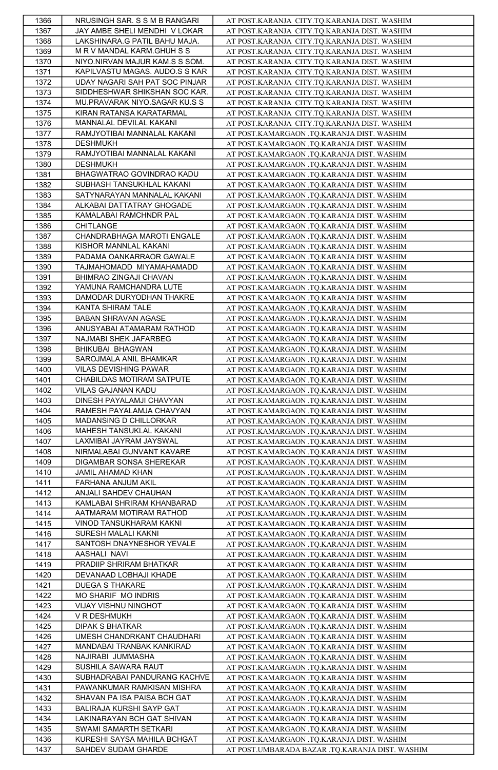| 1366 | NRUSINGH SAR. S S M B RANGARI | AT POST.KARANJA CITY.TQ.KARANJA DIST. WASHIM |
|---|---|---|
| 1367 | JAY AMBE SHELI MENDHI V LOKAR | AT POST.KARANJA CITY.TQ.KARANJA DIST. WASHIM |
| 1368 | LAKSHINARA.G PATIL BAHU MAJA. | AT POST.KARANJA CITY.TQ.KARANJA DIST. WASHIM |
| 1369 | M R V MANDAL KARM.GHUH S S | AT POST.KARANJA CITY.TQ.KARANJA DIST. WASHIM |
| 1370 | NIYO.NIRVAN MAJUR KAM.S S SOM. | AT POST.KARANJA CITY.TQ.KARANJA DIST. WASHIM |
| 1371 | KAPILVASTU MAGAS. AUDO.S S KAR | AT POST.KARANJA CITY.TQ.KARANJA DIST. WASHIM |
| 1372 | UDAY NAGARI SAH PAT SOC PINJAR | AT POST.KARANJA CITY.TQ.KARANJA DIST. WASHIM |
| 1373 | SIDDHESHWAR SHIKSHAN SOC KAR. | AT POST.KARANJA CITY.TQ.KARANJA DIST. WASHIM |
| 1374 | MU.PRAVARAK NIYO.SAGAR KU.S S | AT POST.KARANJA CITY.TQ.KARANJA DIST. WASHIM |
| 1375 | KIRAN RATANSA KARATARMAL | AT POST.KARANJA CITY.TQ.KARANJA DIST. WASHIM |
| 1376 | MANNALAL DEVILAL KAKANI | AT POST.KARANJA CITY.TQ.KARANJA DIST. WASHIM |
| 1377 | RAMJYOTIBAI MANNALAL KAKANI | AT POST.KAMARGAON .TQ.KARANJA DIST. WASHIM |
| 1378 | DESHMUKH | AT POST.KAMARGAON .TQ.KARANJA DIST. WASHIM |
| 1379 | RAMJYOTIBAI MANNALAL KAKANI | AT POST.KAMARGAON .TQ.KARANJA DIST. WASHIM |
| 1380 | DESHMUKH | AT POST.KAMARGAON .TQ.KARANJA DIST. WASHIM |
| 1381 | BHAGWATRAO GOVINDRAO KADU | AT POST.KAMARGAON .TQ.KARANJA DIST. WASHIM |
| 1382 | SUBHASH TANSUKHLAL KAKANI | AT POST.KAMARGAON .TQ.KARANJA DIST. WASHIM |
| 1383 | SATYNARAYAN MANNALAL KAKANI | AT POST.KAMARGAON .TQ.KARANJA DIST. WASHIM |
| 1384 | ALKABAI DATTATRAY GHOGADE | AT POST.KAMARGAON .TQ.KARANJA DIST. WASHIM |
| 1385 | KAMALABAI RAMCHNDR PAL | AT POST.KAMARGAON .TQ.KARANJA DIST. WASHIM |
| 1386 | CHITLANGE | AT POST.KAMARGAON .TQ.KARANJA DIST. WASHIM |
| 1387 | CHANDRABHAGA MAROTI ENGALE | AT POST.KAMARGAON .TQ.KARANJA DIST. WASHIM |
| 1388 | KISHOR MANNLAL KAKANI | AT POST.KAMARGAON .TQ.KARANJA DIST. WASHIM |
| 1389 | PADAMA OANKARRAOR GAWALE | AT POST.KAMARGAON .TQ.KARANJA DIST. WASHIM |
| 1390 | TAJMAHOMADD MIYAMAHAMADD | AT POST.KAMARGAON .TQ.KARANJA DIST. WASHIM |
| 1391 | BHIMRAO ZINGAJI CHAVAN | AT POST.KAMARGAON .TQ.KARANJA DIST. WASHIM |
| 1392 | YAMUNA RAMCHANDRA LUTE | AT POST.KAMARGAON .TQ.KARANJA DIST. WASHIM |
| 1393 | DAMODAR DURYODHAN THAKRE | AT POST.KAMARGAON .TQ.KARANJA DIST. WASHIM |
| 1394 | KANTA SHIRAM TALE | AT POST.KAMARGAON .TQ.KARANJA DIST. WASHIM |
| 1395 | BABAN SHRAVAN AGASE | AT POST.KAMARGAON .TQ.KARANJA DIST. WASHIM |
| 1396 | ANUSYABAI ATAMARAM RATHOD | AT POST.KAMARGAON .TQ.KARANJA DIST. WASHIM |
| 1397 | NAJMABI SHEK JAFARBEG | AT POST.KAMARGAON .TQ.KARANJA DIST. WASHIM |
| 1398 | BHIKUBAI BHAGWAN | AT POST.KAMARGAON .TQ.KARANJA DIST. WASHIM |
| 1399 | SAROJMALA ANIL BHAMKAR | AT POST.KAMARGAON .TQ.KARANJA DIST. WASHIM |
| 1400 | VILAS DEVISHING PAWAR | AT POST.KAMARGAON .TQ.KARANJA DIST. WASHIM |
| 1401 | CHABILDAS MOTIRAM SATPUTE | AT POST.KAMARGAON .TQ.KARANJA DIST. WASHIM |
| 1402 | VILAS GAJANAN KADU | AT POST.KAMARGAON .TQ.KARANJA DIST. WASHIM |
| 1403 | DINESH PAYALAMJI CHAVYAN | AT POST.KAMARGAON .TQ.KARANJA DIST. WASHIM |
| 1404 | RAMESH PAYALAMJA CHAVYAN | AT POST.KAMARGAON .TQ.KARANJA DIST. WASHIM |
| 1405 | MADANSING D CHILLORKAR | AT POST.KAMARGAON .TQ.KARANJA DIST. WASHIM |
| 1406 | MAHESH TANSUKLAL KAKANI | AT POST.KAMARGAON .TQ.KARANJA DIST. WASHIM |
| 1407 | LAXMIBAI JAYRAM JAYSWAL | AT POST.KAMARGAON .TQ.KARANJA DIST. WASHIM |
| 1408 | NIRMALABAI GUNVANT KAVARE | AT POST.KAMARGAON .TQ.KARANJA DIST. WASHIM |
| 1409 | DIGAMBAR SONSA SHEREKAR | AT POST.KAMARGAON .TQ.KARANJA DIST. WASHIM |
| 1410 | JAMIL AHAMAD KHAN | AT POST.KAMARGAON .TQ.KARANJA DIST. WASHIM |
| 1411 | FARHANA ANJUM AKIL | AT POST.KAMARGAON .TQ.KARANJA DIST. WASHIM |
| 1412 | ANJALI SAHDEV CHAUHAN | AT POST.KAMARGAON .TQ.KARANJA DIST. WASHIM |
| 1413 | KAMLABAI SHRIRAM KHANBARAD | AT POST.KAMARGAON .TQ.KARANJA DIST. WASHIM |
| 1414 | AATMARAM MOTIRAM RATHOD | AT POST.KAMARGAON .TQ.KARANJA DIST. WASHIM |
| 1415 | VINOD TANSUKHARAM KAKNI | AT POST.KAMARGAON .TQ.KARANJA DIST. WASHIM |
| 1416 | SURESH MALALI KAKNI | AT POST.KAMARGAON .TQ.KARANJA DIST. WASHIM |
| 1417 | SANTOSH DNAYNESHOR YEVALE | AT POST.KAMARGAON .TQ.KARANJA DIST. WASHIM |
| 1418 | AASHALI NAVI | AT POST.KAMARGAON .TQ.KARANJA DIST. WASHIM |
| 1419 | PRADIIP SHRIRAM BHATKAR | AT POST.KAMARGAON .TQ.KARANJA DIST. WASHIM |
| 1420 | DEVANAAD LOBHAJI KHADE | AT POST.KAMARGAON .TQ.KARANJA DIST. WASHIM |
| 1421 | DUEGA S THAKARE | AT POST.KAMARGAON .TQ.KARANJA DIST. WASHIM |
| 1422 | MO SHARIF MO INDRIS | AT POST.KAMARGAON .TQ.KARANJA DIST. WASHIM |
| 1423 | VIJAY VISHNU NINGHOT | AT POST.KAMARGAON .TQ.KARANJA DIST. WASHIM |
| 1424 | V R DESHMUKH | AT POST.KAMARGAON .TQ.KARANJA DIST. WASHIM |
| 1425 | DIPAK S BHATKAR | AT POST.KAMARGAON .TQ.KARANJA DIST. WASHIM |
| 1426 | UMESH CHANDRKANT CHAUDHARI | AT POST.KAMARGAON .TQ.KARANJA DIST. WASHIM |
| 1427 | MANDABAI TRANBAK KANKIRAD | AT POST.KAMARGAON .TQ.KARANJA DIST. WASHIM |
| 1428 | NAJIRABI JUMMASHA | AT POST.KAMARGAON .TQ.KARANJA DIST. WASHIM |
| 1429 | SUSHILA SAWARA RAUT | AT POST.KAMARGAON .TQ.KARANJA DIST. WASHIM |
| 1430 | SUBHADRABAI PANDURANG KACHVE | AT POST.KAMARGAON .TQ.KARANJA DIST. WASHIM |
| 1431 | PAWANKUMAR RAMKISAN MISHRA | AT POST.KAMARGAON .TQ.KARANJA DIST. WASHIM |
| 1432 | SHAVAN PA ISA PAISA BCH GAT | AT POST.KAMARGAON .TQ.KARANJA DIST. WASHIM |
| 1433 | BALIRAJA KURSHI SAYP GAT | AT POST.KAMARGAON .TQ.KARANJA DIST. WASHIM |
| 1434 | LAKINARAYAN BCH GAT SHIVAN | AT POST.KAMARGAON .TQ.KARANJA DIST. WASHIM |
| 1435 | SWAMI SAMARTH SETKARI | AT POST.KAMARGAON .TQ.KARANJA DIST. WASHIM |
| 1436 | KURESHI SAYSA MAHILA BCHGAT | AT POST.KAMARGAON .TQ.KARANJA DIST. WASHIM |
| 1437 | SAHDEV SUDAM GHARDE | AT POST.UMBARADA BAZAR .TQ.KARANJA DIST. WASHIM |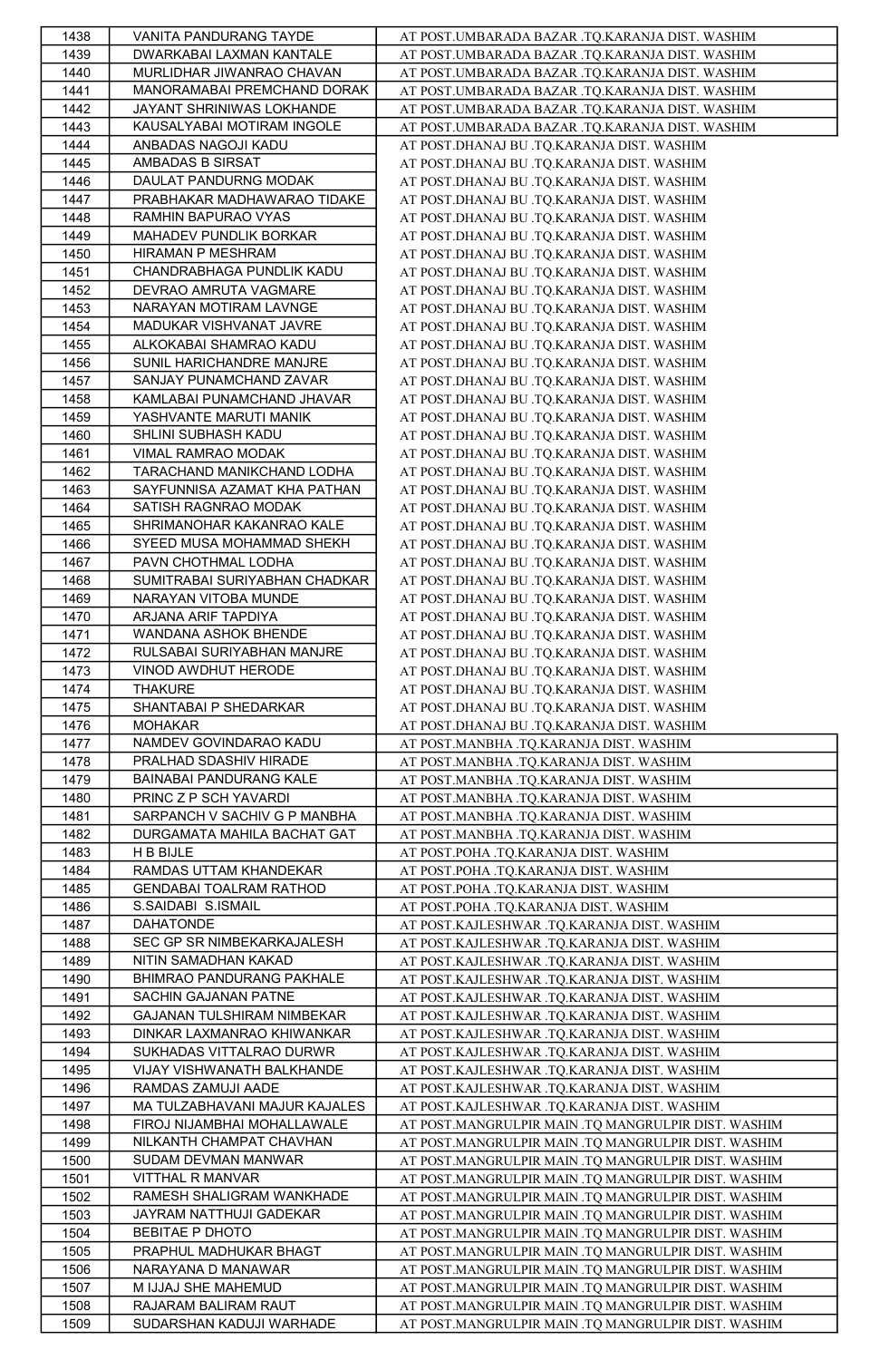| | | |
|---|---|---|
| 1438 | VANITA PANDURANG TAYDE | AT POST.UMBARADA BAZAR .TQ.KARANJA DIST. WASHIM |
| 1439 | DWARKABAI LAXMAN KANTALE | AT POST.UMBARADA BAZAR .TQ.KARANJA DIST. WASHIM |
| 1440 | MURLIDHAR JIWANRAO CHAVAN | AT POST.UMBARADA BAZAR .TQ.KARANJA DIST. WASHIM |
| 1441 | MANORAMABAI PREMCHAND DORAK | AT POST.UMBARADA BAZAR .TQ.KARANJA DIST. WASHIM |
| 1442 | JAYANT SHRINIWAS LOKHANDE | AT POST.UMBARADA BAZAR .TQ.KARANJA DIST. WASHIM |
| 1443 | KAUSALYABAI MOTIRAM INGOLE | AT POST.UMBARADA BAZAR .TQ.KARANJA DIST. WASHIM |
| 1444 | ANBADAS NAGOJI KADU | AT POST.DHANAJ BU .TQ.KARANJA DIST. WASHIM |
| 1445 | AMBADAS B SIRSAT | AT POST.DHANAJ BU .TQ.KARANJA DIST. WASHIM |
| 1446 | DAULAT PANDURNG MODAK | AT POST.DHANAJ BU .TQ.KARANJA DIST. WASHIM |
| 1447 | PRABHAKAR MADHAWARAO TIDAKE | AT POST.DHANAJ BU .TQ.KARANJA DIST. WASHIM |
| 1448 | RAMHIN BAPURAO VYAS | AT POST.DHANAJ BU .TQ.KARANJA DIST. WASHIM |
| 1449 | MAHADEV PUNDLIK BORKAR | AT POST.DHANAJ BU .TQ.KARANJA DIST. WASHIM |
| 1450 | HIRAMAN P MESHRAM | AT POST.DHANAJ BU .TQ.KARANJA DIST. WASHIM |
| 1451 | CHANDRABHAGA PUNDLIK KADU | AT POST.DHANAJ BU .TQ.KARANJA DIST. WASHIM |
| 1452 | DEVRAO AMRUTA VAGMARE | AT POST.DHANAJ BU .TQ.KARANJA DIST. WASHIM |
| 1453 | NARAYAN MOTIRAM LAVNGE | AT POST.DHANAJ BU .TQ.KARANJA DIST. WASHIM |
| 1454 | MADUKAR VISHVANAT JAVRE | AT POST.DHANAJ BU .TQ.KARANJA DIST. WASHIM |
| 1455 | ALKOKABAI SHAMRAO KADU | AT POST.DHANAJ BU .TQ.KARANJA DIST. WASHIM |
| 1456 | SUNIL HARICHANDRE MANJRE | AT POST.DHANAJ BU .TQ.KARANJA DIST. WASHIM |
| 1457 | SANJAY PUNAMCHAND ZAVAR | AT POST.DHANAJ BU .TQ.KARANJA DIST. WASHIM |
| 1458 | KAMLABAI PUNAMCHAND JHAVAR | AT POST.DHANAJ BU .TQ.KARANJA DIST. WASHIM |
| 1459 | YASHVANTE MARUTI MANIK | AT POST.DHANAJ BU .TQ.KARANJA DIST. WASHIM |
| 1460 | SHLINI SUBHASH KADU | AT POST.DHANAJ BU .TQ.KARANJA DIST. WASHIM |
| 1461 | VIMAL RAMRAO MODAK | AT POST.DHANAJ BU .TQ.KARANJA DIST. WASHIM |
| 1462 | TARACHAND MANIKCHAND LODHA | AT POST.DHANAJ BU .TQ.KARANJA DIST. WASHIM |
| 1463 | SAYFUNNISA AZAMAT KHA PATHAN | AT POST.DHANAJ BU .TQ.KARANJA DIST. WASHIM |
| 1464 | SATISH RAGNRAO MODAK | AT POST.DHANAJ BU .TQ.KARANJA DIST. WASHIM |
| 1465 | SHRIMANOHAR KAKANRAO KALE | AT POST.DHANAJ BU .TQ.KARANJA DIST. WASHIM |
| 1466 | SYEED MUSA MOHAMMAD SHEKH | AT POST.DHANAJ BU .TQ.KARANJA DIST. WASHIM |
| 1467 | PAVN CHOTHMAL LODHA | AT POST.DHANAJ BU .TQ.KARANJA DIST. WASHIM |
| 1468 | SUMITRABAI SURIYABHAN CHADKAR | AT POST.DHANAJ BU .TQ.KARANJA DIST. WASHIM |
| 1469 | NARAYAN VITOBA MUNDE | AT POST.DHANAJ BU .TQ.KARANJA DIST. WASHIM |
| 1470 | ARJANA ARIF TAPDIYA | AT POST.DHANAJ BU .TQ.KARANJA DIST. WASHIM |
| 1471 | WANDANA ASHOK BHENDE | AT POST.DHANAJ BU .TQ.KARANJA DIST. WASHIM |
| 1472 | RULSABAI SURIYABHAN MANJRE | AT POST.DHANAJ BU .TQ.KARANJA DIST. WASHIM |
| 1473 | VINOD AWDHUT HERODE | AT POST.DHANAJ BU .TQ.KARANJA DIST. WASHIM |
| 1474 | THAKURE | AT POST.DHANAJ BU .TQ.KARANJA DIST. WASHIM |
| 1475 | SHANTABAI P SHEDARKAR | AT POST.DHANAJ BU .TQ.KARANJA DIST. WASHIM |
| 1476 | MOHAKAR | AT POST.DHANAJ BU .TQ.KARANJA DIST. WASHIM |
| 1477 | NAMDEV GOVINDARAO KADU | AT POST.MANBHA .TQ.KARANJA DIST. WASHIM |
| 1478 | PRALHAD SDASHIV HIRADE | AT POST.MANBHA .TQ.KARANJA DIST. WASHIM |
| 1479 | BAINABAI PANDURANG KALE | AT POST.MANBHA .TQ.KARANJA DIST. WASHIM |
| 1480 | PRINC Z P SCH YAVARDI | AT POST.MANBHA .TQ.KARANJA DIST. WASHIM |
| 1481 | SARPANCH V SACHIV G P MANBHA | AT POST.MANBHA .TQ.KARANJA DIST. WASHIM |
| 1482 | DURGAMATA MAHILA BACHAT GAT | AT POST.MANBHA .TQ.KARANJA DIST. WASHIM |
| 1483 | H B BIJLE | AT POST.POHA .TQ.KARANJA DIST. WASHIM |
| 1484 | RAMDAS UTTAM KHANDEKAR | AT POST.POHA .TQ.KARANJA DIST. WASHIM |
| 1485 | GENDABAI TOALRAM RATHOD | AT POST.POHA .TQ.KARANJA DIST. WASHIM |
| 1486 | S.SAIDABI S.ISMAIL | AT POST.POHA .TQ.KARANJA DIST. WASHIM |
| 1487 | DAHATONDE | AT POST.KAJLESHWAR .TQ.KARANJA DIST. WASHIM |
| 1488 | SEC GP SR NIMBEKARKAJALESH | AT POST.KAJLESHWAR .TQ.KARANJA DIST. WASHIM |
| 1489 | NITIN SAMADHAN KAKAD | AT POST.KAJLESHWAR .TQ.KARANJA DIST. WASHIM |
| 1490 | BHIMRAO PANDURANG PAKHALE | AT POST.KAJLESHWAR .TQ.KARANJA DIST. WASHIM |
| 1491 | SACHIN GAJANAN PATNE | AT POST.KAJLESHWAR .TQ.KARANJA DIST. WASHIM |
| 1492 | GAJANAN TULSHIRAM NIMBEKAR | AT POST.KAJLESHWAR .TQ.KARANJA DIST. WASHIM |
| 1493 | DINKAR LAXMANRAO KHIWANKAR | AT POST.KAJLESHWAR .TQ.KARANJA DIST. WASHIM |
| 1494 | SUKHADAS VITTALRAO DURWR | AT POST.KAJLESHWAR .TQ.KARANJA DIST. WASHIM |
| 1495 | VIJAY VISHWANATH BALKHANDE | AT POST.KAJLESHWAR .TQ.KARANJA DIST. WASHIM |
| 1496 | RAMDAS ZAMUJI AADE | AT POST.KAJLESHWAR .TQ.KARANJA DIST. WASHIM |
| 1497 | MA TULZABHAVANI MAJUR KAJALES | AT POST.KAJLESHWAR .TQ.KARANJA DIST. WASHIM |
| 1498 | FIROJ NIJAMBHAI MOHALLAWALE | AT POST.MANGRULPIR MAIN .TQ MANGRULPIR DIST. WASHIM |
| 1499 | NILKANTH CHAMPAT CHAVHAN | AT POST.MANGRULPIR MAIN .TQ MANGRULPIR DIST. WASHIM |
| 1500 | SUDAM DEVMAN MANWAR | AT POST.MANGRULPIR MAIN .TQ MANGRULPIR DIST. WASHIM |
| 1501 | VITTHAL R MANVAR | AT POST.MANGRULPIR MAIN .TQ MANGRULPIR DIST. WASHIM |
| 1502 | RAMESH SHALIGRAM WANKHADE | AT POST.MANGRULPIR MAIN .TQ MANGRULPIR DIST. WASHIM |
| 1503 | JAYRAM NATTHUJI GADEKAR | AT POST.MANGRULPIR MAIN .TQ MANGRULPIR DIST. WASHIM |
| 1504 | BEBITAE P DHOTO | AT POST.MANGRULPIR MAIN .TQ MANGRULPIR DIST. WASHIM |
| 1505 | PRAPHUL MADHUKAR BHAGT | AT POST.MANGRULPIR MAIN .TQ MANGRULPIR DIST. WASHIM |
| 1506 | NARAYANA D MANAWAR | AT POST.MANGRULPIR MAIN .TQ MANGRULPIR DIST. WASHIM |
| 1507 | M IJJAJ SHE MAHEMUD | AT POST.MANGRULPIR MAIN .TQ MANGRULPIR DIST. WASHIM |
| 1508 | RAJARAM BALIRAM RAUT | AT POST.MANGRULPIR MAIN .TQ MANGRULPIR DIST. WASHIM |
| 1509 | SUDARSHAN KADUJI WARHADE | AT POST.MANGRULPIR MAIN .TQ MANGRULPIR DIST. WASHIM |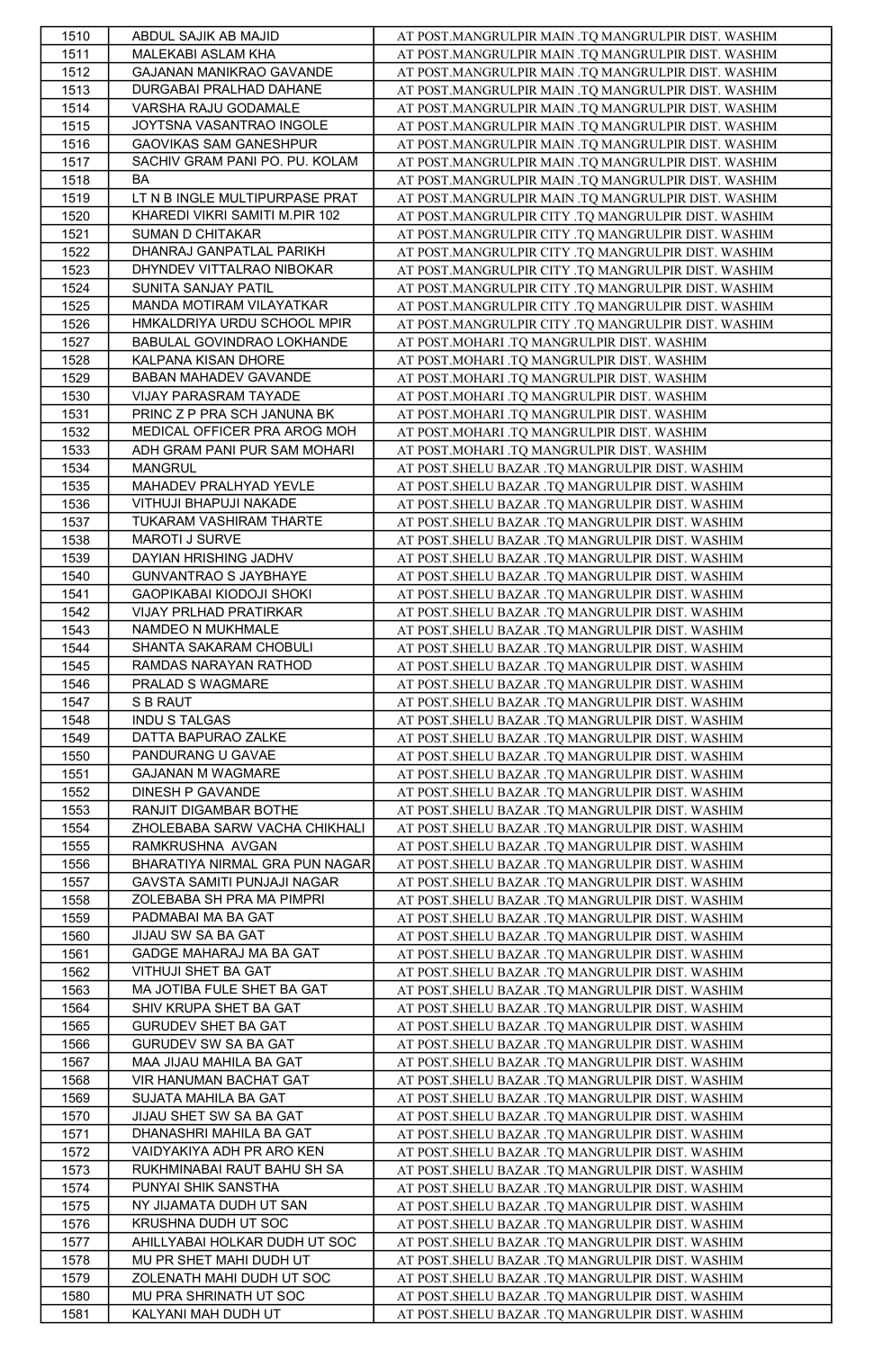| 1510 | ABDUL SAJIK AB MAJID | AT POST.MANGRULPIR MAIN .TQ MANGRULPIR DIST. WASHIM |
|---|---|---|
| 1511 | MALEKABI ASLAM KHA | AT POST.MANGRULPIR MAIN .TQ MANGRULPIR DIST. WASHIM |
| 1512 | GAJANAN MANIKRAO GAVANDE | AT POST.MANGRULPIR MAIN .TQ MANGRULPIR DIST. WASHIM |
| 1513 | DURGABAI PRALHAD DAHANE | AT POST.MANGRULPIR MAIN .TQ MANGRULPIR DIST. WASHIM |
| 1514 | VARSHA RAJU GODAMALE | AT POST.MANGRULPIR MAIN .TQ MANGRULPIR DIST. WASHIM |
| 1515 | JOYTSNA VASANTRAO INGOLE | AT POST.MANGRULPIR MAIN .TQ MANGRULPIR DIST. WASHIM |
| 1516 | GAOVIKAS SAM GANESHPUR | AT POST.MANGRULPIR MAIN .TQ MANGRULPIR DIST. WASHIM |
| 1517 | SACHIV GRAM PANI PO. PU. KOLAM | AT POST.MANGRULPIR MAIN .TQ MANGRULPIR DIST. WASHIM |
| 1518 | BA | AT POST.MANGRULPIR MAIN .TQ MANGRULPIR DIST. WASHIM |
| 1519 | LT N B INGLE MULTIPURPASE PRAT | AT POST.MANGRULPIR MAIN .TQ MANGRULPIR DIST. WASHIM |
| 1520 | KHAREDI VIKRI SAMITI M.PIR 102 | AT POST.MANGRULPIR CITY .TQ MANGRULPIR DIST. WASHIM |
| 1521 | SUMAN D CHITAKAR | AT POST.MANGRULPIR CITY .TQ MANGRULPIR DIST. WASHIM |
| 1522 | DHANRAJ GANPATLAL PARIKH | AT POST.MANGRULPIR CITY .TQ MANGRULPIR DIST. WASHIM |
| 1523 | DHYNDEV VITTALRAO NIBOKAR | AT POST.MANGRULPIR CITY .TQ MANGRULPIR DIST. WASHIM |
| 1524 | SUNITA SANJAY PATIL | AT POST.MANGRULPIR CITY .TQ MANGRULPIR DIST. WASHIM |
| 1525 | MANDA MOTIRAM VILAYATKAR | AT POST.MANGRULPIR CITY .TQ MANGRULPIR DIST. WASHIM |
| 1526 | HMKALDRIYA URDU SCHOOL MPIR | AT POST.MANGRULPIR CITY .TQ MANGRULPIR DIST. WASHIM |
| 1527 | BABULAL GOVINDRAO LOKHANDE | AT POST.MOHARI .TQ MANGRULPIR DIST. WASHIM |
| 1528 | KALPANA KISAN DHORE | AT POST.MOHARI .TQ MANGRULPIR DIST. WASHIM |
| 1529 | BABAN MAHADEV GAVANDE | AT POST.MOHARI .TQ MANGRULPIR DIST. WASHIM |
| 1530 | VIJAY PARASRAM TAYADE | AT POST.MOHARI .TQ MANGRULPIR DIST. WASHIM |
| 1531 | PRINC Z P PRA SCH JANUNA BK | AT POST.MOHARI .TQ MANGRULPIR DIST. WASHIM |
| 1532 | MEDICAL OFFICER PRA AROG MOH | AT POST.MOHARI .TQ MANGRULPIR DIST. WASHIM |
| 1533 | ADH GRAM PANI PUR SAM MOHARI | AT POST.MOHARI .TQ MANGRULPIR DIST. WASHIM |
| 1534 | MANGRUL | AT POST.SHELU BAZAR .TQ MANGRULPIR DIST. WASHIM |
| 1535 | MAHADEV PRALHYAD YEVLE | AT POST.SHELU BAZAR .TQ MANGRULPIR DIST. WASHIM |
| 1536 | VITHUJI BHAPUJI NAKADE | AT POST.SHELU BAZAR .TQ MANGRULPIR DIST. WASHIM |
| 1537 | TUKARAM VASHIRAM THARTE | AT POST.SHELU BAZAR .TQ MANGRULPIR DIST. WASHIM |
| 1538 | MAROTI J SURVE | AT POST.SHELU BAZAR .TQ MANGRULPIR DIST. WASHIM |
| 1539 | DAYIAN HRISHING JADHV | AT POST.SHELU BAZAR .TQ MANGRULPIR DIST. WASHIM |
| 1540 | GUNVANTRAO S JAYBHAYE | AT POST.SHELU BAZAR .TQ MANGRULPIR DIST. WASHIM |
| 1541 | GAOPIKABAI KIODOJI SHOKI | AT POST.SHELU BAZAR .TQ MANGRULPIR DIST. WASHIM |
| 1542 | VIJAY PRLHAD PRATIRKAR | AT POST.SHELU BAZAR .TQ MANGRULPIR DIST. WASHIM |
| 1543 | NAMDEO N MUKHMALE | AT POST.SHELU BAZAR .TQ MANGRULPIR DIST. WASHIM |
| 1544 | SHANTA SAKARAM CHOBULI | AT POST.SHELU BAZAR .TQ MANGRULPIR DIST. WASHIM |
| 1545 | RAMDAS NARAYAN RATHOD | AT POST.SHELU BAZAR .TQ MANGRULPIR DIST. WASHIM |
| 1546 | PRALAD S WAGMARE | AT POST.SHELU BAZAR .TQ MANGRULPIR DIST. WASHIM |
| 1547 | S B RAUT | AT POST.SHELU BAZAR .TQ MANGRULPIR DIST. WASHIM |
| 1548 | INDU S TALGAS | AT POST.SHELU BAZAR .TQ MANGRULPIR DIST. WASHIM |
| 1549 | DATTA BAPURAO ZALKE | AT POST.SHELU BAZAR .TQ MANGRULPIR DIST. WASHIM |
| 1550 | PANDURANG U GAVAE | AT POST.SHELU BAZAR .TQ MANGRULPIR DIST. WASHIM |
| 1551 | GAJANAN M WAGMARE | AT POST.SHELU BAZAR .TQ MANGRULPIR DIST. WASHIM |
| 1552 | DINESH P GAVANDE | AT POST.SHELU BAZAR .TQ MANGRULPIR DIST. WASHIM |
| 1553 | RANJIT DIGAMBAR BOTHE | AT POST.SHELU BAZAR .TQ MANGRULPIR DIST. WASHIM |
| 1554 | ZHOLEBABA SARW VACHA CHIKHALI | AT POST.SHELU BAZAR .TQ MANGRULPIR DIST. WASHIM |
| 1555 | RAMKRUSHNA AVGAN | AT POST.SHELU BAZAR .TQ MANGRULPIR DIST. WASHIM |
| 1556 | BHARATIYA NIRMAL GRA PUN NAGAR | AT POST.SHELU BAZAR .TQ MANGRULPIR DIST. WASHIM |
| 1557 | GAVSTA SAMITI PUNJAJI NAGAR | AT POST.SHELU BAZAR .TQ MANGRULPIR DIST. WASHIM |
| 1558 | ZOLEBABA SH PRA MA PIMPRI | AT POST.SHELU BAZAR .TQ MANGRULPIR DIST. WASHIM |
| 1559 | PADMABAI MA BA GAT | AT POST.SHELU BAZAR .TQ MANGRULPIR DIST. WASHIM |
| 1560 | JIJAU SW SA BA GAT | AT POST.SHELU BAZAR .TQ MANGRULPIR DIST. WASHIM |
| 1561 | GADGE MAHARAJ MA BA GAT | AT POST.SHELU BAZAR .TQ MANGRULPIR DIST. WASHIM |
| 1562 | VITHUJI SHET BA GAT | AT POST.SHELU BAZAR .TQ MANGRULPIR DIST. WASHIM |
| 1563 | MA JOTIBA FULE SHET BA GAT | AT POST.SHELU BAZAR .TQ MANGRULPIR DIST. WASHIM |
| 1564 | SHIV KRUPA SHET BA GAT | AT POST.SHELU BAZAR .TQ MANGRULPIR DIST. WASHIM |
| 1565 | GURUDEV SHET BA GAT | AT POST.SHELU BAZAR .TQ MANGRULPIR DIST. WASHIM |
| 1566 | GURUDEV SW SA BA GAT | AT POST.SHELU BAZAR .TQ MANGRULPIR DIST. WASHIM |
| 1567 | MAA JIJAU MAHILA BA GAT | AT POST.SHELU BAZAR .TQ MANGRULPIR DIST. WASHIM |
| 1568 | VIR HANUMAN BACHAT GAT | AT POST.SHELU BAZAR .TQ MANGRULPIR DIST. WASHIM |
| 1569 | SUJATA MAHILA BA GAT | AT POST.SHELU BAZAR .TQ MANGRULPIR DIST. WASHIM |
| 1570 | JIJAU SHET SW SA BA GAT | AT POST.SHELU BAZAR .TQ MANGRULPIR DIST. WASHIM |
| 1571 | DHANASHRI MAHILA BA GAT | AT POST.SHELU BAZAR .TQ MANGRULPIR DIST. WASHIM |
| 1572 | VAIDYAKIYA ADH PR ARO KEN | AT POST.SHELU BAZAR .TQ MANGRULPIR DIST. WASHIM |
| 1573 | RUKHMINABAI RAUT BAHU SH SA | AT POST.SHELU BAZAR .TQ MANGRULPIR DIST. WASHIM |
| 1574 | PUNYAI SHIK SANSTHA | AT POST.SHELU BAZAR .TQ MANGRULPIR DIST. WASHIM |
| 1575 | NY JIJAMATA DUDH UT SAN | AT POST.SHELU BAZAR .TQ MANGRULPIR DIST. WASHIM |
| 1576 | KRUSHNA DUDH UT SOC | AT POST.SHELU BAZAR .TQ MANGRULPIR DIST. WASHIM |
| 1577 | AHILLYABAI HOLKAR DUDH UT SOC | AT POST.SHELU BAZAR .TQ MANGRULPIR DIST. WASHIM |
| 1578 | MU PR SHET MAHI DUDH UT | AT POST.SHELU BAZAR .TQ MANGRULPIR DIST. WASHIM |
| 1579 | ZOLENATH MAHI DUDH UT SOC | AT POST.SHELU BAZAR .TQ MANGRULPIR DIST. WASHIM |
| 1580 | MU PRA SHRINATH UT SOC | AT POST.SHELU BAZAR .TQ MANGRULPIR DIST. WASHIM |
| 1581 | KALYANI MAH DUDH UT | AT POST.SHELU BAZAR .TQ MANGRULPIR DIST. WASHIM |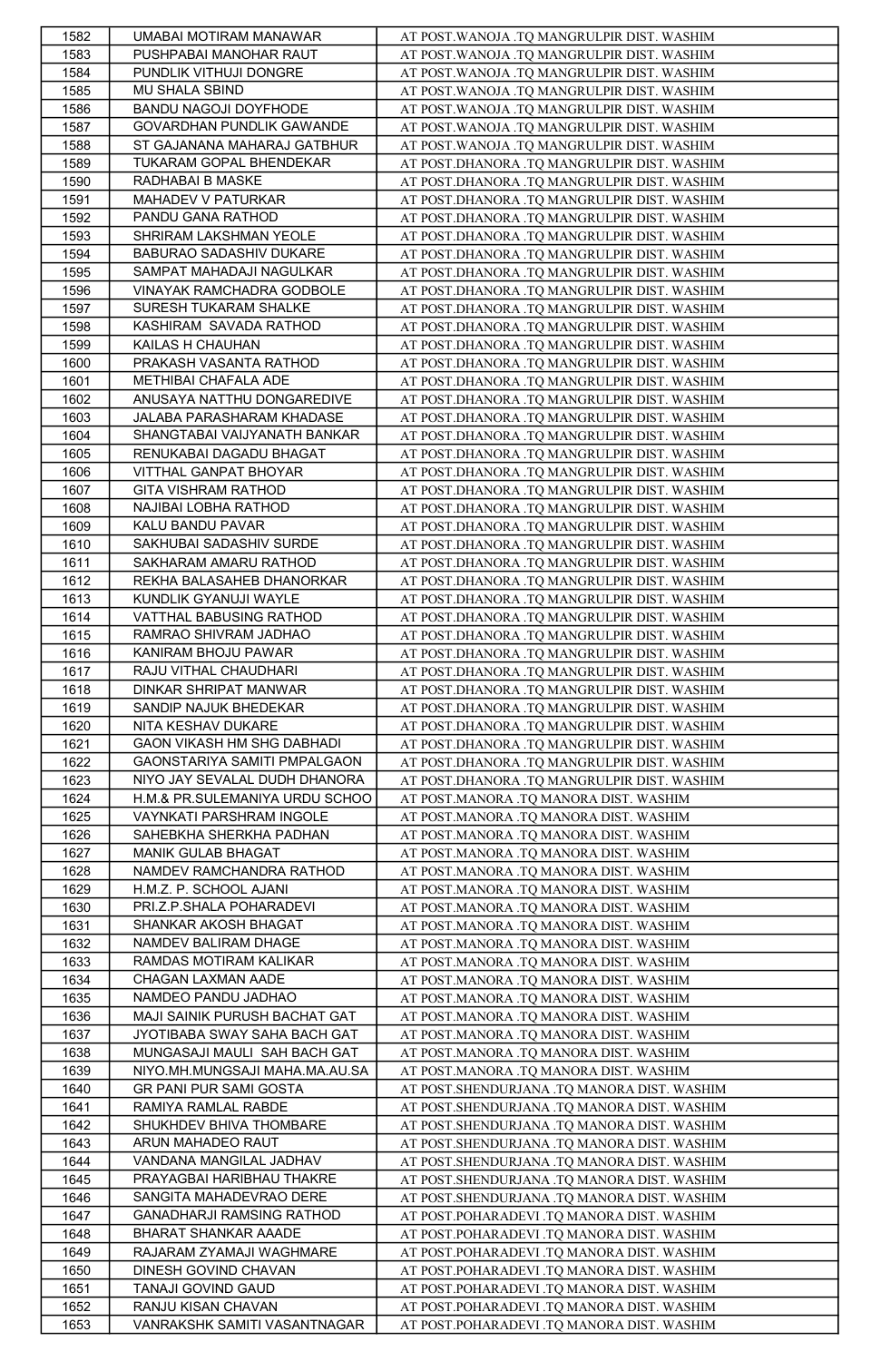| 1582 | UMABAI MOTIRAM MANAWAR | AT POST.WANOJA .TQ MANGRULPIR DIST. WASHIM |
|---|---|---|
| 1583 | PUSHPABAI MANOHAR RAUT | AT POST.WANOJA .TQ MANGRULPIR DIST. WASHIM |
| 1584 | PUNDLIK VITHUJI DONGRE | AT POST.WANOJA .TQ MANGRULPIR DIST. WASHIM |
| 1585 | MU SHALA SBIND | AT POST.WANOJA .TQ MANGRULPIR DIST. WASHIM |
| 1586 | BANDU NAGOJI DOYFHODE | AT POST.WANOJA .TQ MANGRULPIR DIST. WASHIM |
| 1587 | GOVARDHAN PUNDLIK GAWANDE | AT POST.WANOJA .TQ MANGRULPIR DIST. WASHIM |
| 1588 | ST GAJANANA MAHARAJ GATBHUR | AT POST.WANOJA .TQ MANGRULPIR DIST. WASHIM |
| 1589 | TUKARAM GOPAL BHENDEKAR | AT POST.DHANORA .TQ MANGRULPIR DIST. WASHIM |
| 1590 | RADHABAI B MASKE | AT POST.DHANORA .TQ MANGRULPIR DIST. WASHIM |
| 1591 | MAHADEV V PATURKAR | AT POST.DHANORA .TQ MANGRULPIR DIST. WASHIM |
| 1592 | PANDU GANA RATHOD | AT POST.DHANORA .TQ MANGRULPIR DIST. WASHIM |
| 1593 | SHRIRAM LAKSHMAN YEOLE | AT POST.DHANORA .TQ MANGRULPIR DIST. WASHIM |
| 1594 | BABURAO SADASHIV DUKARE | AT POST.DHANORA .TQ MANGRULPIR DIST. WASHIM |
| 1595 | SAMPAT MAHADAJI NAGULKAR | AT POST.DHANORA .TQ MANGRULPIR DIST. WASHIM |
| 1596 | VINAYAK RAMCHADRA GODBOLE | AT POST.DHANORA .TQ MANGRULPIR DIST. WASHIM |
| 1597 | SURESH TUKARAM SHALKE | AT POST.DHANORA .TQ MANGRULPIR DIST. WASHIM |
| 1598 | KASHIRAM SAVADA RATHOD | AT POST.DHANORA .TQ MANGRULPIR DIST. WASHIM |
| 1599 | KAILAS H CHAUHAN | AT POST.DHANORA .TQ MANGRULPIR DIST. WASHIM |
| 1600 | PRAKASH VASANTA RATHOD | AT POST.DHANORA .TQ MANGRULPIR DIST. WASHIM |
| 1601 | METHIBAI CHAFALA ADE | AT POST.DHANORA .TQ MANGRULPIR DIST. WASHIM |
| 1602 | ANUSAYA NATTHU DONGAREDIVE | AT POST.DHANORA .TQ MANGRULPIR DIST. WASHIM |
| 1603 | JALABA PARASHARAM KHADASE | AT POST.DHANORA .TQ MANGRULPIR DIST. WASHIM |
| 1604 | SHANGTABAI VAIJYANATH BANKAR | AT POST.DHANORA .TQ MANGRULPIR DIST. WASHIM |
| 1605 | RENUKABAI DAGADU BHAGAT | AT POST.DHANORA .TQ MANGRULPIR DIST. WASHIM |
| 1606 | VITTHAL GANPAT BHOYAR | AT POST.DHANORA .TQ MANGRULPIR DIST. WASHIM |
| 1607 | GITA VISHRAM RATHOD | AT POST.DHANORA .TQ MANGRULPIR DIST. WASHIM |
| 1608 | NAJIBAI LOBHA RATHOD | AT POST.DHANORA .TQ MANGRULPIR DIST. WASHIM |
| 1609 | KALU BANDU PAVAR | AT POST.DHANORA .TQ MANGRULPIR DIST. WASHIM |
| 1610 | SAKHUBAI SADASHIV SURDE | AT POST.DHANORA .TQ MANGRULPIR DIST. WASHIM |
| 1611 | SAKHARAM AMARU RATHOD | AT POST.DHANORA .TQ MANGRULPIR DIST. WASHIM |
| 1612 | REKHA BALASAHEB DHANORKAR | AT POST.DHANORA .TQ MANGRULPIR DIST. WASHIM |
| 1613 | KUNDLIK GYANUJI WAYLE | AT POST.DHANORA .TQ MANGRULPIR DIST. WASHIM |
| 1614 | VATTHAL BABUSING RATHOD | AT POST.DHANORA .TQ MANGRULPIR DIST. WASHIM |
| 1615 | RAMRAO SHIVRAM JADHAO | AT POST.DHANORA .TQ MANGRULPIR DIST. WASHIM |
| 1616 | KANIRAM BHOJU PAWAR | AT POST.DHANORA .TQ MANGRULPIR DIST. WASHIM |
| 1617 | RAJU VITHAL CHAUDHARI | AT POST.DHANORA .TQ MANGRULPIR DIST. WASHIM |
| 1618 | DINKAR SHRIPAT MANWAR | AT POST.DHANORA .TQ MANGRULPIR DIST. WASHIM |
| 1619 | SANDIP NAJUK BHEDEKAR | AT POST.DHANORA .TQ MANGRULPIR DIST. WASHIM |
| 1620 | NITA KESHAV DUKARE | AT POST.DHANORA .TQ MANGRULPIR DIST. WASHIM |
| 1621 | GAON VIKASH HM SHG DABHADI | AT POST.DHANORA .TQ MANGRULPIR DIST. WASHIM |
| 1622 | GAONSTARIYA SAMITI PMPALGAON | AT POST.DHANORA .TQ MANGRULPIR DIST. WASHIM |
| 1623 | NIYO JAY SEVALAL DUDH DHANORA | AT POST.DHANORA .TQ MANGRULPIR DIST. WASHIM |
| 1624 | H.M.& PR.SULEMANIYA URDU SCHOO | AT POST.MANORA .TQ MANORA DIST. WASHIM |
| 1625 | VAYNKATI PARSHRAM INGOLE | AT POST.MANORA .TQ MANORA DIST. WASHIM |
| 1626 | SAHEBKHA SHERKHA PADHAN | AT POST.MANORA .TQ MANORA DIST. WASHIM |
| 1627 | MANIK GULAB BHAGAT | AT POST.MANORA .TQ MANORA DIST. WASHIM |
| 1628 | NAMDEV RAMCHANDRA RATHOD | AT POST.MANORA .TQ MANORA DIST. WASHIM |
| 1629 | H.M.Z. P. SCHOOL AJANI | AT POST.MANORA .TQ MANORA DIST. WASHIM |
| 1630 | PRI.Z.P.SHALA POHARADEVI | AT POST.MANORA .TQ MANORA DIST. WASHIM |
| 1631 | SHANKAR AKOSH BHAGAT | AT POST.MANORA .TQ MANORA DIST. WASHIM |
| 1632 | NAMDEV BALIRAM DHAGE | AT POST.MANORA .TQ MANORA DIST. WASHIM |
| 1633 | RAMDAS MOTIRAM KALIKAR | AT POST.MANORA .TQ MANORA DIST. WASHIM |
| 1634 | CHAGAN LAXMAN AADE | AT POST.MANORA .TQ MANORA DIST. WASHIM |
| 1635 | NAMDEO PANDU JADHAO | AT POST.MANORA .TQ MANORA DIST. WASHIM |
| 1636 | MAJI SAINIK PURUSH BACHAT GAT | AT POST.MANORA .TQ MANORA DIST. WASHIM |
| 1637 | JYOTIBABA SWAY SAHA BACH GAT | AT POST.MANORA .TQ MANORA DIST. WASHIM |
| 1638 | MUNGASAJI MAULI SAH BACH GAT | AT POST.MANORA .TQ MANORA DIST. WASHIM |
| 1639 | NIYO.MH.MUNGSAJI MAHA.MA.AU.SA | AT POST.MANORA .TQ MANORA DIST. WASHIM |
| 1640 | GR PANI PUR SAMI GOSTA | AT POST.SHENDURJANA .TQ MANORA DIST. WASHIM |
| 1641 | RAMIYA RAMLAL RABDE | AT POST.SHENDURJANA .TQ MANORA DIST. WASHIM |
| 1642 | SHUKHDEV BHIVA THOMBARE | AT POST.SHENDURJANA .TQ MANORA DIST. WASHIM |
| 1643 | ARUN MAHADEO RAUT | AT POST.SHENDURJANA .TQ MANORA DIST. WASHIM |
| 1644 | VANDANA MANGILAL JADHAV | AT POST.SHENDURJANA .TQ MANORA DIST. WASHIM |
| 1645 | PRAYAGBAI HARIBHAU THAKRE | AT POST.SHENDURJANA .TQ MANORA DIST. WASHIM |
| 1646 | SANGITA MAHADEVRAO DERE | AT POST.SHENDURJANA .TQ MANORA DIST. WASHIM |
| 1647 | GANADHARJI RAMSING RATHOD | AT POST.POHARADEVI .TQ MANORA DIST. WASHIM |
| 1648 | BHARAT SHANKAR AAADE | AT POST.POHARADEVI .TQ MANORA DIST. WASHIM |
| 1649 | RAJARAM ZYAMAJI WAGHMARE | AT POST.POHARADEVI .TQ MANORA DIST. WASHIM |
| 1650 | DINESH GOVIND CHAVAN | AT POST.POHARADEVI .TQ MANORA DIST. WASHIM |
| 1651 | TANAJI GOVIND GAUD | AT POST.POHARADEVI .TQ MANORA DIST. WASHIM |
| 1652 | RANJU KISAN CHAVAN | AT POST.POHARADEVI .TQ MANORA DIST. WASHIM |
| 1653 | VANRAKSHK SAMITI VASANTNAGAR | AT POST.POHARADEVI .TQ MANORA DIST. WASHIM |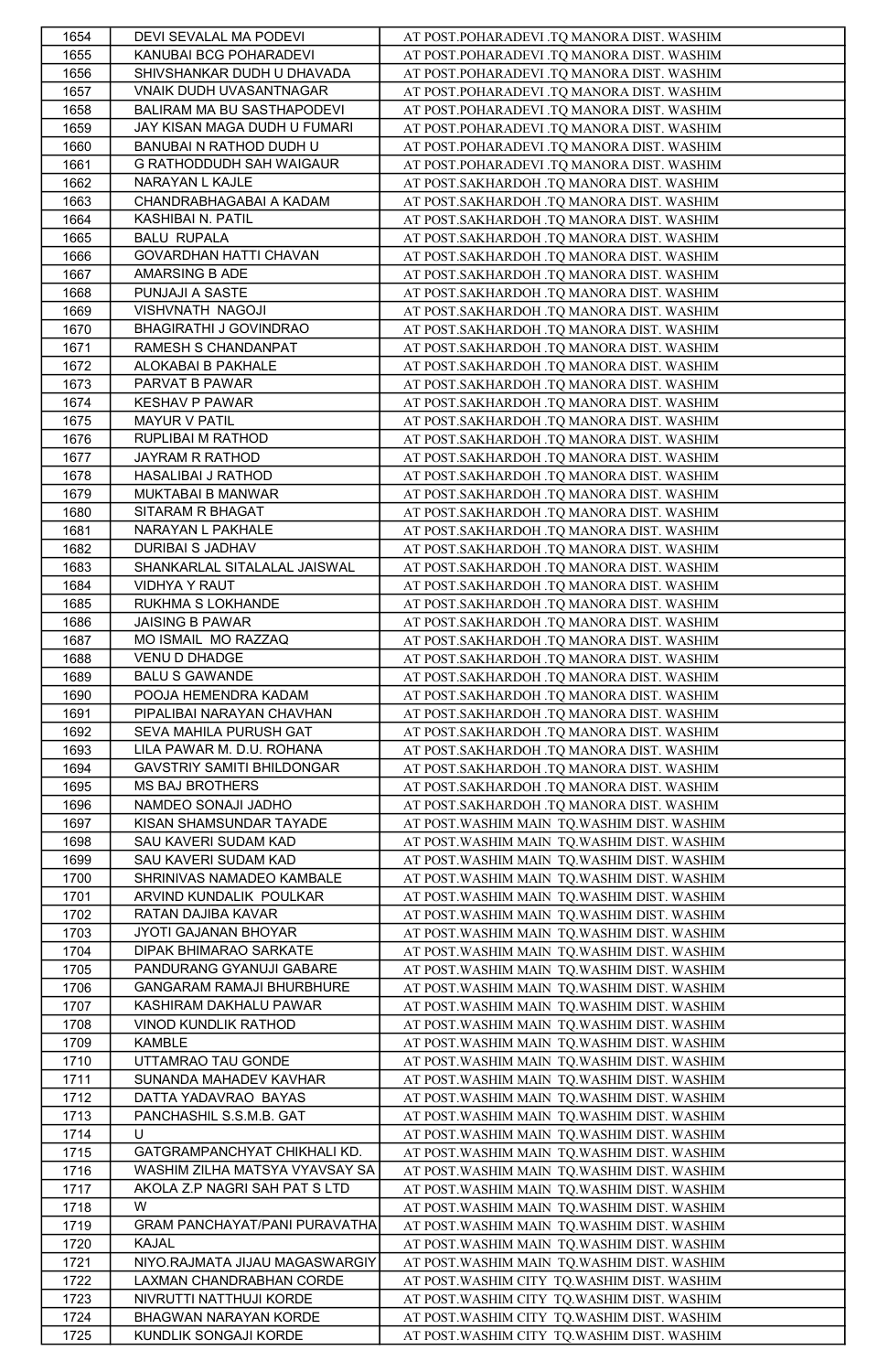| 1654 | DEVI SEVALAL MA PODEVI | AT POST.POHARADEVI .TQ MANORA DIST. WASHIM |
|---|---|---|
| 1655 | KANUBAI BCG POHARADEVI | AT POST.POHARADEVI .TQ MANORA DIST. WASHIM |
| 1656 | SHIVSHANKAR DUDH U DHAVADA | AT POST.POHARADEVI .TQ MANORA DIST. WASHIM |
| 1657 | VNAIK DUDH UVASANTNAGAR | AT POST.POHARADEVI .TQ MANORA DIST. WASHIM |
| 1658 | BALIRAM MA BU SASTHAPODEVI | AT POST.POHARADEVI .TQ MANORA DIST. WASHIM |
| 1659 | JAY KISAN MAGA DUDH U FUMARI | AT POST.POHARADEVI .TQ MANORA DIST. WASHIM |
| 1660 | BANUBAI N RATHOD DUDH U | AT POST.POHARADEVI .TQ MANORA DIST. WASHIM |
| 1661 | G RATHODDUDH SAH WAIGAUR | AT POST.POHARADEVI .TQ MANORA DIST. WASHIM |
| 1662 | NARAYAN L KAJLE | AT POST.SAKHARDOH .TQ MANORA DIST. WASHIM |
| 1663 | CHANDRABHAGABAI A KADAM | AT POST.SAKHARDOH .TQ MANORA DIST. WASHIM |
| 1664 | KASHIBAI N. PATIL | AT POST.SAKHARDOH .TQ MANORA DIST. WASHIM |
| 1665 | BALU RUPALA | AT POST.SAKHARDOH .TQ MANORA DIST. WASHIM |
| 1666 | GOVARDHAN HATTI CHAVAN | AT POST.SAKHARDOH .TQ MANORA DIST. WASHIM |
| 1667 | AMARSING B ADE | AT POST.SAKHARDOH .TQ MANORA DIST. WASHIM |
| 1668 | PUNJAJI A SASTE | AT POST.SAKHARDOH .TQ MANORA DIST. WASHIM |
| 1669 | VISHVNATH NAGOJI | AT POST.SAKHARDOH .TQ MANORA DIST. WASHIM |
| 1670 | BHAGIRATHI J GOVINDRAO | AT POST.SAKHARDOH .TQ MANORA DIST. WASHIM |
| 1671 | RAMESH S CHANDANPAT | AT POST.SAKHARDOH .TQ MANORA DIST. WASHIM |
| 1672 | ALOKABAI B PAKHALE | AT POST.SAKHARDOH .TQ MANORA DIST. WASHIM |
| 1673 | PARVAT B PAWAR | AT POST.SAKHARDOH .TQ MANORA DIST. WASHIM |
| 1674 | KESHAV P PAWAR | AT POST.SAKHARDOH .TQ MANORA DIST. WASHIM |
| 1675 | MAYUR V PATIL | AT POST.SAKHARDOH .TQ MANORA DIST. WASHIM |
| 1676 | RUPLIBAI M RATHOD | AT POST.SAKHARDOH .TQ MANORA DIST. WASHIM |
| 1677 | JAYRAM R RATHOD | AT POST.SAKHARDOH .TQ MANORA DIST. WASHIM |
| 1678 | HASALIBAI J RATHOD | AT POST.SAKHARDOH .TQ MANORA DIST. WASHIM |
| 1679 | MUKTABAI B MANWAR | AT POST.SAKHARDOH .TQ MANORA DIST. WASHIM |
| 1680 | SITARAM R BHAGAT | AT POST.SAKHARDOH .TQ MANORA DIST. WASHIM |
| 1681 | NARAYAN L PAKHALE | AT POST.SAKHARDOH .TQ MANORA DIST. WASHIM |
| 1682 | DURIBAI S JADHAV | AT POST.SAKHARDOH .TQ MANORA DIST. WASHIM |
| 1683 | SHANKARLAL SITALALAL JAISWAL | AT POST.SAKHARDOH .TQ MANORA DIST. WASHIM |
| 1684 | VIDHYA Y RAUT | AT POST.SAKHARDOH .TQ MANORA DIST. WASHIM |
| 1685 | RUKHMA S LOKHANDE | AT POST.SAKHARDOH .TQ MANORA DIST. WASHIM |
| 1686 | JAISING B PAWAR | AT POST.SAKHARDOH .TQ MANORA DIST. WASHIM |
| 1687 | MO ISMAIL MO RAZZAQ | AT POST.SAKHARDOH .TQ MANORA DIST. WASHIM |
| 1688 | VENU D DHADGE | AT POST.SAKHARDOH .TQ MANORA DIST. WASHIM |
| 1689 | BALU S GAWANDE | AT POST.SAKHARDOH .TQ MANORA DIST. WASHIM |
| 1690 | POOJA HEMENDRA KADAM | AT POST.SAKHARDOH .TQ MANORA DIST. WASHIM |
| 1691 | PIPALIBAI NARAYAN CHAVHAN | AT POST.SAKHARDOH .TQ MANORA DIST. WASHIM |
| 1692 | SEVA MAHILA PURUSH GAT | AT POST.SAKHARDOH .TQ MANORA DIST. WASHIM |
| 1693 | LILA PAWAR M. D.U. ROHANA | AT POST.SAKHARDOH .TQ MANORA DIST. WASHIM |
| 1694 | GAVSTRIY SAMITI BHILDONGAR | AT POST.SAKHARDOH .TQ MANORA DIST. WASHIM |
| 1695 | MS BAJ BROTHERS | AT POST.SAKHARDOH .TQ MANORA DIST. WASHIM |
| 1696 | NAMDEO SONAJI JADHO | AT POST.SAKHARDOH .TQ MANORA DIST. WASHIM |
| 1697 | KISAN SHAMSUNDAR TAYADE | AT POST.WASHIM MAIN TQ.WASHIM DIST. WASHIM |
| 1698 | SAU KAVERI SUDAM KAD | AT POST.WASHIM MAIN TQ.WASHIM DIST. WASHIM |
| 1699 | SAU KAVERI SUDAM KAD | AT POST.WASHIM MAIN TQ.WASHIM DIST. WASHIM |
| 1700 | SHRINIVAS NAMADEO KAMBALE | AT POST.WASHIM MAIN TQ.WASHIM DIST. WASHIM |
| 1701 | ARVIND KUNDALIK POULKAR | AT POST.WASHIM MAIN TQ.WASHIM DIST. WASHIM |
| 1702 | RATAN DAJIBA KAVAR | AT POST.WASHIM MAIN TQ.WASHIM DIST. WASHIM |
| 1703 | JYOTI GAJANAN BHOYAR | AT POST.WASHIM MAIN TQ.WASHIM DIST. WASHIM |
| 1704 | DIPAK BHIMARAO SARKATE | AT POST.WASHIM MAIN TQ.WASHIM DIST. WASHIM |
| 1705 | PANDURANG GYANUJI GABARE | AT POST.WASHIM MAIN TQ.WASHIM DIST. WASHIM |
| 1706 | GANGARAM RAMAJI BHURBHURE | AT POST.WASHIM MAIN TQ.WASHIM DIST. WASHIM |
| 1707 | KASHIRAM DAKHALU PAWAR | AT POST.WASHIM MAIN TQ.WASHIM DIST. WASHIM |
| 1708 | VINOD KUNDLIK RATHOD | AT POST.WASHIM MAIN TQ.WASHIM DIST. WASHIM |
| 1709 | KAMBLE | AT POST.WASHIM MAIN TQ.WASHIM DIST. WASHIM |
| 1710 | UTTAMRAO TAU GONDE | AT POST.WASHIM MAIN TQ.WASHIM DIST. WASHIM |
| 1711 | SUNANDA MAHADEV KAVHAR | AT POST.WASHIM MAIN TQ.WASHIM DIST. WASHIM |
| 1712 | DATTA YADAVRAO BAYAS | AT POST.WASHIM MAIN TQ.WASHIM DIST. WASHIM |
| 1713 | PANCHASHIL S.S.M.B. GAT | AT POST.WASHIM MAIN TQ.WASHIM DIST. WASHIM |
| 1714 | U | AT POST.WASHIM MAIN TQ.WASHIM DIST. WASHIM |
| 1715 | GATGRAMPANCHYAT CHIKHALI KD. | AT POST.WASHIM MAIN TQ.WASHIM DIST. WASHIM |
| 1716 | WASHIM ZILHA MATSYA VYAVSAY SA | AT POST.WASHIM MAIN TQ.WASHIM DIST. WASHIM |
| 1717 | AKOLA Z.P NAGRI SAH PAT S LTD | AT POST.WASHIM MAIN TQ.WASHIM DIST. WASHIM |
| 1718 | W | AT POST.WASHIM MAIN TQ.WASHIM DIST. WASHIM |
| 1719 | GRAM PANCHAYAT/PANI PURAVATHA | AT POST.WASHIM MAIN TQ.WASHIM DIST. WASHIM |
| 1720 | KAJAL | AT POST.WASHIM MAIN TQ.WASHIM DIST. WASHIM |
| 1721 | NIYO.RAJMATA JIJAU MAGASWARGIY | AT POST.WASHIM MAIN TQ.WASHIM DIST. WASHIM |
| 1722 | LAXMAN CHANDRABHAN CORDE | AT POST.WASHIM CITY TQ.WASHIM DIST. WASHIM |
| 1723 | NIVRUTTI NATTHUJI KORDE | AT POST.WASHIM CITY TQ.WASHIM DIST. WASHIM |
| 1724 | BHAGWAN NARAYAN KORDE | AT POST.WASHIM CITY TQ.WASHIM DIST. WASHIM |
| 1725 | KUNDLIK SONGAJI KORDE | AT POST.WASHIM CITY TQ.WASHIM DIST. WASHIM |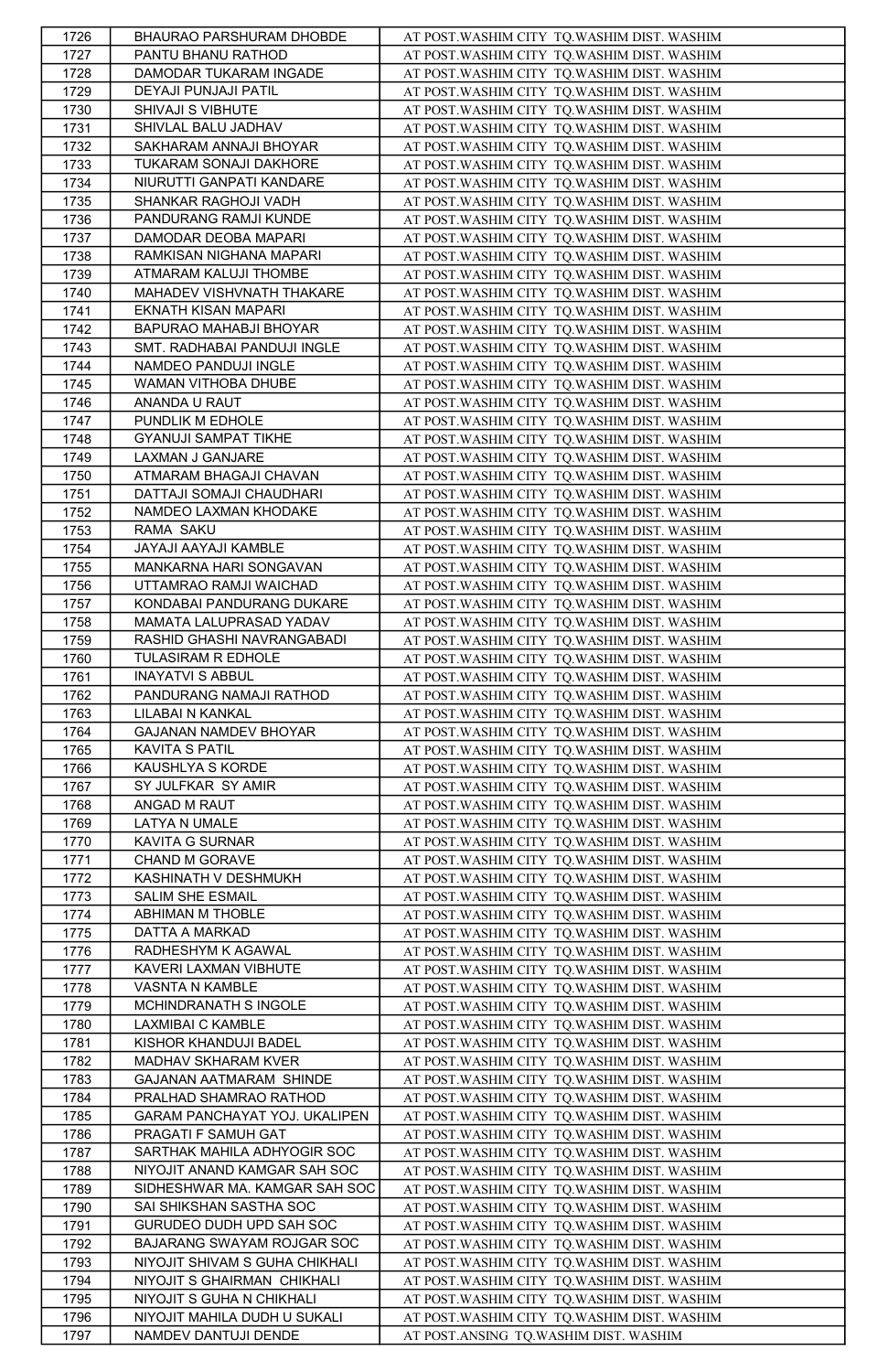| 1726 | BHAURAO PARSHURAM DHOBDE | AT POST.WASHIM CITY TQ.WASHIM DIST. WASHIM |
|---|---|---|
| 1727 | PANTU BHANU RATHOD | AT POST.WASHIM CITY TQ.WASHIM DIST. WASHIM |
| 1728 | DAMODAR TUKARAM INGADE | AT POST.WASHIM CITY TQ.WASHIM DIST. WASHIM |
| 1729 | DEYAJI PUNJAJI PATIL | AT POST.WASHIM CITY TQ.WASHIM DIST. WASHIM |
| 1730 | SHIVAJI S VIBHUTE | AT POST.WASHIM CITY TQ.WASHIM DIST. WASHIM |
| 1731 | SHIVLAL BALU JADHAV | AT POST.WASHIM CITY TQ.WASHIM DIST. WASHIM |
| 1732 | SAKHARAM ANNAJI BHOYAR | AT POST.WASHIM CITY TQ.WASHIM DIST. WASHIM |
| 1733 | TUKARAM SONAJI DAKHORE | AT POST.WASHIM CITY TQ.WASHIM DIST. WASHIM |
| 1734 | NIURUTTI GANPATI KANDARE | AT POST.WASHIM CITY TQ.WASHIM DIST. WASHIM |
| 1735 | SHANKAR RAGHOJI VADH | AT POST.WASHIM CITY TQ.WASHIM DIST. WASHIM |
| 1736 | PANDURANG RAMJI KUNDE | AT POST.WASHIM CITY TQ.WASHIM DIST. WASHIM |
| 1737 | DAMODAR DEOBA MAPARI | AT POST.WASHIM CITY TQ.WASHIM DIST. WASHIM |
| 1738 | RAMKISAN NIGHANA MAPARI | AT POST.WASHIM CITY TQ.WASHIM DIST. WASHIM |
| 1739 | ATMARAM KALUJI THOMBE | AT POST.WASHIM CITY TQ.WASHIM DIST. WASHIM |
| 1740 | MAHADEV VISHVNATH THAKARE | AT POST.WASHIM CITY TQ.WASHIM DIST. WASHIM |
| 1741 | EKNATH KISAN MAPARI | AT POST.WASHIM CITY TQ.WASHIM DIST. WASHIM |
| 1742 | BAPURAO MAHABJI BHOYAR | AT POST.WASHIM CITY TQ.WASHIM DIST. WASHIM |
| 1743 | SMT. RADHABAI PANDUJI INGLE | AT POST.WASHIM CITY TQ.WASHIM DIST. WASHIM |
| 1744 | NAMDEO PANDUJI INGLE | AT POST.WASHIM CITY TQ.WASHIM DIST. WASHIM |
| 1745 | WAMAN VITHOBA DHUBE | AT POST.WASHIM CITY TQ.WASHIM DIST. WASHIM |
| 1746 | ANANDA U RAUT | AT POST.WASHIM CITY TQ.WASHIM DIST. WASHIM |
| 1747 | PUNDLIK M EDHOLE | AT POST.WASHIM CITY TQ.WASHIM DIST. WASHIM |
| 1748 | GYANUJI SAMPAT TIKHE | AT POST.WASHIM CITY TQ.WASHIM DIST. WASHIM |
| 1749 | LAXMAN J GANJARE | AT POST.WASHIM CITY TQ.WASHIM DIST. WASHIM |
| 1750 | ATMARAM BHAGAJI CHAVAN | AT POST.WASHIM CITY TQ.WASHIM DIST. WASHIM |
| 1751 | DATTAJI SOMAJI CHAUDHARI | AT POST.WASHIM CITY TQ.WASHIM DIST. WASHIM |
| 1752 | NAMDEO LAXMAN KHODAKE | AT POST.WASHIM CITY TQ.WASHIM DIST. WASHIM |
| 1753 | RAMA SAKU | AT POST.WASHIM CITY TQ.WASHIM DIST. WASHIM |
| 1754 | JAYAJI AAYAJI KAMBLE | AT POST.WASHIM CITY TQ.WASHIM DIST. WASHIM |
| 1755 | MANKARNA HARI SONGAVAN | AT POST.WASHIM CITY TQ.WASHIM DIST. WASHIM |
| 1756 | UTTAMRAO RAMJI WAICHAD | AT POST.WASHIM CITY TQ.WASHIM DIST. WASHIM |
| 1757 | KONDABAI PANDURANG DUKARE | AT POST.WASHIM CITY TQ.WASHIM DIST. WASHIM |
| 1758 | MAMATA LALUPRASAD YADAV | AT POST.WASHIM CITY TQ.WASHIM DIST. WASHIM |
| 1759 | RASHID GHASHI NAVRANGABADI | AT POST.WASHIM CITY TQ.WASHIM DIST. WASHIM |
| 1760 | TULASIRAM R EDHOLE | AT POST.WASHIM CITY TQ.WASHIM DIST. WASHIM |
| 1761 | INAYATVI S ABBUL | AT POST.WASHIM CITY TQ.WASHIM DIST. WASHIM |
| 1762 | PANDURANG NAMAJI RATHOD | AT POST.WASHIM CITY TQ.WASHIM DIST. WASHIM |
| 1763 | LILABAI N KANKAL | AT POST.WASHIM CITY TQ.WASHIM DIST. WASHIM |
| 1764 | GAJANAN NAMDEV BHOYAR | AT POST.WASHIM CITY TQ.WASHIM DIST. WASHIM |
| 1765 | KAVITA S PATIL | AT POST.WASHIM CITY TQ.WASHIM DIST. WASHIM |
| 1766 | KAUSHLYA S KORDE | AT POST.WASHIM CITY TQ.WASHIM DIST. WASHIM |
| 1767 | SY JULFKAR SY AMIR | AT POST.WASHIM CITY TQ.WASHIM DIST. WASHIM |
| 1768 | ANGAD M RAUT | AT POST.WASHIM CITY TQ.WASHIM DIST. WASHIM |
| 1769 | LATYA N UMALE | AT POST.WASHIM CITY TQ.WASHIM DIST. WASHIM |
| 1770 | KAVITA G SURNAR | AT POST.WASHIM CITY TQ.WASHIM DIST. WASHIM |
| 1771 | CHAND M GORAVE | AT POST.WASHIM CITY TQ.WASHIM DIST. WASHIM |
| 1772 | KASHINATH V DESHMUKH | AT POST.WASHIM CITY TQ.WASHIM DIST. WASHIM |
| 1773 | SALIM SHE ESMAIL | AT POST.WASHIM CITY TQ.WASHIM DIST. WASHIM |
| 1774 | ABHIMAN M THOBLE | AT POST.WASHIM CITY TQ.WASHIM DIST. WASHIM |
| 1775 | DATTA A MARKAD | AT POST.WASHIM CITY TQ.WASHIM DIST. WASHIM |
| 1776 | RADHESHYM K AGAWAL | AT POST.WASHIM CITY TQ.WASHIM DIST. WASHIM |
| 1777 | KAVERI LAXMAN VIBHUTE | AT POST.WASHIM CITY TQ.WASHIM DIST. WASHIM |
| 1778 | VASNTA N KAMBLE | AT POST.WASHIM CITY TQ.WASHIM DIST. WASHIM |
| 1779 | MCHINDRANATH S INGOLE | AT POST.WASHIM CITY TQ.WASHIM DIST. WASHIM |
| 1780 | LAXMIBAI C KAMBLE | AT POST.WASHIM CITY TQ.WASHIM DIST. WASHIM |
| 1781 | KISHOR KHANDUJI BADEL | AT POST.WASHIM CITY TQ.WASHIM DIST. WASHIM |
| 1782 | MADHAV SKHARAM KVER | AT POST.WASHIM CITY TQ.WASHIM DIST. WASHIM |
| 1783 | GAJANAN AATMARAM SHINDE | AT POST.WASHIM CITY TQ.WASHIM DIST. WASHIM |
| 1784 | PRALHAD SHAMRAO RATHOD | AT POST.WASHIM CITY TQ.WASHIM DIST. WASHIM |
| 1785 | GARAM PANCHAYAT YOJ. UKALIPEN | AT POST.WASHIM CITY TQ.WASHIM DIST. WASHIM |
| 1786 | PRAGATI F SAMUH GAT | AT POST.WASHIM CITY TQ.WASHIM DIST. WASHIM |
| 1787 | SARTHAK MAHILA ADHYOGIR SOC | AT POST.WASHIM CITY TQ.WASHIM DIST. WASHIM |
| 1788 | NIYOJIT ANAND KAMGAR SAH SOC | AT POST.WASHIM CITY TQ.WASHIM DIST. WASHIM |
| 1789 | SIDHESHWAR MA. KAMGAR SAH SOC | AT POST.WASHIM CITY TQ.WASHIM DIST. WASHIM |
| 1790 | SAI SHIKSHAN SASTHA SOC | AT POST.WASHIM CITY TQ.WASHIM DIST. WASHIM |
| 1791 | GURUDEO DUDH UPD SAH SOC | AT POST.WASHIM CITY TQ.WASHIM DIST. WASHIM |
| 1792 | BAJARANG SWAYAM ROJGAR SOC | AT POST.WASHIM CITY TQ.WASHIM DIST. WASHIM |
| 1793 | NIYOJIT SHIVAM S GUHA CHIKHALI | AT POST.WASHIM CITY TQ.WASHIM DIST. WASHIM |
| 1794 | NIYOJIT S GHAIRMAN CHIKHALI | AT POST.WASHIM CITY TQ.WASHIM DIST. WASHIM |
| 1795 | NIYOJIT S GUHA N CHIKHALI | AT POST.WASHIM CITY TQ.WASHIM DIST. WASHIM |
| 1796 | NIYOJIT MAHILA DUDH U SUKALI | AT POST.WASHIM CITY TQ.WASHIM DIST. WASHIM |
| 1797 | NAMDEV DANTUJI DENDE | AT POST.ANSING TQ.WASHIM DIST. WASHIM |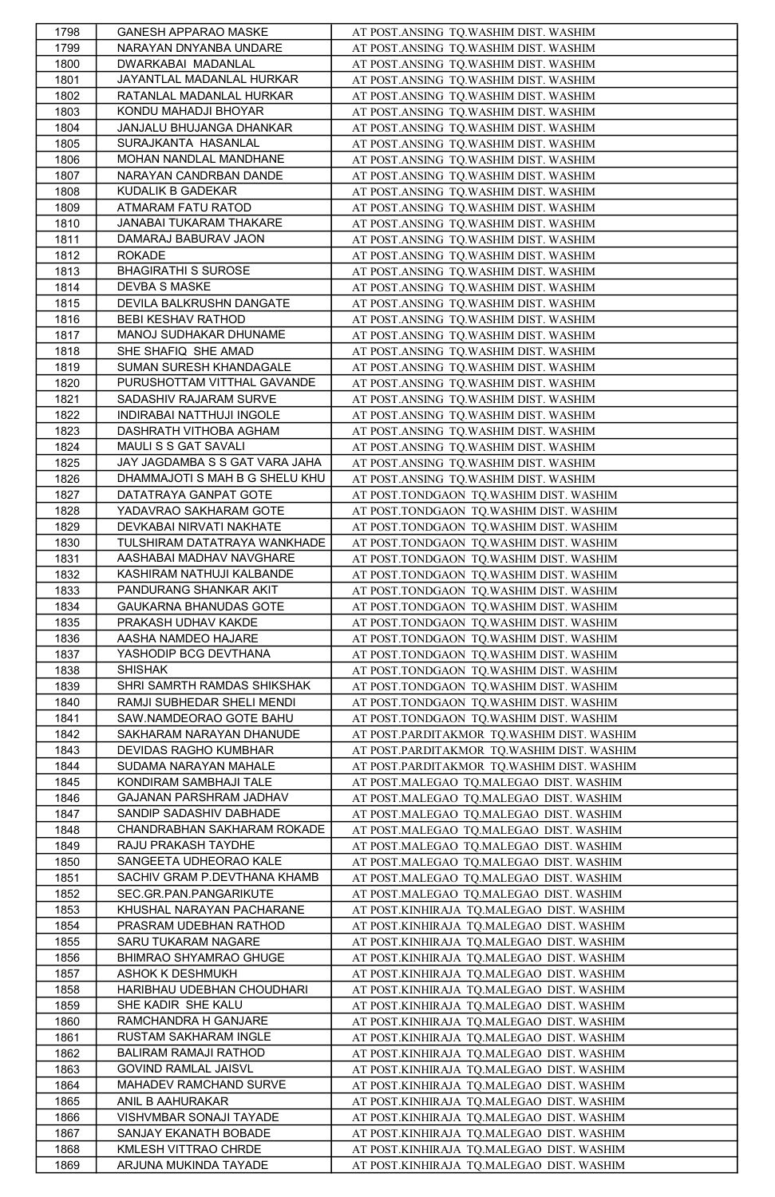| 1798 | GANESH APPARAO MASKE | AT POST.ANSING TQ.WASHIM DIST. WASHIM |
|---|---|---|
| 1799 | NARAYAN DNYANBA UNDARE | AT POST.ANSING TQ.WASHIM DIST. WASHIM |
| 1800 | DWARKABAI MADANLAL | AT POST.ANSING TQ.WASHIM DIST. WASHIM |
| 1801 | JAYANTLAL MADANLAL HURKAR | AT POST.ANSING TQ.WASHIM DIST. WASHIM |
| 1802 | RATANLAL MADANLAL HURKAR | AT POST.ANSING TQ.WASHIM DIST. WASHIM |
| 1803 | KONDU MAHADJI BHOYAR | AT POST.ANSING TQ.WASHIM DIST. WASHIM |
| 1804 | JANJALU BHUJANGA DHANKAR | AT POST.ANSING TQ.WASHIM DIST. WASHIM |
| 1805 | SURAJKANTA HASANLAL | AT POST.ANSING TQ.WASHIM DIST. WASHIM |
| 1806 | MOHAN NANDLAL MANDHANE | AT POST.ANSING TQ.WASHIM DIST. WASHIM |
| 1807 | NARAYAN CANDRBAN DANDE | AT POST.ANSING TQ.WASHIM DIST. WASHIM |
| 1808 | KUDALIK B GADEKAR | AT POST.ANSING TQ.WASHIM DIST. WASHIM |
| 1809 | ATMARAM FATU RATOD | AT POST.ANSING TQ.WASHIM DIST. WASHIM |
| 1810 | JANABAI TUKARAM THAKARE | AT POST.ANSING TQ.WASHIM DIST. WASHIM |
| 1811 | DAMARAJ BABURAV JAON | AT POST.ANSING TQ.WASHIM DIST. WASHIM |
| 1812 | ROKADE | AT POST.ANSING TQ.WASHIM DIST. WASHIM |
| 1813 | BHAGIRATHI S SUROSE | AT POST.ANSING TQ.WASHIM DIST. WASHIM |
| 1814 | DEVBA S MASKE | AT POST.ANSING TQ.WASHIM DIST. WASHIM |
| 1815 | DEVILA BALKRUSHN DANGATE | AT POST.ANSING TQ.WASHIM DIST. WASHIM |
| 1816 | BEBI KESHAV RATHOD | AT POST.ANSING TQ.WASHIM DIST. WASHIM |
| 1817 | MANOJ SUDHAKAR DHUNAME | AT POST.ANSING TQ.WASHIM DIST. WASHIM |
| 1818 | SHE SHAFIQ SHE AMAD | AT POST.ANSING TQ.WASHIM DIST. WASHIM |
| 1819 | SUMAN SURESH KHANDAGALE | AT POST.ANSING TQ.WASHIM DIST. WASHIM |
| 1820 | PURUSHOTTAM VITTHAL GAVANDE | AT POST.ANSING TQ.WASHIM DIST. WASHIM |
| 1821 | SADASHIV RAJARAM SURVE | AT POST.ANSING TQ.WASHIM DIST. WASHIM |
| 1822 | INDIRABAI NATTHUJI INGOLE | AT POST.ANSING TQ.WASHIM DIST. WASHIM |
| 1823 | DASHRATH VITHOBA AGHAM | AT POST.ANSING TQ.WASHIM DIST. WASHIM |
| 1824 | MAULI S S GAT SAVALI | AT POST.ANSING TQ.WASHIM DIST. WASHIM |
| 1825 | JAY JAGDAMBA S S GAT VARA JAHA | AT POST.ANSING TQ.WASHIM DIST. WASHIM |
| 1826 | DHAMMAJOTI S MAH B G SHELU KHU | AT POST.ANSING TQ.WASHIM DIST. WASHIM |
| 1827 | DATATRAYA GANPAT GOTE | AT POST.TONDGAON TQ.WASHIM DIST. WASHIM |
| 1828 | YADAVRAO SAKHARAM GOTE | AT POST.TONDGAON TQ.WASHIM DIST. WASHIM |
| 1829 | DEVKABAI NIRVATI NAKHATE | AT POST.TONDGAON TQ.WASHIM DIST. WASHIM |
| 1830 | TULSHIRAM DATATRAYA WANKHADE | AT POST.TONDGAON TQ.WASHIM DIST. WASHIM |
| 1831 | AASHABAI MADHAV NAVGHARE | AT POST.TONDGAON TQ.WASHIM DIST. WASHIM |
| 1832 | KASHIRAM NATHUJI KALBANDE | AT POST.TONDGAON TQ.WASHIM DIST. WASHIM |
| 1833 | PANDURANG SHANKAR AKIT | AT POST.TONDGAON TQ.WASHIM DIST. WASHIM |
| 1834 | GAUKARNA BHANUDAS GOTE | AT POST.TONDGAON TQ.WASHIM DIST. WASHIM |
| 1835 | PRAKASH UDHAV KAKDE | AT POST.TONDGAON TQ.WASHIM DIST. WASHIM |
| 1836 | AASHA NAMDEO HAJARE | AT POST.TONDGAON TQ.WASHIM DIST. WASHIM |
| 1837 | YASHODIP BCG DEVTHANA | AT POST.TONDGAON TQ.WASHIM DIST. WASHIM |
| 1838 | SHISHAK | AT POST.TONDGAON TQ.WASHIM DIST. WASHIM |
| 1839 | SHRI SAMRTH RAMDAS SHIKSHAK | AT POST.TONDGAON TQ.WASHIM DIST. WASHIM |
| 1840 | RAMJI SUBHEDAR SHELI MENDI | AT POST.TONDGAON TQ.WASHIM DIST. WASHIM |
| 1841 | SAW.NAMDEORAO GOTE BAHU | AT POST.TONDGAON TQ.WASHIM DIST. WASHIM |
| 1842 | SAKHARAM NARAYAN DHANUDE | AT POST.PARDITAKMOR TQ.WASHIM DIST. WASHIM |
| 1843 | DEVIDAS RAGHO KUMBHAR | AT POST.PARDITAKMOR TQ.WASHIM DIST. WASHIM |
| 1844 | SUDAMA NARAYAN MAHALE | AT POST.PARDITAKMOR TQ.WASHIM DIST. WASHIM |
| 1845 | KONDIRAM SAMBHAJI TALE | AT POST.MALEGAO TQ.MALEGAO DIST. WASHIM |
| 1846 | GAJANAN PARSHRAM JADHAV | AT POST.MALEGAO TQ.MALEGAO DIST. WASHIM |
| 1847 | SANDIP SADASHIV DABHADE | AT POST.MALEGAO TQ.MALEGAO DIST. WASHIM |
| 1848 | CHANDRABHAN SAKHARAM ROKADE | AT POST.MALEGAO TQ.MALEGAO DIST. WASHIM |
| 1849 | RAJU PRAKASH TAYDHE | AT POST.MALEGAO TQ.MALEGAO DIST. WASHIM |
| 1850 | SANGEETA UDHEORAO KALE | AT POST.MALEGAO TQ.MALEGAO DIST. WASHIM |
| 1851 | SACHIV GRAM P.DEVTHANA KHAMB | AT POST.MALEGAO TQ.MALEGAO DIST. WASHIM |
| 1852 | SEC.GR.PAN.PANGARIKUTE | AT POST.MALEGAO TQ.MALEGAO DIST. WASHIM |
| 1853 | KHUSHAL NARAYAN PACHARANE | AT POST.KINHIRAJA TQ.MALEGAO DIST. WASHIM |
| 1854 | PRASRAM UDEBHAN RATHOD | AT POST.KINHIRAJA TQ.MALEGAO DIST. WASHIM |
| 1855 | SARU TUKARAM NAGARE | AT POST.KINHIRAJA TQ.MALEGAO DIST. WASHIM |
| 1856 | BHIMRAO SHYAMRAO GHUGE | AT POST.KINHIRAJA TQ.MALEGAO DIST. WASHIM |
| 1857 | ASHOK K DESHMUKH | AT POST.KINHIRAJA TQ.MALEGAO DIST. WASHIM |
| 1858 | HARIBHAU UDEBHAN CHOUDHARI | AT POST.KINHIRAJA TQ.MALEGAO DIST. WASHIM |
| 1859 | SHE KADIR SHE KALU | AT POST.KINHIRAJA TQ.MALEGAO DIST. WASHIM |
| 1860 | RAMCHANDRA H GANJARE | AT POST.KINHIRAJA TQ.MALEGAO DIST. WASHIM |
| 1861 | RUSTAM SAKHARAM INGLE | AT POST.KINHIRAJA TQ.MALEGAO DIST. WASHIM |
| 1862 | BALIRAM RAMAJI RATHOD | AT POST.KINHIRAJA TQ.MALEGAO DIST. WASHIM |
| 1863 | GOVIND RAMLAL JAISVL | AT POST.KINHIRAJA TQ.MALEGAO DIST. WASHIM |
| 1864 | MAHADEV RAMCHAND SURVE | AT POST.KINHIRAJA TQ.MALEGAO DIST. WASHIM |
| 1865 | ANIL B AAHURAKAR | AT POST.KINHIRAJA TQ.MALEGAO DIST. WASHIM |
| 1866 | VISHVMBAR SONAJI TAYADE | AT POST.KINHIRAJA TQ.MALEGAO DIST. WASHIM |
| 1867 | SANJAY EKANATH BOBADE | AT POST.KINHIRAJA TQ.MALEGAO DIST. WASHIM |
| 1868 | KMLESH VITTRAO CHRDE | AT POST.KINHIRAJA TQ.MALEGAO DIST. WASHIM |
| 1869 | ARJUNA MUKINDA TAYADE | AT POST.KINHIRAJA TQ.MALEGAO DIST. WASHIM |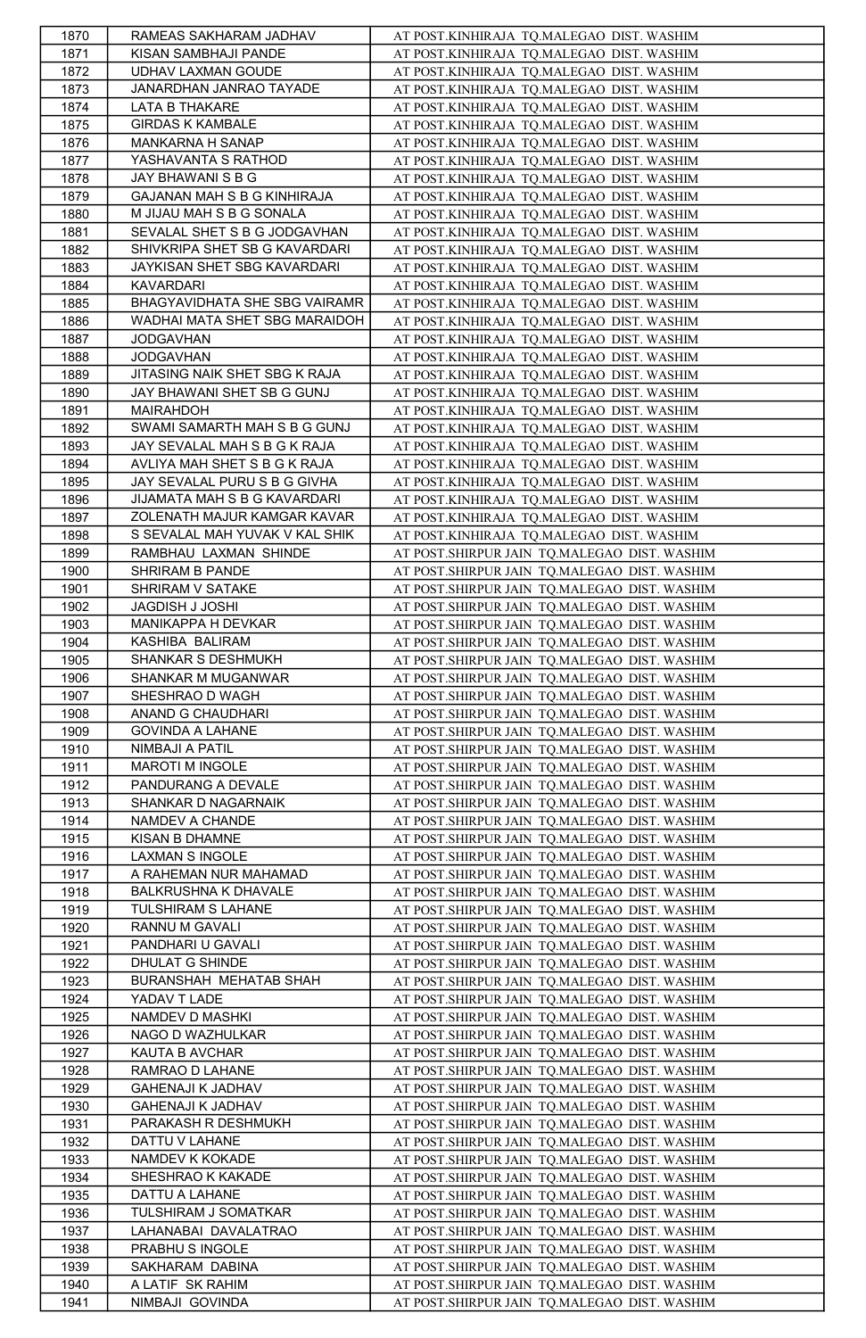| 1870 | RAMEAS SAKHARAM JADHAV | AT POST.KINHIRAJA TQ.MALEGAO DIST. WASHIM |
|---|---|---|
| 1871 | KISAN SAMBHAJI PANDE | AT POST.KINHIRAJA TQ.MALEGAO DIST. WASHIM |
| 1872 | UDHAV LAXMAN GOUDE | AT POST.KINHIRAJA TQ.MALEGAO DIST. WASHIM |
| 1873 | JANARDHAN JANRAO TAYADE | AT POST.KINHIRAJA TQ.MALEGAO DIST. WASHIM |
| 1874 | LATA B THAKARE | AT POST.KINHIRAJA TQ.MALEGAO DIST. WASHIM |
| 1875 | GIRDAS K KAMBALE | AT POST.KINHIRAJA TQ.MALEGAO DIST. WASHIM |
| 1876 | MANKARNA H SANAP | AT POST.KINHIRAJA TQ.MALEGAO DIST. WASHIM |
| 1877 | YASHAVANTA S RATHOD | AT POST.KINHIRAJA TQ.MALEGAO DIST. WASHIM |
| 1878 | JAY BHAWANI S B G | AT POST.KINHIRAJA TQ.MALEGAO DIST. WASHIM |
| 1879 | GAJANAN MAH S B G KINHIRAJA | AT POST.KINHIRAJA TQ.MALEGAO DIST. WASHIM |
| 1880 | M JIJAU MAH S B G SONALA | AT POST.KINHIRAJA TQ.MALEGAO DIST. WASHIM |
| 1881 | SEVALAL SHET S B G JODGAVHAN | AT POST.KINHIRAJA TQ.MALEGAO DIST. WASHIM |
| 1882 | SHIVKRIPA SHET SB G KAVARDARI | AT POST.KINHIRAJA TQ.MALEGAO DIST. WASHIM |
| 1883 | JAYKISAN SHET SBG KAVARDARI | AT POST.KINHIRAJA TQ.MALEGAO DIST. WASHIM |
| 1884 | KAVARDARI | AT POST.KINHIRAJA TQ.MALEGAO DIST. WASHIM |
| 1885 | BHAGYAVIDHATA SHE SBG VAIRAMR | AT POST.KINHIRAJA TQ.MALEGAO DIST. WASHIM |
| 1886 | WADHAI MATA SHET SBG MARAIDOH | AT POST.KINHIRAJA TQ.MALEGAO DIST. WASHIM |
| 1887 | JODGAVHAN | AT POST.KINHIRAJA TQ.MALEGAO DIST. WASHIM |
| 1888 | JODGAVHAN | AT POST.KINHIRAJA TQ.MALEGAO DIST. WASHIM |
| 1889 | JITASING NAIK SHET SBG K RAJA | AT POST.KINHIRAJA TQ.MALEGAO DIST. WASHIM |
| 1890 | JAY BHAWANI SHET SB G GUNJ | AT POST.KINHIRAJA TQ.MALEGAO DIST. WASHIM |
| 1891 | MAIRAHDOH | AT POST.KINHIRAJA TQ.MALEGAO DIST. WASHIM |
| 1892 | SWAMI SAMARTH MAH S B G GUNJ | AT POST.KINHIRAJA TQ.MALEGAO DIST. WASHIM |
| 1893 | JAY SEVALAL MAH S B G K RAJA | AT POST.KINHIRAJA TQ.MALEGAO DIST. WASHIM |
| 1894 | AVLIYA MAH SHET S B G K RAJA | AT POST.KINHIRAJA TQ.MALEGAO DIST. WASHIM |
| 1895 | JAY SEVALAL PURU S B G GIVHA | AT POST.KINHIRAJA TQ.MALEGAO DIST. WASHIM |
| 1896 | JIJAMATA MAH S B G KAVARDARI | AT POST.KINHIRAJA TQ.MALEGAO DIST. WASHIM |
| 1897 | ZOLENATH MAJUR KAMGAR KAVAR | AT POST.KINHIRAJA TQ.MALEGAO DIST. WASHIM |
| 1898 | S SEVALAL MAH YUVAK V KAL SHIK | AT POST.KINHIRAJA TQ.MALEGAO DIST. WASHIM |
| 1899 | RAMBHAU LAXMAN SHINDE | AT POST.SHIRPUR JAIN TQ.MALEGAO DIST. WASHIM |
| 1900 | SHRIRAM B PANDE | AT POST.SHIRPUR JAIN TQ.MALEGAO DIST. WASHIM |
| 1901 | SHRIRAM V SATAKE | AT POST.SHIRPUR JAIN TQ.MALEGAO DIST. WASHIM |
| 1902 | JAGDISH J JOSHI | AT POST.SHIRPUR JAIN TQ.MALEGAO DIST. WASHIM |
| 1903 | MANIKAPPA H DEVKAR | AT POST.SHIRPUR JAIN TQ.MALEGAO DIST. WASHIM |
| 1904 | KASHIBA BALIRAM | AT POST.SHIRPUR JAIN TQ.MALEGAO DIST. WASHIM |
| 1905 | SHANKAR S DESHMUKH | AT POST.SHIRPUR JAIN TQ.MALEGAO DIST. WASHIM |
| 1906 | SHANKAR M MUGANWAR | AT POST.SHIRPUR JAIN TQ.MALEGAO DIST. WASHIM |
| 1907 | SHESHRAO D WAGH | AT POST.SHIRPUR JAIN TQ.MALEGAO DIST. WASHIM |
| 1908 | ANAND G CHAUDHARI | AT POST.SHIRPUR JAIN TQ.MALEGAO DIST. WASHIM |
| 1909 | GOVINDA A LAHANE | AT POST.SHIRPUR JAIN TQ.MALEGAO DIST. WASHIM |
| 1910 | NIMBAJI A PATIL | AT POST.SHIRPUR JAIN TQ.MALEGAO DIST. WASHIM |
| 1911 | MAROTI M INGOLE | AT POST.SHIRPUR JAIN TQ.MALEGAO DIST. WASHIM |
| 1912 | PANDURANG A DEVALE | AT POST.SHIRPUR JAIN TQ.MALEGAO DIST. WASHIM |
| 1913 | SHANKAR D NAGARNAIK | AT POST.SHIRPUR JAIN TQ.MALEGAO DIST. WASHIM |
| 1914 | NAMDEV A CHANDE | AT POST.SHIRPUR JAIN TQ.MALEGAO DIST. WASHIM |
| 1915 | KISAN B DHAMNE | AT POST.SHIRPUR JAIN TQ.MALEGAO DIST. WASHIM |
| 1916 | LAXMAN S INGOLE | AT POST.SHIRPUR JAIN TQ.MALEGAO DIST. WASHIM |
| 1917 | A RAHEMAN NUR MAHAMAD | AT POST.SHIRPUR JAIN TQ.MALEGAO DIST. WASHIM |
| 1918 | BALKRUSHNA K DHAVALE | AT POST.SHIRPUR JAIN TQ.MALEGAO DIST. WASHIM |
| 1919 | TULSHIRAM S LAHANE | AT POST.SHIRPUR JAIN TQ.MALEGAO DIST. WASHIM |
| 1920 | RANNU M GAVALI | AT POST.SHIRPUR JAIN TQ.MALEGAO DIST. WASHIM |
| 1921 | PANDHARI U GAVALI | AT POST.SHIRPUR JAIN TQ.MALEGAO DIST. WASHIM |
| 1922 | DHULAT G SHINDE | AT POST.SHIRPUR JAIN TQ.MALEGAO DIST. WASHIM |
| 1923 | BURANSHAH MEHATAB SHAH | AT POST.SHIRPUR JAIN TQ.MALEGAO DIST. WASHIM |
| 1924 | YADAV T LADE | AT POST.SHIRPUR JAIN TQ.MALEGAO DIST. WASHIM |
| 1925 | NAMDEV D MASHKI | AT POST.SHIRPUR JAIN TQ.MALEGAO DIST. WASHIM |
| 1926 | NAGO D WAZHULKAR | AT POST.SHIRPUR JAIN TQ.MALEGAO DIST. WASHIM |
| 1927 | KAUTA B AVCHAR | AT POST.SHIRPUR JAIN TQ.MALEGAO DIST. WASHIM |
| 1928 | RAMRAO D LAHANE | AT POST.SHIRPUR JAIN TQ.MALEGAO DIST. WASHIM |
| 1929 | GAHENAJI K JADHAV | AT POST.SHIRPUR JAIN TQ.MALEGAO DIST. WASHIM |
| 1930 | GAHENAJI K JADHAV | AT POST.SHIRPUR JAIN TQ.MALEGAO DIST. WASHIM |
| 1931 | PARAKASH R DESHMUKH | AT POST.SHIRPUR JAIN TQ.MALEGAO DIST. WASHIM |
| 1932 | DATTU V LAHANE | AT POST.SHIRPUR JAIN TQ.MALEGAO DIST. WASHIM |
| 1933 | NAMDEV K KOKADE | AT POST.SHIRPUR JAIN TQ.MALEGAO DIST. WASHIM |
| 1934 | SHESHRAO K KAKADE | AT POST.SHIRPUR JAIN TQ.MALEGAO DIST. WASHIM |
| 1935 | DATTU A LAHANE | AT POST.SHIRPUR JAIN TQ.MALEGAO DIST. WASHIM |
| 1936 | TULSHIRAM J SOMATKAR | AT POST.SHIRPUR JAIN TQ.MALEGAO DIST. WASHIM |
| 1937 | LAHANABAI DAVALATRAO | AT POST.SHIRPUR JAIN TQ.MALEGAO DIST. WASHIM |
| 1938 | PRABHU S INGOLE | AT POST.SHIRPUR JAIN TQ.MALEGAO DIST. WASHIM |
| 1939 | SAKHARAM DABINA | AT POST.SHIRPUR JAIN TQ.MALEGAO DIST. WASHIM |
| 1940 | A LATIF SK RAHIM | AT POST.SHIRPUR JAIN TQ.MALEGAO DIST. WASHIM |
| 1941 | NIMBAJI GOVINDA | AT POST.SHIRPUR JAIN TQ.MALEGAO DIST. WASHIM |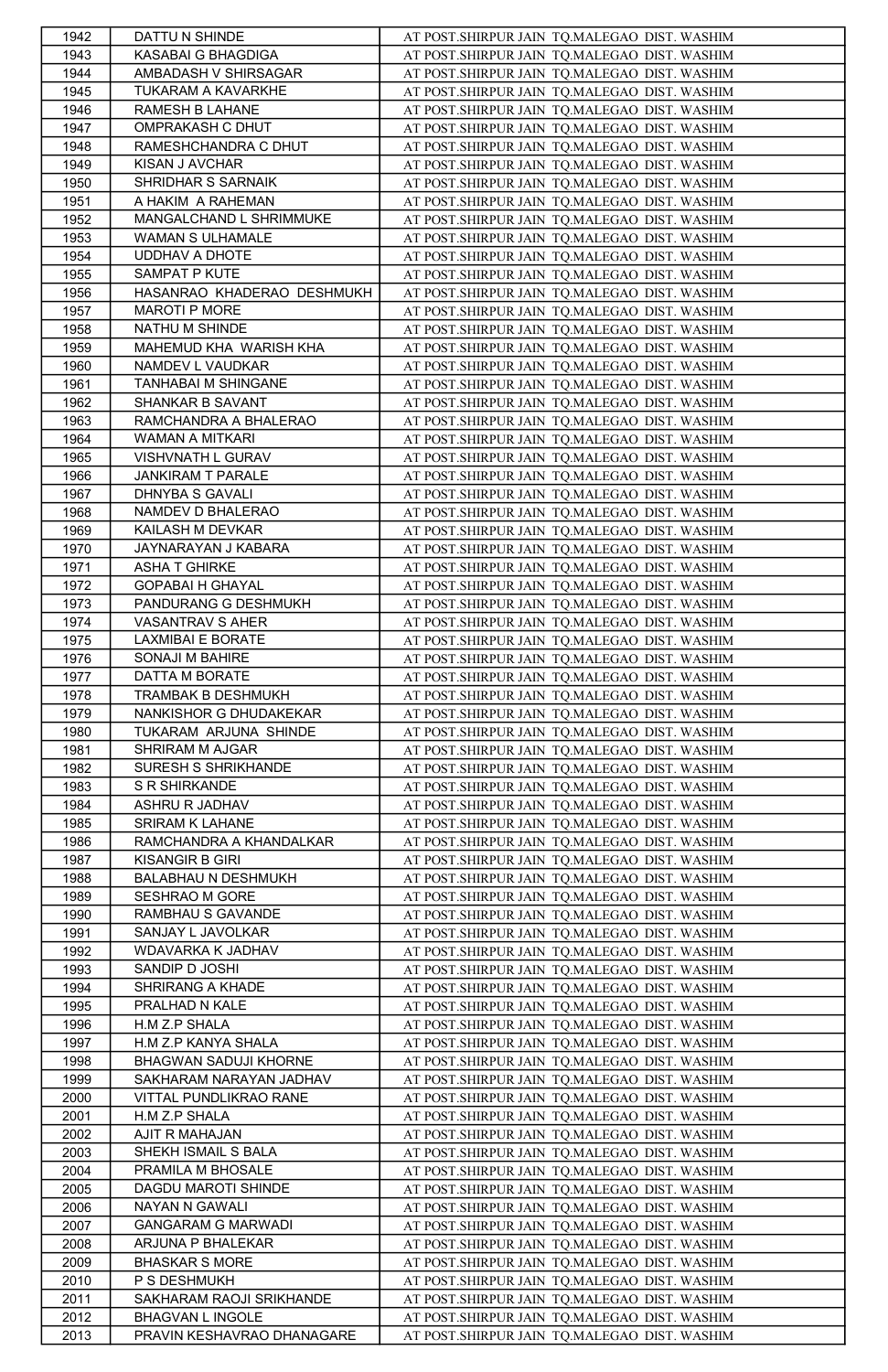| 1942 | DATTU N SHINDE | AT POST.SHIRPUR JAIN TQ.MALEGAO DIST. WASHIM |
|---|---|---|
| 1943 | KASABAI G BHAGDIGA | AT POST.SHIRPUR JAIN TQ.MALEGAO DIST. WASHIM |
| 1944 | AMBADASH V SHIRSAGAR | AT POST.SHIRPUR JAIN TQ.MALEGAO DIST. WASHIM |
| 1945 | TUKARAM A KAVARKHE | AT POST.SHIRPUR JAIN TQ.MALEGAO DIST. WASHIM |
| 1946 | RAMESH B LAHANE | AT POST.SHIRPUR JAIN TQ.MALEGAO DIST. WASHIM |
| 1947 | OMPRAKASH C DHUT | AT POST.SHIRPUR JAIN TQ.MALEGAO DIST. WASHIM |
| 1948 | RAMESHCHANDRA C DHUT | AT POST.SHIRPUR JAIN TQ.MALEGAO DIST. WASHIM |
| 1949 | KISAN J AVCHAR | AT POST.SHIRPUR JAIN TQ.MALEGAO DIST. WASHIM |
| 1950 | SHRIDHAR S SARNAIK | AT POST.SHIRPUR JAIN TQ.MALEGAO DIST. WASHIM |
| 1951 | A HAKIM A RAHEMAN | AT POST.SHIRPUR JAIN TQ.MALEGAO DIST. WASHIM |
| 1952 | MANGALCHAND L SHRIMMUKE | AT POST.SHIRPUR JAIN TQ.MALEGAO DIST. WASHIM |
| 1953 | WAMAN S ULHAMALE | AT POST.SHIRPUR JAIN TQ.MALEGAO DIST. WASHIM |
| 1954 | UDDHAV A DHOTE | AT POST.SHIRPUR JAIN TQ.MALEGAO DIST. WASHIM |
| 1955 | SAMPAT P KUTE | AT POST.SHIRPUR JAIN TQ.MALEGAO DIST. WASHIM |
| 1956 | HASANRAO KHADERAO DESHMUKH | AT POST.SHIRPUR JAIN TQ.MALEGAO DIST. WASHIM |
| 1957 | MAROTI P MORE | AT POST.SHIRPUR JAIN TQ.MALEGAO DIST. WASHIM |
| 1958 | NATHU M SHINDE | AT POST.SHIRPUR JAIN TQ.MALEGAO DIST. WASHIM |
| 1959 | MAHEMUD KHA WARISH KHA | AT POST.SHIRPUR JAIN TQ.MALEGAO DIST. WASHIM |
| 1960 | NAMDEV L VAUDKAR | AT POST.SHIRPUR JAIN TQ.MALEGAO DIST. WASHIM |
| 1961 | TANHABAI M SHINGANE | AT POST.SHIRPUR JAIN TQ.MALEGAO DIST. WASHIM |
| 1962 | SHANKAR B SAVANT | AT POST.SHIRPUR JAIN TQ.MALEGAO DIST. WASHIM |
| 1963 | RAMCHANDRA A BHALERAO | AT POST.SHIRPUR JAIN TQ.MALEGAO DIST. WASHIM |
| 1964 | WAMAN A MITKARI | AT POST.SHIRPUR JAIN TQ.MALEGAO DIST. WASHIM |
| 1965 | VISHVNATH L GURAV | AT POST.SHIRPUR JAIN TQ.MALEGAO DIST. WASHIM |
| 1966 | JANKIRAM T PARALE | AT POST.SHIRPUR JAIN TQ.MALEGAO DIST. WASHIM |
| 1967 | DHNYBA S GAVALI | AT POST.SHIRPUR JAIN TQ.MALEGAO DIST. WASHIM |
| 1968 | NAMDEV D BHALERAO | AT POST.SHIRPUR JAIN TQ.MALEGAO DIST. WASHIM |
| 1969 | KAILASH M DEVKAR | AT POST.SHIRPUR JAIN TQ.MALEGAO DIST. WASHIM |
| 1970 | JAYNARAYAN J KABARA | AT POST.SHIRPUR JAIN TQ.MALEGAO DIST. WASHIM |
| 1971 | ASHA T GHIRKE | AT POST.SHIRPUR JAIN TQ.MALEGAO DIST. WASHIM |
| 1972 | GOPABAI H GHAYAL | AT POST.SHIRPUR JAIN TQ.MALEGAO DIST. WASHIM |
| 1973 | PANDURANG G DESHMUKH | AT POST.SHIRPUR JAIN TQ.MALEGAO DIST. WASHIM |
| 1974 | VASANTRAV S AHER | AT POST.SHIRPUR JAIN TQ.MALEGAO DIST. WASHIM |
| 1975 | LAXMIBAI E BORATE | AT POST.SHIRPUR JAIN TQ.MALEGAO DIST. WASHIM |
| 1976 | SONAJI M BAHIRE | AT POST.SHIRPUR JAIN TQ.MALEGAO DIST. WASHIM |
| 1977 | DATTA M BORATE | AT POST.SHIRPUR JAIN TQ.MALEGAO DIST. WASHIM |
| 1978 | TRAMBAK B DESHMUKH | AT POST.SHIRPUR JAIN TQ.MALEGAO DIST. WASHIM |
| 1979 | NANKISHOR G DHUDAKEKAR | AT POST.SHIRPUR JAIN TQ.MALEGAO DIST. WASHIM |
| 1980 | TUKARAM ARJUNA SHINDE | AT POST.SHIRPUR JAIN TQ.MALEGAO DIST. WASHIM |
| 1981 | SHRIRAM M AJGAR | AT POST.SHIRPUR JAIN TQ.MALEGAO DIST. WASHIM |
| 1982 | SURESH S SHRIKHANDE | AT POST.SHIRPUR JAIN TQ.MALEGAO DIST. WASHIM |
| 1983 | S R SHIRKANDE | AT POST.SHIRPUR JAIN TQ.MALEGAO DIST. WASHIM |
| 1984 | ASHRU R JADHAV | AT POST.SHIRPUR JAIN TQ.MALEGAO DIST. WASHIM |
| 1985 | SRIRAM K LAHANE | AT POST.SHIRPUR JAIN TQ.MALEGAO DIST. WASHIM |
| 1986 | RAMCHANDRA A KHANDALKAR | AT POST.SHIRPUR JAIN TQ.MALEGAO DIST. WASHIM |
| 1987 | KISANGIR B GIRI | AT POST.SHIRPUR JAIN TQ.MALEGAO DIST. WASHIM |
| 1988 | BALABHAU N DESHMUKH | AT POST.SHIRPUR JAIN TQ.MALEGAO DIST. WASHIM |
| 1989 | SESHRAO M GORE | AT POST.SHIRPUR JAIN TQ.MALEGAO DIST. WASHIM |
| 1990 | RAMBHAU S GAVANDE | AT POST.SHIRPUR JAIN TQ.MALEGAO DIST. WASHIM |
| 1991 | SANJAY L JAVOLKAR | AT POST.SHIRPUR JAIN TQ.MALEGAO DIST. WASHIM |
| 1992 | WDAVARKA K JADHAV | AT POST.SHIRPUR JAIN TQ.MALEGAO DIST. WASHIM |
| 1993 | SANDIP D JOSHI | AT POST.SHIRPUR JAIN TQ.MALEGAO DIST. WASHIM |
| 1994 | SHRIRANG A KHADE | AT POST.SHIRPUR JAIN TQ.MALEGAO DIST. WASHIM |
| 1995 | PRALHAD N KALE | AT POST.SHIRPUR JAIN TQ.MALEGAO DIST. WASHIM |
| 1996 | H.M Z.P SHALA | AT POST.SHIRPUR JAIN TQ.MALEGAO DIST. WASHIM |
| 1997 | H.M Z.P KANYA SHALA | AT POST.SHIRPUR JAIN TQ.MALEGAO DIST. WASHIM |
| 1998 | BHAGWAN SADUJI KHORNE | AT POST.SHIRPUR JAIN TQ.MALEGAO DIST. WASHIM |
| 1999 | SAKHARAM NARAYAN JADHAV | AT POST.SHIRPUR JAIN TQ.MALEGAO DIST. WASHIM |
| 2000 | VITTAL PUNDLIKRAO RANE | AT POST.SHIRPUR JAIN TQ.MALEGAO DIST. WASHIM |
| 2001 | H.M Z.P SHALA | AT POST.SHIRPUR JAIN TQ.MALEGAO DIST. WASHIM |
| 2002 | AJIT R MAHAJAN | AT POST.SHIRPUR JAIN TQ.MALEGAO DIST. WASHIM |
| 2003 | SHEKH ISMAIL S BALA | AT POST.SHIRPUR JAIN TQ.MALEGAO DIST. WASHIM |
| 2004 | PRAMILA M BHOSALE | AT POST.SHIRPUR JAIN TQ.MALEGAO DIST. WASHIM |
| 2005 | DAGDU MAROTI SHINDE | AT POST.SHIRPUR JAIN TQ.MALEGAO DIST. WASHIM |
| 2006 | NAYAN N GAWALI | AT POST.SHIRPUR JAIN TQ.MALEGAO DIST. WASHIM |
| 2007 | GANGARAM G MARWADI | AT POST.SHIRPUR JAIN TQ.MALEGAO DIST. WASHIM |
| 2008 | ARJUNA P BHALEKAR | AT POST.SHIRPUR JAIN TQ.MALEGAO DIST. WASHIM |
| 2009 | BHASKAR S MORE | AT POST.SHIRPUR JAIN TQ.MALEGAO DIST. WASHIM |
| 2010 | P S DESHMUKH | AT POST.SHIRPUR JAIN TQ.MALEGAO DIST. WASHIM |
| 2011 | SAKHARAM RAOJI SRIKHANDE | AT POST.SHIRPUR JAIN TQ.MALEGAO DIST. WASHIM |
| 2012 | BHAGVAN L INGOLE | AT POST.SHIRPUR JAIN TQ.MALEGAO DIST. WASHIM |
| 2013 | PRAVIN KESHAVRAO DHANAGARE | AT POST.SHIRPUR JAIN TQ.MALEGAO DIST. WASHIM |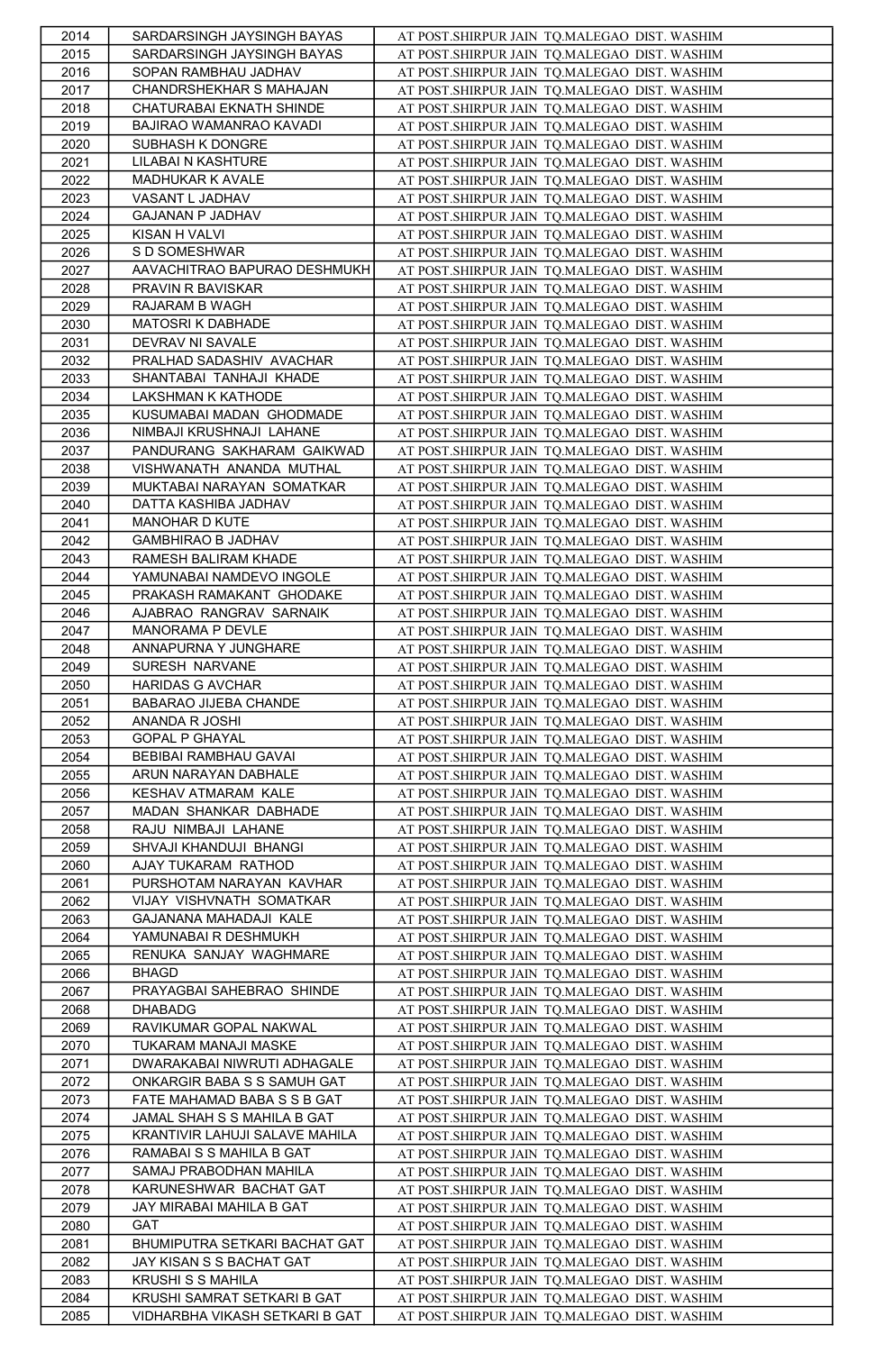| 2014 | SARDARSINGH JAYSINGH BAYAS | AT POST.SHIRPUR JAIN TQ.MALEGAO DIST. WASHIM |
|---|---|---|
| 2015 | SARDARSINGH JAYSINGH BAYAS | AT POST.SHIRPUR JAIN TQ.MALEGAO DIST. WASHIM |
| 2016 | SOPAN RAMBHAU JADHAV | AT POST.SHIRPUR JAIN TQ.MALEGAO DIST. WASHIM |
| 2017 | CHANDRSHEKHAR S MAHAJAN | AT POST.SHIRPUR JAIN TQ.MALEGAO DIST. WASHIM |
| 2018 | CHATURABAI EKNATH SHINDE | AT POST.SHIRPUR JAIN TQ.MALEGAO DIST. WASHIM |
| 2019 | BAJIRAO WAMANRAO KAVADI | AT POST.SHIRPUR JAIN TQ.MALEGAO DIST. WASHIM |
| 2020 | SUBHASH K DONGRE | AT POST.SHIRPUR JAIN TQ.MALEGAO DIST. WASHIM |
| 2021 | LILABAI N KASHTURE | AT POST.SHIRPUR JAIN TQ.MALEGAO DIST. WASHIM |
| 2022 | MADHUKAR K AVALE | AT POST.SHIRPUR JAIN TQ.MALEGAO DIST. WASHIM |
| 2023 | VASANT L JADHAV | AT POST.SHIRPUR JAIN TQ.MALEGAO DIST. WASHIM |
| 2024 | GAJANAN P JADHAV | AT POST.SHIRPUR JAIN TQ.MALEGAO DIST. WASHIM |
| 2025 | KISAN H VALVI | AT POST.SHIRPUR JAIN TQ.MALEGAO DIST. WASHIM |
| 2026 | S D SOMESHWAR | AT POST.SHIRPUR JAIN TQ.MALEGAO DIST. WASHIM |
| 2027 | AAVACHITRAO BAPURAO DESHMUKH | AT POST.SHIRPUR JAIN TQ.MALEGAO DIST. WASHIM |
| 2028 | PRAVIN R BAVISKAR | AT POST.SHIRPUR JAIN TQ.MALEGAO DIST. WASHIM |
| 2029 | RAJARAM B WAGH | AT POST.SHIRPUR JAIN TQ.MALEGAO DIST. WASHIM |
| 2030 | MATOSRI K DABHADE | AT POST.SHIRPUR JAIN TQ.MALEGAO DIST. WASHIM |
| 2031 | DEVRAV NI SAVALE | AT POST.SHIRPUR JAIN TQ.MALEGAO DIST. WASHIM |
| 2032 | PRALHAD SADASHIV AVACHAR | AT POST.SHIRPUR JAIN TQ.MALEGAO DIST. WASHIM |
| 2033 | SHANTABAI TANHAJI KHADE | AT POST.SHIRPUR JAIN TQ.MALEGAO DIST. WASHIM |
| 2034 | LAKSHMAN K KATHODE | AT POST.SHIRPUR JAIN TQ.MALEGAO DIST. WASHIM |
| 2035 | KUSUMABAI MADAN GHODMADE | AT POST.SHIRPUR JAIN TQ.MALEGAO DIST. WASHIM |
| 2036 | NIMBAJI KRUSHNAJI LAHANE | AT POST.SHIRPUR JAIN TQ.MALEGAO DIST. WASHIM |
| 2037 | PANDURANG SAKHARAM GAIKWAD | AT POST.SHIRPUR JAIN TQ.MALEGAO DIST. WASHIM |
| 2038 | VISHWANATH ANANDA MUTHAL | AT POST.SHIRPUR JAIN TQ.MALEGAO DIST. WASHIM |
| 2039 | MUKTABAI NARAYAN SOMATKAR | AT POST.SHIRPUR JAIN TQ.MALEGAO DIST. WASHIM |
| 2040 | DATTA KASHIBA JADHAV | AT POST.SHIRPUR JAIN TQ.MALEGAO DIST. WASHIM |
| 2041 | MANOHAR D KUTE | AT POST.SHIRPUR JAIN TQ.MALEGAO DIST. WASHIM |
| 2042 | GAMBHIRAO B JADHAV | AT POST.SHIRPUR JAIN TQ.MALEGAO DIST. WASHIM |
| 2043 | RAMESH BALIRAM KHADE | AT POST.SHIRPUR JAIN TQ.MALEGAO DIST. WASHIM |
| 2044 | YAMUNABAI NAMDEVO INGOLE | AT POST.SHIRPUR JAIN TQ.MALEGAO DIST. WASHIM |
| 2045 | PRAKASH RAMAKANT GHODAKE | AT POST.SHIRPUR JAIN TQ.MALEGAO DIST. WASHIM |
| 2046 | AJABRAO RANGRAV SARNAIK | AT POST.SHIRPUR JAIN TQ.MALEGAO DIST. WASHIM |
| 2047 | MANORAMA P DEVLE | AT POST.SHIRPUR JAIN TQ.MALEGAO DIST. WASHIM |
| 2048 | ANNAPURNA Y JUNGHARE | AT POST.SHIRPUR JAIN TQ.MALEGAO DIST. WASHIM |
| 2049 | SURESH NARVANE | AT POST.SHIRPUR JAIN TQ.MALEGAO DIST. WASHIM |
| 2050 | HARIDAS G AVCHAR | AT POST.SHIRPUR JAIN TQ.MALEGAO DIST. WASHIM |
| 2051 | BABARAO JIJEBA CHANDE | AT POST.SHIRPUR JAIN TQ.MALEGAO DIST. WASHIM |
| 2052 | ANANDA R JOSHI | AT POST.SHIRPUR JAIN TQ.MALEGAO DIST. WASHIM |
| 2053 | GOPAL P GHAYAL | AT POST.SHIRPUR JAIN TQ.MALEGAO DIST. WASHIM |
| 2054 | BEBIBAI RAMBHAU GAVAI | AT POST.SHIRPUR JAIN TQ.MALEGAO DIST. WASHIM |
| 2055 | ARUN NARAYAN DABHALE | AT POST.SHIRPUR JAIN TQ.MALEGAO DIST. WASHIM |
| 2056 | KESHAV ATMARAM KALE | AT POST.SHIRPUR JAIN TQ.MALEGAO DIST. WASHIM |
| 2057 | MADAN SHANKAR DABHADE | AT POST.SHIRPUR JAIN TQ.MALEGAO DIST. WASHIM |
| 2058 | RAJU NIMBAJI LAHANE | AT POST.SHIRPUR JAIN TQ.MALEGAO DIST. WASHIM |
| 2059 | SHVAJI KHANDUJI BHANGI | AT POST.SHIRPUR JAIN TQ.MALEGAO DIST. WASHIM |
| 2060 | AJAY TUKARAM RATHOD | AT POST.SHIRPUR JAIN TQ.MALEGAO DIST. WASHIM |
| 2061 | PURSHOTAM NARAYAN KAVHAR | AT POST.SHIRPUR JAIN TQ.MALEGAO DIST. WASHIM |
| 2062 | VIJAY VISHVNATH SOMATKAR | AT POST.SHIRPUR JAIN TQ.MALEGAO DIST. WASHIM |
| 2063 | GAJANANA MAHADAJI KALE | AT POST.SHIRPUR JAIN TQ.MALEGAO DIST. WASHIM |
| 2064 | YAMUNABAI R DESHMUKH | AT POST.SHIRPUR JAIN TQ.MALEGAO DIST. WASHIM |
| 2065 | RENUKA SANJAY WAGHMARE | AT POST.SHIRPUR JAIN TQ.MALEGAO DIST. WASHIM |
| 2066 | BHAGD | AT POST.SHIRPUR JAIN TQ.MALEGAO DIST. WASHIM |
| 2067 | PRAYAGBAI SAHEBRAO SHINDE | AT POST.SHIRPUR JAIN TQ.MALEGAO DIST. WASHIM |
| 2068 | DHABADG | AT POST.SHIRPUR JAIN TQ.MALEGAO DIST. WASHIM |
| 2069 | RAVIKUMAR GOPAL NAKWAL | AT POST.SHIRPUR JAIN TQ.MALEGAO DIST. WASHIM |
| 2070 | TUKARAM MANAJI MASKE | AT POST.SHIRPUR JAIN TQ.MALEGAO DIST. WASHIM |
| 2071 | DWARAKABAI NIWRUTI ADHAGALE | AT POST.SHIRPUR JAIN TQ.MALEGAO DIST. WASHIM |
| 2072 | ONKARGIR BABA S S SAMUH GAT | AT POST.SHIRPUR JAIN TQ.MALEGAO DIST. WASHIM |
| 2073 | FATE MAHAMAD BABA S S B GAT | AT POST.SHIRPUR JAIN TQ.MALEGAO DIST. WASHIM |
| 2074 | JAMAL SHAH S S MAHILA B GAT | AT POST.SHIRPUR JAIN TQ.MALEGAO DIST. WASHIM |
| 2075 | KRANTIVIR LAHUJI SALAVE MAHILA | AT POST.SHIRPUR JAIN TQ.MALEGAO DIST. WASHIM |
| 2076 | RAMABAI S S MAHILA B GAT | AT POST.SHIRPUR JAIN TQ.MALEGAO DIST. WASHIM |
| 2077 | SAMAJ PRABODHAN MAHILA | AT POST.SHIRPUR JAIN TQ.MALEGAO DIST. WASHIM |
| 2078 | KARUNESHWAR BACHAT GAT | AT POST.SHIRPUR JAIN TQ.MALEGAO DIST. WASHIM |
| 2079 | JAY MIRABAI MAHILA B GAT | AT POST.SHIRPUR JAIN TQ.MALEGAO DIST. WASHIM |
| 2080 | GAT | AT POST.SHIRPUR JAIN TQ.MALEGAO DIST. WASHIM |
| 2081 | BHUMIPUTRA SETKARI BACHAT GAT | AT POST.SHIRPUR JAIN TQ.MALEGAO DIST. WASHIM |
| 2082 | JAY KISAN S S BACHAT GAT | AT POST.SHIRPUR JAIN TQ.MALEGAO DIST. WASHIM |
| 2083 | KRUSHI S S MAHILA | AT POST.SHIRPUR JAIN TQ.MALEGAO DIST. WASHIM |
| 2084 | KRUSHI SAMRAT SETKARI B GAT | AT POST.SHIRPUR JAIN TQ.MALEGAO DIST. WASHIM |
| 2085 | VIDHARBHA VIKASH SETKARI B GAT | AT POST.SHIRPUR JAIN TQ.MALEGAO DIST. WASHIM |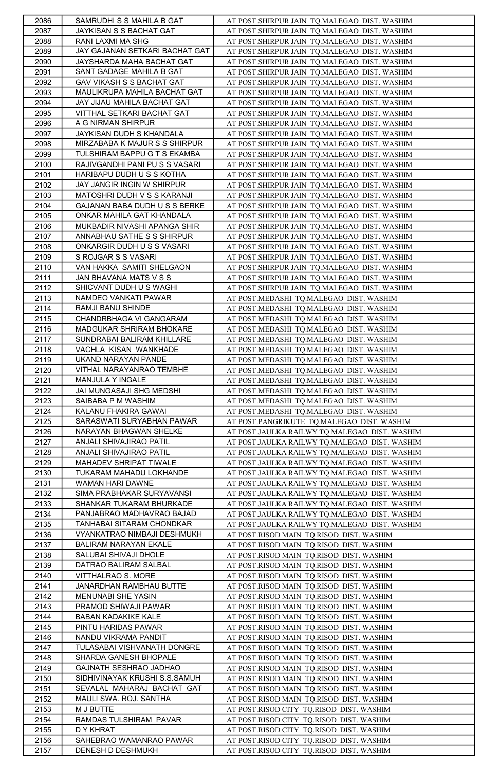| 2086 | SAMRUDHI S S MAHILA B GAT | AT POST.SHIRPUR JAIN TQ.MALEGAO DIST. WASHIM |
|---|---|---|
| 2087 | JAYKISAN S S BACHAT GAT | AT POST.SHIRPUR JAIN TQ.MALEGAO DIST. WASHIM |
| 2088 | RANI LAXMI MA SHG | AT POST.SHIRPUR JAIN TQ.MALEGAO DIST. WASHIM |
| 2089 | JAY GAJANAN SETKARI BACHAT GAT | AT POST.SHIRPUR JAIN TQ.MALEGAO DIST. WASHIM |
| 2090 | JAYSHARDA MAHA BACHAT GAT | AT POST.SHIRPUR JAIN TQ.MALEGAO DIST. WASHIM |
| 2091 | SANT GADAGE MAHILA B GAT | AT POST.SHIRPUR JAIN TQ.MALEGAO DIST. WASHIM |
| 2092 | GAV VIKASH S S BACHAT GAT | AT POST.SHIRPUR JAIN TQ.MALEGAO DIST. WASHIM |
| 2093 | MAULIKRUPA MAHILA BACHAT GAT | AT POST.SHIRPUR JAIN TQ.MALEGAO DIST. WASHIM |
| 2094 | JAY JIJAU MAHILA BACHAT GAT | AT POST.SHIRPUR JAIN TQ.MALEGAO DIST. WASHIM |
| 2095 | VITTHAL SETKARI BACHAT GAT | AT POST.SHIRPUR JAIN TQ.MALEGAO DIST. WASHIM |
| 2096 | A G NIRMAN SHIRPUR | AT POST.SHIRPUR JAIN TQ.MALEGAO DIST. WASHIM |
| 2097 | JAYKISAN DUDH S KHANDALA | AT POST.SHIRPUR JAIN TQ.MALEGAO DIST. WASHIM |
| 2098 | MIRZABABA K MAJUR S S SHIRPUR | AT POST.SHIRPUR JAIN TQ.MALEGAO DIST. WASHIM |
| 2099 | TULSHIRAM BAPPU G T S EKAMBA | AT POST.SHIRPUR JAIN TQ.MALEGAO DIST. WASHIM |
| 2100 | RAJIVGANDHI PANI PU S S VASARI | AT POST.SHIRPUR JAIN TQ.MALEGAO DIST. WASHIM |
| 2101 | HARIBAPU DUDH U S S KOTHA | AT POST.SHIRPUR JAIN TQ.MALEGAO DIST. WASHIM |
| 2102 | JAY JANGIR INGIN W SHIRPUR | AT POST.SHIRPUR JAIN TQ.MALEGAO DIST. WASHIM |
| 2103 | MATOSHRI DUDH V S S KARANJI | AT POST.SHIRPUR JAIN TQ.MALEGAO DIST. WASHIM |
| 2104 | GAJANAN BABA DUDH U S S BERKE | AT POST.SHIRPUR JAIN TQ.MALEGAO DIST. WASHIM |
| 2105 | ONKAR MAHILA GAT KHANDALA | AT POST.SHIRPUR JAIN TQ.MALEGAO DIST. WASHIM |
| 2106 | MUKBADIR NIVASHI APANGA SHIR | AT POST.SHIRPUR JAIN TQ.MALEGAO DIST. WASHIM |
| 2107 | ANNABHAU SATHE S S SHIRPUR | AT POST.SHIRPUR JAIN TQ.MALEGAO DIST. WASHIM |
| 2108 | ONKARGIR DUDH U S S VASARI | AT POST.SHIRPUR JAIN TQ.MALEGAO DIST. WASHIM |
| 2109 | S ROJGAR S S VASARI | AT POST.SHIRPUR JAIN TQ.MALEGAO DIST. WASHIM |
| 2110 | VAN HAKKA SAMITI SHELGAON | AT POST.SHIRPUR JAIN TQ.MALEGAO DIST. WASHIM |
| 2111 | JAN BHAVANA MATS V S S | AT POST.SHIRPUR JAIN TQ.MALEGAO DIST. WASHIM |
| 2112 | SHICVANT DUDH U S WAGHI | AT POST.SHIRPUR JAIN TQ.MALEGAO DIST. WASHIM |
| 2113 | NAMDEO VANKATI PAWAR | AT POST.MEDASHI TQ.MALEGAO DIST. WASHIM |
| 2114 | RAMJI BANU SHINDE | AT POST.MEDASHI TQ.MALEGAO DIST. WASHIM |
| 2115 | CHANDRBHAGA VI GANGARAM | AT POST.MEDASHI TQ.MALEGAO DIST. WASHIM |
| 2116 | MADGUKAR SHRIRAM BHOKARE | AT POST.MEDASHI TQ.MALEGAO DIST. WASHIM |
| 2117 | SUNDRABAI BALIRAM KHILLARE | AT POST.MEDASHI TQ.MALEGAO DIST. WASHIM |
| 2118 | VACHLA KISAN WANKHADE | AT POST.MEDASHI TQ.MALEGAO DIST. WASHIM |
| 2119 | UKAND NARAYAN PANDE | AT POST.MEDASHI TQ.MALEGAO DIST. WASHIM |
| 2120 | VITHAL NARAYANRAO TEMBHE | AT POST.MEDASHI TQ.MALEGAO DIST. WASHIM |
| 2121 | MANJULA Y INGALE | AT POST.MEDASHI TQ.MALEGAO DIST. WASHIM |
| 2122 | JAI MUNGASAJI SHG MEDSHI | AT POST.MEDASHI TQ.MALEGAO DIST. WASHIM |
| 2123 | SAIBABA P M WASHIM | AT POST.MEDASHI TQ.MALEGAO DIST. WASHIM |
| 2124 | KALANU FHAKIRA GAWAI | AT POST.MEDASHI TQ.MALEGAO DIST. WASHIM |
| 2125 | SARASWATI SURYABHAN PAWAR | AT POST.PANGRIKUTE TQ.MALEGAO DIST. WASHIM |
| 2126 | NARAYAN BHAGWAN SHELKE | AT POST.JAULKA RAILWY TQ.MALEGAO DIST. WASHIM |
| 2127 | ANJALI SHIVAJIRAO PATIL | AT POST.JAULKA RAILWY TQ.MALEGAO DIST. WASHIM |
| 2128 | ANJALI SHIVAJIRAO PATIL | AT POST.JAULKA RAILWY TQ.MALEGAO DIST. WASHIM |
| 2129 | MAHADEV SHRIPAT TIWALE | AT POST.JAULKA RAILWY TQ.MALEGAO DIST. WASHIM |
| 2130 | TUKARAM MAHADU LOKHANDE | AT POST.JAULKA RAILWY TQ.MALEGAO DIST. WASHIM |
| 2131 | WAMAN HARI DAWNE | AT POST.JAULKA RAILWY TQ.MALEGAO DIST. WASHIM |
| 2132 | SIMA PRABHAKAR SURYAVANSI | AT POST.JAULKA RAILWY TQ.MALEGAO DIST. WASHIM |
| 2133 | SHANKAR TUKARAM BHURKADE | AT POST.JAULKA RAILWY TQ.MALEGAO DIST. WASHIM |
| 2134 | PANJABRAO MADHAVRAO BAJAD | AT POST.JAULKA RAILWY TQ.MALEGAO DIST. WASHIM |
| 2135 | TANHABAI SITARAM CHONDKAR | AT POST.JAULKA RAILWY TQ.MALEGAO DIST. WASHIM |
| 2136 | VYANKATRAO NIMBAJI DESHMUKH | AT POST.RISOD MAIN TQ.RISOD DIST. WASHIM |
| 2137 | BALIRAM NARAYAN EKALE | AT POST.RISOD MAIN TQ.RISOD DIST. WASHIM |
| 2138 | SALUBAI SHIVAJI DHOLE | AT POST.RISOD MAIN TQ.RISOD DIST. WASHIM |
| 2139 | DATRAO BALIRAM SALBAL | AT POST.RISOD MAIN TQ.RISOD DIST. WASHIM |
| 2140 | VITTHALRAO S. MORE | AT POST.RISOD MAIN TQ.RISOD DIST. WASHIM |
| 2141 | JANARDHAN RAMBHAU BUTTE | AT POST.RISOD MAIN TQ.RISOD DIST. WASHIM |
| 2142 | MENUNABI SHE YASIN | AT POST.RISOD MAIN TQ.RISOD DIST. WASHIM |
| 2143 | PRAMOD SHIWAJI PAWAR | AT POST.RISOD MAIN TQ.RISOD DIST. WASHIM |
| 2144 | BABAN KADAKIKE KALE | AT POST.RISOD MAIN TQ.RISOD DIST. WASHIM |
| 2145 | PINTU HARIDAS PAWAR | AT POST.RISOD MAIN TQ.RISOD DIST. WASHIM |
| 2146 | NANDU VIKRAMA PANDIT | AT POST.RISOD MAIN TQ.RISOD DIST. WASHIM |
| 2147 | TULASABAI VISHVANATH DONGRE | AT POST.RISOD MAIN TQ.RISOD DIST. WASHIM |
| 2148 | SHARDA GANESH BHOPALE | AT POST.RISOD MAIN TQ.RISOD DIST. WASHIM |
| 2149 | GAJNATH SESHRAO JADHAO | AT POST.RISOD MAIN TQ.RISOD DIST. WASHIM |
| 2150 | SIDHIVINAYAK KRUSHI S.S.SAMUH | AT POST.RISOD MAIN TQ.RISOD DIST. WASHIM |
| 2151 | SEVALAL MAHARAJ BACHAT GAT | AT POST.RISOD MAIN TQ.RISOD DIST. WASHIM |
| 2152 | MAULI SWA. ROJ. SANTHA | AT POST.RISOD MAIN TQ.RISOD DIST. WASHIM |
| 2153 | M J BUTTE | AT POST.RISOD CITY TQ.RISOD DIST. WASHIM |
| 2154 | RAMDAS TULSHIRAM PAVAR | AT POST.RISOD CITY TQ.RISOD DIST. WASHIM |
| 2155 | D Y KHRAT | AT POST.RISOD CITY TQ.RISOD DIST. WASHIM |
| 2156 | SAHEBRAO WAMANRAO PAWAR | AT POST.RISOD CITY TQ.RISOD DIST. WASHIM |
| 2157 | DENESH D DESHMUKH | AT POST.RISOD CITY TQ.RISOD DIST. WASHIM |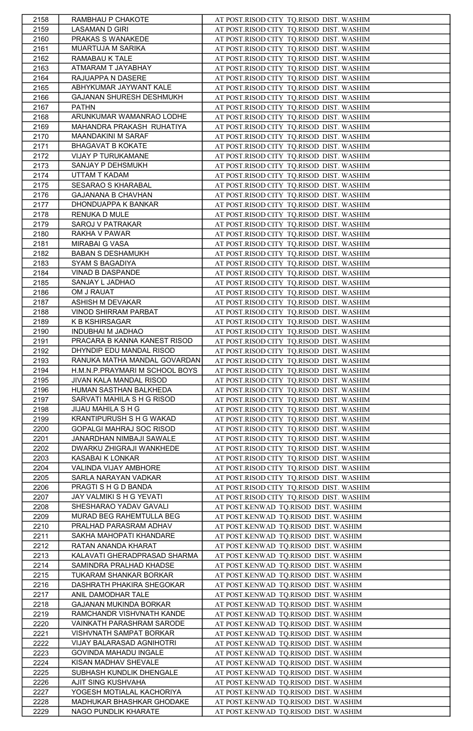| 2158 | RAMBHAU P CHAKOTE | AT POST.RISOD CITY TQ.RISOD DIST. WASHIM |
|---|---|---|
| 2159 | LASAMAN D GIRI | AT POST.RISOD CITY TQ.RISOD DIST. WASHIM |
| 2160 | PRAKAS S WANAKEDE | AT POST.RISOD CITY TQ.RISOD DIST. WASHIM |
| 2161 | MUARTUJA M SARIKA | AT POST.RISOD CITY TQ.RISOD DIST. WASHIM |
| 2162 | RAMABAU K TALE | AT POST.RISOD CITY TQ.RISOD DIST. WASHIM |
| 2163 | ATMARAM T JAYABHAY | AT POST.RISOD CITY TQ.RISOD DIST. WASHIM |
| 2164 | RAJUAPPA N DASERE | AT POST.RISOD CITY TQ.RISOD DIST. WASHIM |
| 2165 | ABHYKUMAR JAYWANT KALE | AT POST.RISOD CITY TQ.RISOD DIST. WASHIM |
| 2166 | GAJANAN SHURESH DESHMUKH | AT POST.RISOD CITY TQ.RISOD DIST. WASHIM |
| 2167 | PATHN | AT POST.RISOD CITY TQ.RISOD DIST. WASHIM |
| 2168 | ARUNKUMAR WAMANRAO LODHE | AT POST.RISOD CITY TQ.RISOD DIST. WASHIM |
| 2169 | MAHANDRA PRAKASH RUHATIYA | AT POST.RISOD CITY TQ.RISOD DIST. WASHIM |
| 2170 | MAANDAKINI M SARAF | AT POST.RISOD CITY TQ.RISOD DIST. WASHIM |
| 2171 | BHAGAVAT B KOKATE | AT POST.RISOD CITY TQ.RISOD DIST. WASHIM |
| 2172 | VIJAY P TURUKAMANE | AT POST.RISOD CITY TQ.RISOD DIST. WASHIM |
| 2173 | SANJAY P DEHSMUKH | AT POST.RISOD CITY TQ.RISOD DIST. WASHIM |
| 2174 | UTTAM T KADAM | AT POST.RISOD CITY TQ.RISOD DIST. WASHIM |
| 2175 | SESARAO S KHARABAL | AT POST.RISOD CITY TQ.RISOD DIST. WASHIM |
| 2176 | GAJANANA B CHAVHAN | AT POST.RISOD CITY TQ.RISOD DIST. WASHIM |
| 2177 | DHONDUAPPA K BANKAR | AT POST.RISOD CITY TQ.RISOD DIST. WASHIM |
| 2178 | RENUKA D MULE | AT POST.RISOD CITY TQ.RISOD DIST. WASHIM |
| 2179 | SAROJ V PATRAKAR | AT POST.RISOD CITY TQ.RISOD DIST. WASHIM |
| 2180 | RAKHA V PAWAR | AT POST.RISOD CITY TQ.RISOD DIST. WASHIM |
| 2181 | MIRABAI G VASA | AT POST.RISOD CITY TQ.RISOD DIST. WASHIM |
| 2182 | BABAN S DESHAMUKH | AT POST.RISOD CITY TQ.RISOD DIST. WASHIM |
| 2183 | SYAM S BAGADIYA | AT POST.RISOD CITY TQ.RISOD DIST. WASHIM |
| 2184 | VINAD B DASPANDE | AT POST.RISOD CITY TQ.RISOD DIST. WASHIM |
| 2185 | SANJAY L JADHAO | AT POST.RISOD CITY TQ.RISOD DIST. WASHIM |
| 2186 | OM J RAUAT | AT POST.RISOD CITY TQ.RISOD DIST. WASHIM |
| 2187 | ASHISH M DEVAKAR | AT POST.RISOD CITY TQ.RISOD DIST. WASHIM |
| 2188 | VINOD SHIRRAM PARBAT | AT POST.RISOD CITY TQ.RISOD DIST. WASHIM |
| 2189 | K B KSHIRSAGAR | AT POST.RISOD CITY TQ.RISOD DIST. WASHIM |
| 2190 | INDUBHAI M JADHAO | AT POST.RISOD CITY TQ.RISOD DIST. WASHIM |
| 2191 | PRACARA B KANNA KANEST RISOD | AT POST.RISOD CITY TQ.RISOD DIST. WASHIM |
| 2192 | DHYNDIP EDU MANDAL RISOD | AT POST.RISOD CITY TQ.RISOD DIST. WASHIM |
| 2193 | RANUKA MATHA MANDAL GOVARDAN | AT POST.RISOD CITY TQ.RISOD DIST. WASHIM |
| 2194 | H.M.N.P.PRAYMARI M SCHOOL BOYS | AT POST.RISOD CITY TQ.RISOD DIST. WASHIM |
| 2195 | JIVAN KALA MANDAL RISOD | AT POST.RISOD CITY TQ.RISOD DIST. WASHIM |
| 2196 | HUMAN SASTHAN BALKHEDA | AT POST.RISOD CITY TQ.RISOD DIST. WASHIM |
| 2197 | SARVATI MAHILA S H G RISOD | AT POST.RISOD CITY TQ.RISOD DIST. WASHIM |
| 2198 | JIJAU MAHILA S H G | AT POST.RISOD CITY TQ.RISOD DIST. WASHIM |
| 2199 | KRANTIPURUSH S H G WAKAD | AT POST.RISOD CITY TQ.RISOD DIST. WASHIM |
| 2200 | GOPALGI MAHRAJ SOC RISOD | AT POST.RISOD CITY TQ.RISOD DIST. WASHIM |
| 2201 | JANARDHAN NIMBAJI SAWALE | AT POST.RISOD CITY TQ.RISOD DIST. WASHIM |
| 2202 | DWARKU ZHIGRAJI WANKHEDE | AT POST.RISOD CITY TQ.RISOD DIST. WASHIM |
| 2203 | KASABAI K LONKAR | AT POST.RISOD CITY TQ.RISOD DIST. WASHIM |
| 2204 | VALINDA VIJAY AMBHORE | AT POST.RISOD CITY TQ.RISOD DIST. WASHIM |
| 2205 | SARLA NARAYAN VADKAR | AT POST.RISOD CITY TQ.RISOD DIST. WASHIM |
| 2206 | PRAGTI S H G D BANDA | AT POST.RISOD CITY TQ.RISOD DIST. WASHIM |
| 2207 | JAY VALMIKI S H G YEVATI | AT POST.RISOD CITY TQ.RISOD DIST. WASHIM |
| 2208 | SHESHARAO YADAV GAVALI | AT POST.KENWAD TQ.RISOD DIST. WASHIM |
| 2209 | MURAD BEG RAHEMTULLA BEG | AT POST.KENWAD TQ.RISOD DIST. WASHIM |
| 2210 | PRALHAD PARASRAM ADHAV | AT POST.KENWAD TQ.RISOD DIST. WASHIM |
| 2211 | SAKHA MAHOPATI KHANDARE | AT POST.KENWAD TQ.RISOD DIST. WASHIM |
| 2212 | RATAN ANANDA KHARAT | AT POST.KENWAD TQ.RISOD DIST. WASHIM |
| 2213 | KALAVATI GHERADPRASAD SHARMA | AT POST.KENWAD TQ.RISOD DIST. WASHIM |
| 2214 | SAMINDRA PRALHAD KHADSE | AT POST.KENWAD TQ.RISOD DIST. WASHIM |
| 2215 | TUKARAM SHANKAR BORKAR | AT POST.KENWAD TQ.RISOD DIST. WASHIM |
| 2216 | DASHRATH PHAKIRA SHEGOKAR | AT POST.KENWAD TQ.RISOD DIST. WASHIM |
| 2217 | ANIL DAMODHAR TALE | AT POST.KENWAD TQ.RISOD DIST. WASHIM |
| 2218 | GAJANAN MUKINDA BORKAR | AT POST.KENWAD TQ.RISOD DIST. WASHIM |
| 2219 | RAMCHANDR VISHVNATH KANDE | AT POST.KENWAD TQ.RISOD DIST. WASHIM |
| 2220 | VAINKATH PARASHRAM SARODE | AT POST.KENWAD TQ.RISOD DIST. WASHIM |
| 2221 | VISHVNATH SAMPAT BORKAR | AT POST.KENWAD TQ.RISOD DIST. WASHIM |
| 2222 | VIJAY BALARASAD AGNIHOTRI | AT POST.KENWAD TQ.RISOD DIST. WASHIM |
| 2223 | GOVINDA MAHADU INGALE | AT POST.KENWAD TQ.RISOD DIST. WASHIM |
| 2224 | KISAN MADHAV SHEVALE | AT POST.KENWAD TQ.RISOD DIST. WASHIM |
| 2225 | SUBHASH KUNDLIK DHENGALE | AT POST.KENWAD TQ.RISOD DIST. WASHIM |
| 2226 | AJIT SING KUSHVAHA | AT POST.KENWAD TQ.RISOD DIST. WASHIM |
| 2227 | YOGESH MOTIALAL KACHORIYA | AT POST.KENWAD TQ.RISOD DIST. WASHIM |
| 2228 | MADHUKAR BHASHKAR GHODAKE | AT POST.KENWAD TQ.RISOD DIST. WASHIM |
| 2229 | NAGO PUNDLIK KHARATE | AT POST.KENWAD TQ.RISOD DIST. WASHIM |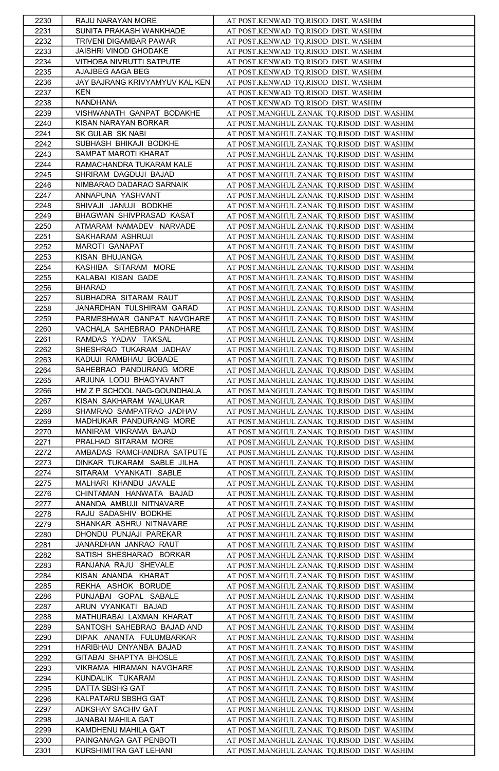| 2230 | RAJU NARAYAN MORE | AT POST.KENWAD TQ.RISOD DIST. WASHIM |
|---|---|---|
| 2231 | SUNITA PRAKASH WANKHADE | AT POST.KENWAD TQ.RISOD DIST. WASHIM |
| 2232 | TRIVENI DIGAMBAR PAWAR | AT POST.KENWAD TQ.RISOD DIST. WASHIM |
| 2233 | JAISHRI VINOD GHODAKE | AT POST.KENWAD TQ.RISOD DIST. WASHIM |
| 2234 | VITHOBA NIVRUTTI SATPUTE | AT POST.KENWAD TQ.RISOD DIST. WASHIM |
| 2235 | AJAJBEG AAGA BEG | AT POST.KENWAD TQ.RISOD DIST. WASHIM |
| 2236 | JAY BAJRANG KRIVYAMYUV KAL KEN | AT POST.KENWAD TQ.RISOD DIST. WASHIM |
| 2237 | KEN | AT POST.KENWAD TQ.RISOD DIST. WASHIM |
| 2238 | NANDHANA | AT POST.KENWAD TQ.RISOD DIST. WASHIM |
| 2239 | VISHWANATH GANPAT BODAKHE | AT POST.MANGHUL ZANAK TQ.RISOD DIST. WASHIM |
| 2240 | KISAN NARAYAN BORKAR | AT POST.MANGHUL ZANAK TQ.RISOD DIST. WASHIM |
| 2241 | SK GULAB SK NABI | AT POST.MANGHUL ZANAK TQ.RISOD DIST. WASHIM |
| 2242 | SUBHASH BHIKAJI BODKHE | AT POST.MANGHUL ZANAK TQ.RISOD DIST. WASHIM |
| 2243 | SAMPAT MAROTI KHARAT | AT POST.MANGHUL ZANAK TQ.RISOD DIST. WASHIM |
| 2244 | RAMACHANDRA TUKARAM KALE | AT POST.MANGHUL ZANAK TQ.RISOD DIST. WASHIM |
| 2245 | SHRIRAM DAGDUJI BAJAD | AT POST.MANGHUL ZANAK TQ.RISOD DIST. WASHIM |
| 2246 | NIMBARAO DADARAO SARNAIK | AT POST.MANGHUL ZANAK TQ.RISOD DIST. WASHIM |
| 2247 | ANNAPUNA YASHVANT | AT POST.MANGHUL ZANAK TQ.RISOD DIST. WASHIM |
| 2248 | SHIVAJI JANUJI BODKHE | AT POST.MANGHUL ZANAK TQ.RISOD DIST. WASHIM |
| 2249 | BHAGWAN SHIVPRASAD KASAT | AT POST.MANGHUL ZANAK TQ.RISOD DIST. WASHIM |
| 2250 | ATMARAM NAMADEV NARVADE | AT POST.MANGHUL ZANAK TQ.RISOD DIST. WASHIM |
| 2251 | SAKHARAM ASHRUJI | AT POST.MANGHUL ZANAK TQ.RISOD DIST. WASHIM |
| 2252 | MAROTI GANAPAT | AT POST.MANGHUL ZANAK TQ.RISOD DIST. WASHIM |
| 2253 | KISAN BHUJANGA | AT POST.MANGHUL ZANAK TQ.RISOD DIST. WASHIM |
| 2254 | KASHIBA SITARAM MORE | AT POST.MANGHUL ZANAK TQ.RISOD DIST. WASHIM |
| 2255 | KALABAI KISAN GADE | AT POST.MANGHUL ZANAK TQ.RISOD DIST. WASHIM |
| 2256 | BHARAD | AT POST.MANGHUL ZANAK TQ.RISOD DIST. WASHIM |
| 2257 | SUBHADRA SITARAM RAUT | AT POST.MANGHUL ZANAK TQ.RISOD DIST. WASHIM |
| 2258 | JANARDHAN TULSHIRAM GARAD | AT POST.MANGHUL ZANAK TQ.RISOD DIST. WASHIM |
| 2259 | PARMESHWAR GANPAT NAVGHARE | AT POST.MANGHUL ZANAK TQ.RISOD DIST. WASHIM |
| 2260 | VACHALA SAHEBRAO PANDHARE | AT POST.MANGHUL ZANAK TQ.RISOD DIST. WASHIM |
| 2261 | RAMDAS YADAV TAKSAL | AT POST.MANGHUL ZANAK TQ.RISOD DIST. WASHIM |
| 2262 | SHESHRAO TUKARAM JADHAV | AT POST.MANGHUL ZANAK TQ.RISOD DIST. WASHIM |
| 2263 | KADUJI RAMBHAU BOBADE | AT POST.MANGHUL ZANAK TQ.RISOD DIST. WASHIM |
| 2264 | SAHEBRAO PANDURANG MORE | AT POST.MANGHUL ZANAK TQ.RISOD DIST. WASHIM |
| 2265 | ARJUNA LODU BHAGYAVANT | AT POST.MANGHUL ZANAK TQ.RISOD DIST. WASHIM |
| 2266 | HM Z P SCHOOL NAG-GOUNDHALA | AT POST.MANGHUL ZANAK TQ.RISOD DIST. WASHIM |
| 2267 | KISAN SAKHARAM WALUKAR | AT POST.MANGHUL ZANAK TQ.RISOD DIST. WASHIM |
| 2268 | SHAMRAO SAMPATRAO JADHAV | AT POST.MANGHUL ZANAK TQ.RISOD DIST. WASHIM |
| 2269 | MADHUKAR PANDURANG MORE | AT POST.MANGHUL ZANAK TQ.RISOD DIST. WASHIM |
| 2270 | MANIRAM VIKRAMA BAJAD | AT POST.MANGHUL ZANAK TQ.RISOD DIST. WASHIM |
| 2271 | PRALHAD SITARAM MORE | AT POST.MANGHUL ZANAK TQ.RISOD DIST. WASHIM |
| 2272 | AMBADAS RAMCHANDRA SATPUTE | AT POST.MANGHUL ZANAK TQ.RISOD DIST. WASHIM |
| 2273 | DINKAR TUKARAM SABLE JILHA | AT POST.MANGHUL ZANAK TQ.RISOD DIST. WASHIM |
| 2274 | SITARAM VYANKATI SABLE | AT POST.MANGHUL ZANAK TQ.RISOD DIST. WASHIM |
| 2275 | MALHARI KHANDU JAVALE | AT POST.MANGHUL ZANAK TQ.RISOD DIST. WASHIM |
| 2276 | CHINTAMAN HANWATA BAJAD | AT POST.MANGHUL ZANAK TQ.RISOD DIST. WASHIM |
| 2277 | ANANDA AMBUJI NITNAVARE | AT POST.MANGHUL ZANAK TQ.RISOD DIST. WASHIM |
| 2278 | RAJU SADASHIV BODKHE | AT POST.MANGHUL ZANAK TQ.RISOD DIST. WASHIM |
| 2279 | SHANKAR ASHRU NITNAVARE | AT POST.MANGHUL ZANAK TQ.RISOD DIST. WASHIM |
| 2280 | DHONDU PUNJAJI PAREKAR | AT POST.MANGHUL ZANAK TQ.RISOD DIST. WASHIM |
| 2281 | JANARDHAN JANRAO RAUT | AT POST.MANGHUL ZANAK TQ.RISOD DIST. WASHIM |
| 2282 | SATISH SHESHARAO BORKAR | AT POST.MANGHUL ZANAK TQ.RISOD DIST. WASHIM |
| 2283 | RANJANA RAJU SHEVALE | AT POST.MANGHUL ZANAK TQ.RISOD DIST. WASHIM |
| 2284 | KISAN ANANDA KHARAT | AT POST.MANGHUL ZANAK TQ.RISOD DIST. WASHIM |
| 2285 | REKHA ASHOK BORUDE | AT POST.MANGHUL ZANAK TQ.RISOD DIST. WASHIM |
| 2286 | PUNJABAI GOPAL SABALE | AT POST.MANGHUL ZANAK TQ.RISOD DIST. WASHIM |
| 2287 | ARUN VYANKATI BAJAD | AT POST.MANGHUL ZANAK TQ.RISOD DIST. WASHIM |
| 2288 | MATHURABAI LAXMAN KHARAT | AT POST.MANGHUL ZANAK TQ.RISOD DIST. WASHIM |
| 2289 | SANTOSH SAHEBRAO BAJAD AND | AT POST.MANGHUL ZANAK TQ.RISOD DIST. WASHIM |
| 2290 | DIPAK ANANTA FULUMBARKAR | AT POST.MANGHUL ZANAK TQ.RISOD DIST. WASHIM |
| 2291 | HARIBHAU DNYANBA BAJAD | AT POST.MANGHUL ZANAK TQ.RISOD DIST. WASHIM |
| 2292 | GITABAI SHAPTYA BHOSLE | AT POST.MANGHUL ZANAK TQ.RISOD DIST. WASHIM |
| 2293 | VIKRAMA HIRAMAN NAVGHARE | AT POST.MANGHUL ZANAK TQ.RISOD DIST. WASHIM |
| 2294 | KUNDALIK TUKARAM | AT POST.MANGHUL ZANAK TQ.RISOD DIST. WASHIM |
| 2295 | DATTA SBSHG GAT | AT POST.MANGHUL ZANAK TQ.RISOD DIST. WASHIM |
| 2296 | KALPATARU SBSHG GAT | AT POST.MANGHUL ZANAK TQ.RISOD DIST. WASHIM |
| 2297 | ADKSHAY SACHIV GAT | AT POST.MANGHUL ZANAK TQ.RISOD DIST. WASHIM |
| 2298 | JANABAI MAHILA GAT | AT POST.MANGHUL ZANAK TQ.RISOD DIST. WASHIM |
| 2299 | KAMDHENU MAHILA GAT | AT POST.MANGHUL ZANAK TQ.RISOD DIST. WASHIM |
| 2300 | PAINGANAGA GAT PENBOTI | AT POST.MANGHUL ZANAK TQ.RISOD DIST. WASHIM |
| 2301 | KURSHIMITRA GAT LEHANI | AT POST.MANGHUL ZANAK TQ.RISOD DIST. WASHIM |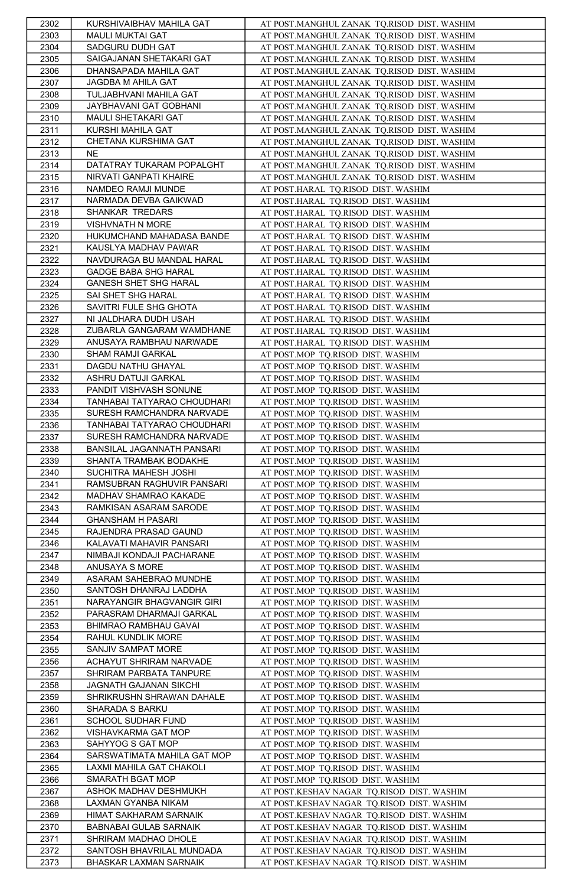| 2302 | KURSHIVAIBHAV MAHILA GAT | AT POST.MANGHUL ZANAK TQ.RISOD DIST. WASHIM |
|---|---|---|
| 2303 | MAULI MUKTAI GAT | AT POST.MANGHUL ZANAK TQ.RISOD DIST. WASHIM |
| 2304 | SADGURU DUDH GAT | AT POST.MANGHUL ZANAK TQ.RISOD DIST. WASHIM |
| 2305 | SAIGAJANAN SHETAKARI GAT | AT POST.MANGHUL ZANAK TQ.RISOD DIST. WASHIM |
| 2306 | DHANSAPADA MAHILA GAT | AT POST.MANGHUL ZANAK TQ.RISOD DIST. WASHIM |
| 2307 | JAGDBA M AHILA GAT | AT POST.MANGHUL ZANAK TQ.RISOD DIST. WASHIM |
| 2308 | TULJABHVANI MAHILA GAT | AT POST.MANGHUL ZANAK TQ.RISOD DIST. WASHIM |
| 2309 | JAYBHAVANI GAT GOBHANI | AT POST.MANGHUL ZANAK TQ.RISOD DIST. WASHIM |
| 2310 | MAULI SHETAKARI GAT | AT POST.MANGHUL ZANAK TQ.RISOD DIST. WASHIM |
| 2311 | KURSHI MAHILA GAT | AT POST.MANGHUL ZANAK TQ.RISOD DIST. WASHIM |
| 2312 | CHETANA KURSHIMA GAT | AT POST.MANGHUL ZANAK TQ.RISOD DIST. WASHIM |
| 2313 | NE | AT POST.MANGHUL ZANAK TQ.RISOD DIST. WASHIM |
| 2314 | DATATRAY TUKARAM POPALGHT | AT POST.MANGHUL ZANAK TQ.RISOD DIST. WASHIM |
| 2315 | NIRVATI GANPATI KHAIRE | AT POST.MANGHUL ZANAK TQ.RISOD DIST. WASHIM |
| 2316 | NAMDEO RAMJI MUNDE | AT POST.HARAL TQ.RISOD DIST. WASHIM |
| 2317 | NARMADA DEVBA GAIKWAD | AT POST.HARAL TQ.RISOD DIST. WASHIM |
| 2318 | SHANKAR TREDARS | AT POST.HARAL TQ.RISOD DIST. WASHIM |
| 2319 | VISHVNATH N MORE | AT POST.HARAL TQ.RISOD DIST. WASHIM |
| 2320 | HUKUMCHAND MAHADASA BANDE | AT POST.HARAL TQ.RISOD DIST. WASHIM |
| 2321 | KAUSLYA MADHAV PAWAR | AT POST.HARAL TQ.RISOD DIST. WASHIM |
| 2322 | NAVDURAGA BU MANDAL HARAL | AT POST.HARAL TQ.RISOD DIST. WASHIM |
| 2323 | GADGE BABA SHG HARAL | AT POST.HARAL TQ.RISOD DIST. WASHIM |
| 2324 | GANESH SHET SHG HARAL | AT POST.HARAL TQ.RISOD DIST. WASHIM |
| 2325 | SAI SHET SHG HARAL | AT POST.HARAL TQ.RISOD DIST. WASHIM |
| 2326 | SAVITRI FULE SHG GHOTA | AT POST.HARAL TQ.RISOD DIST. WASHIM |
| 2327 | NI JALDHARA DUDH USAH | AT POST.HARAL TQ.RISOD DIST. WASHIM |
| 2328 | ZUBARLA GANGARAM WAMDHANE | AT POST.HARAL TQ.RISOD DIST. WASHIM |
| 2329 | ANUSAYA RAMBHAU NARWADE | AT POST.HARAL TQ.RISOD DIST. WASHIM |
| 2330 | SHAM RAMJI GARKAL | AT POST.MOP TQ.RISOD DIST. WASHIM |
| 2331 | DAGDU NATHU GHAYAL | AT POST.MOP TQ.RISOD DIST. WASHIM |
| 2332 | ASHRU DATUJI GARKAL | AT POST.MOP TQ.RISOD DIST. WASHIM |
| 2333 | PANDIT VISHVASH SONUNE | AT POST.MOP TQ.RISOD DIST. WASHIM |
| 2334 | TANHABAI TATYARAO CHOUDHARI | AT POST.MOP TQ.RISOD DIST. WASHIM |
| 2335 | SURESH RAMCHANDRA NARVADE | AT POST.MOP TQ.RISOD DIST. WASHIM |
| 2336 | TANHABAI TATYARAO CHOUDHARI | AT POST.MOP TQ.RISOD DIST. WASHIM |
| 2337 | SURESH RAMCHANDRA NARVADE | AT POST.MOP TQ.RISOD DIST. WASHIM |
| 2338 | BANSILAL JAGANNATH PANSARI | AT POST.MOP TQ.RISOD DIST. WASHIM |
| 2339 | SHANTA TRAMBAK BODAKHE | AT POST.MOP TQ.RISOD DIST. WASHIM |
| 2340 | SUCHITRA MAHESH JOSHI | AT POST.MOP TQ.RISOD DIST. WASHIM |
| 2341 | RAMSUBRAN RAGHUVIR PANSARI | AT POST.MOP TQ.RISOD DIST. WASHIM |
| 2342 | MADHAV SHAMRAO KAKADE | AT POST.MOP TQ.RISOD DIST. WASHIM |
| 2343 | RAMKISAN ASARAM SARODE | AT POST.MOP TQ.RISOD DIST. WASHIM |
| 2344 | GHANSHAM H PASARI | AT POST.MOP TQ.RISOD DIST. WASHIM |
| 2345 | RAJENDRA PRASAD GAUND | AT POST.MOP TQ.RISOD DIST. WASHIM |
| 2346 | KALAVATI MAHAVIR PANSARI | AT POST.MOP TQ.RISOD DIST. WASHIM |
| 2347 | NIMBAJI KONDAJI PACHARANE | AT POST.MOP TQ.RISOD DIST. WASHIM |
| 2348 | ANUSAYA S MORE | AT POST.MOP TQ.RISOD DIST. WASHIM |
| 2349 | ASARAM SAHEBRAO MUNDHE | AT POST.MOP TQ.RISOD DIST. WASHIM |
| 2350 | SANTOSH DHANRAJ LADDHA | AT POST.MOP TQ.RISOD DIST. WASHIM |
| 2351 | NARAYANGIR BHAGVANGIR GIRI | AT POST.MOP TQ.RISOD DIST. WASHIM |
| 2352 | PARASRAM DHARMAJI GARKAL | AT POST.MOP TQ.RISOD DIST. WASHIM |
| 2353 | BHIMRAO RAMBHAU GAVAI | AT POST.MOP TQ.RISOD DIST. WASHIM |
| 2354 | RAHUL KUNDLIK MORE | AT POST.MOP TQ.RISOD DIST. WASHIM |
| 2355 | SANJIV SAMPAT MORE | AT POST.MOP TQ.RISOD DIST. WASHIM |
| 2356 | ACHAYUT SHRIRAM NARVADE | AT POST.MOP TQ.RISOD DIST. WASHIM |
| 2357 | SHRIRAM PARBATA TANPURE | AT POST.MOP TQ.RISOD DIST. WASHIM |
| 2358 | JAGNATH GAJANAN SIKCHI | AT POST.MOP TQ.RISOD DIST. WASHIM |
| 2359 | SHRIKRUSHN SHRAWAN DAHALE | AT POST.MOP TQ.RISOD DIST. WASHIM |
| 2360 | SHARADA S BARKU | AT POST.MOP TQ.RISOD DIST. WASHIM |
| 2361 | SCHOOL SUDHAR FUND | AT POST.MOP TQ.RISOD DIST. WASHIM |
| 2362 | VISHAVKARMA GAT MOP | AT POST.MOP TQ.RISOD DIST. WASHIM |
| 2363 | SAHYYOG S GAT MOP | AT POST.MOP TQ.RISOD DIST. WASHIM |
| 2364 | SARSWATIMATA MAHILA GAT MOP | AT POST.MOP TQ.RISOD DIST. WASHIM |
| 2365 | LAXMI MAHILA GAT CHAKOLI | AT POST.MOP TQ.RISOD DIST. WASHIM |
| 2366 | SMARATH BGAT MOP | AT POST.MOP TQ.RISOD DIST. WASHIM |
| 2367 | ASHOK MADHAV DESHMUKH | AT POST.KESHAV NAGAR TQ.RISOD DIST. WASHIM |
| 2368 | LAXMAN GYANBA NIKAM | AT POST.KESHAV NAGAR TQ.RISOD DIST. WASHIM |
| 2369 | HIMAT SAKHARAM SARNAIK | AT POST.KESHAV NAGAR TQ.RISOD DIST. WASHIM |
| 2370 | BABNABAI GULAB SARNAIK | AT POST.KESHAV NAGAR TQ.RISOD DIST. WASHIM |
| 2371 | SHRIRAM MADHAO DHOLE | AT POST.KESHAV NAGAR TQ.RISOD DIST. WASHIM |
| 2372 | SANTOSH BHAVRILAL MUNDADA | AT POST.KESHAV NAGAR TQ.RISOD DIST. WASHIM |
| 2373 | BHASKAR LAXMAN SARNAIK | AT POST.KESHAV NAGAR TQ.RISOD DIST. WASHIM |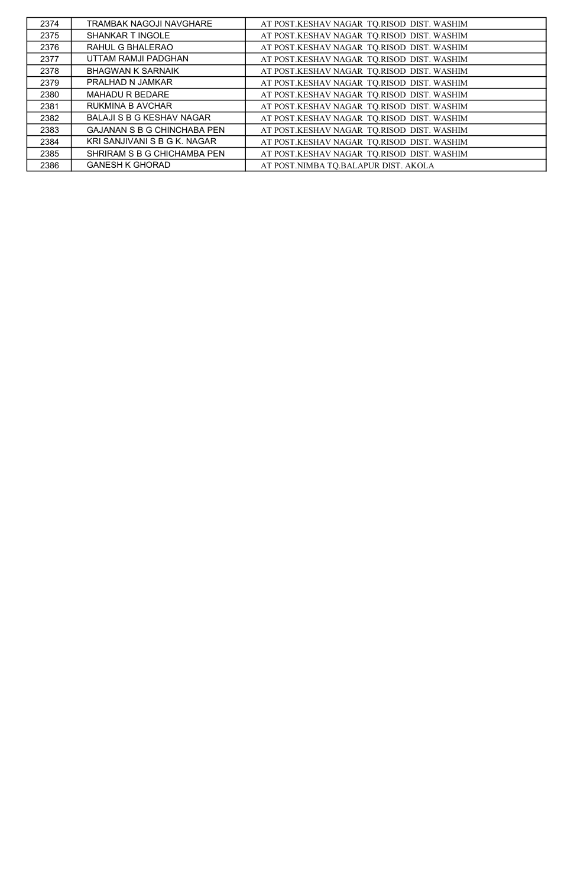| | | |
|---|---|---|
| 2374 | TRAMBAK NAGOJI NAVGHARE | AT POST.KESHAV NAGAR TQ.RISOD DIST. WASHIM |
| 2375 | SHANKAR T INGOLE | AT POST.KESHAV NAGAR TQ.RISOD DIST. WASHIM |
| 2376 | RAHUL G BHALERAO | AT POST.KESHAV NAGAR TQ.RISOD DIST. WASHIM |
| 2377 | UTTAM RAMJI PADGHAN | AT POST.KESHAV NAGAR TQ.RISOD DIST. WASHIM |
| 2378 | BHAGWAN K SARNAIK | AT POST.KESHAV NAGAR TQ.RISOD DIST. WASHIM |
| 2379 | PRALHAD N JAMKAR | AT POST.KESHAV NAGAR TQ.RISOD DIST. WASHIM |
| 2380 | MAHADU R BEDARE | AT POST.KESHAV NAGAR TQ.RISOD DIST. WASHIM |
| 2381 | RUKMINA B AVCHAR | AT POST.KESHAV NAGAR TQ.RISOD DIST. WASHIM |
| 2382 | BALAJI S B G KESHAV NAGAR | AT POST.KESHAV NAGAR TQ.RISOD DIST. WASHIM |
| 2383 | GAJANAN S B G CHINCHABA PEN | AT POST.KESHAV NAGAR TQ.RISOD DIST. WASHIM |
| 2384 | KRI SANJIVANI S B G K. NAGAR | AT POST.KESHAV NAGAR TQ.RISOD DIST. WASHIM |
| 2385 | SHRIRAM S B G CHICHAMBA PEN | AT POST.KESHAV NAGAR TQ.RISOD DIST. WASHIM |
| 2386 | GANESH K GHORAD | AT POST.NIMBA TQ.BALAPUR DIST. AKOLA |